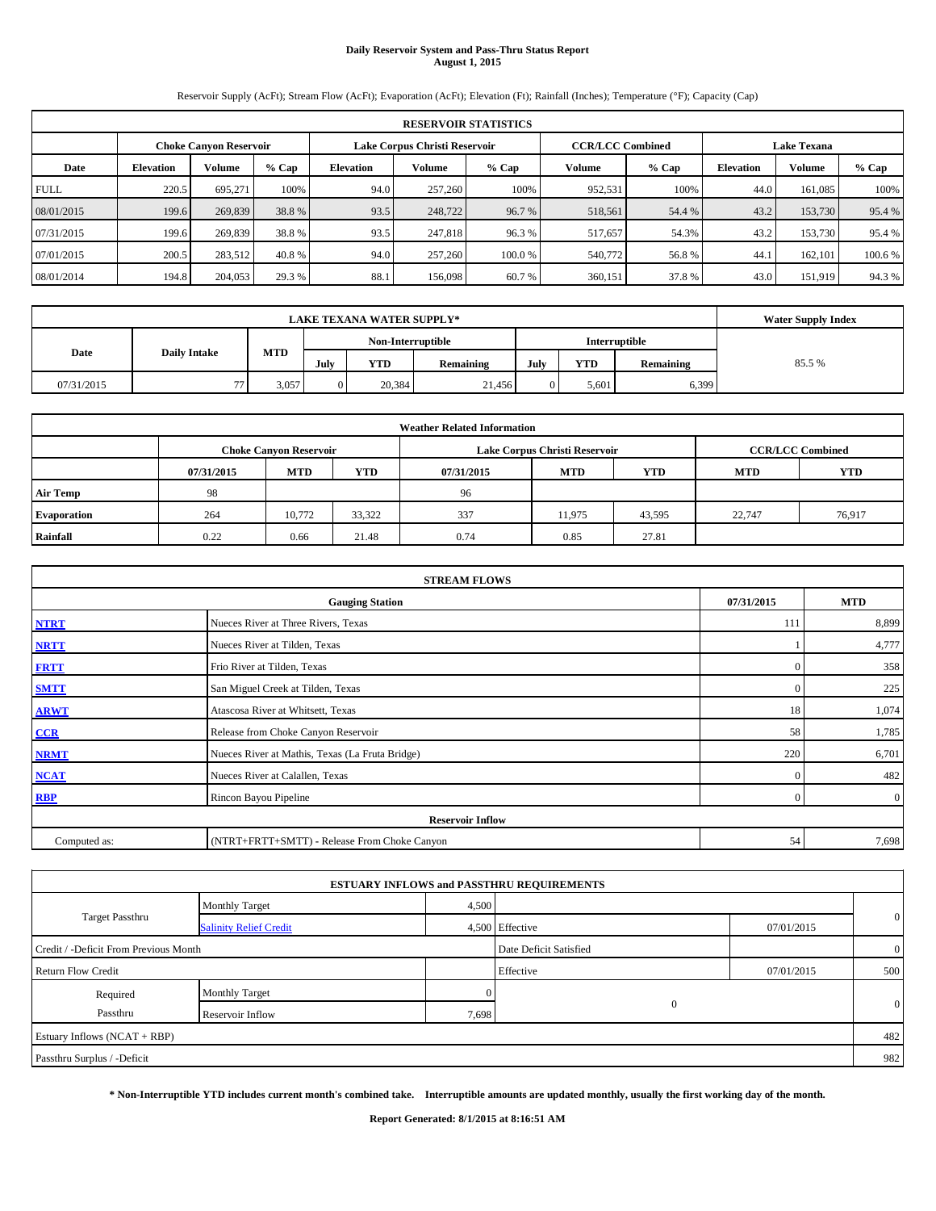# Daily Reservoir System and Pass-Thru Status Report
## August 1, 2015

Reservoir Supply (AcFt); Stream Flow (AcFt); Evaporation (AcFt); Elevation (Ft); Rainfall (Inches); Temperature (°F); Capacity (Cap)

| RESERVOIR STATISTICS | | | | | | | | | | | |
|---|---|---|---|---|---|---|---|---|---|---|---|
| | Choke Canyon Reservoir | | | Lake Corpus Christi Reservoir | | | CCR/LCC Combined | | Lake Texana | | |
| Date | Elevation | Volume | % Cap | Elevation | Volume | % Cap | Volume | % Cap | Elevation | Volume | % Cap |
| FULL | 220.5 | 695,271 | 100% | 94.0 | 257,260 | 100% | 952,531 | 100% | 44.0 | 161,085 | 100% |
| 08/01/2015 | 199.6 | 269,839 | 38.8 % | 93.5 | 248,722 | 96.7 % | 518,561 | 54.4 % | 43.2 | 153,730 | 95.4 % |
| 07/31/2015 | 199.6 | 269,839 | 38.8 % | 93.5 | 247,818 | 96.3 % | 517,657 | 54.3% | 43.2 | 153,730 | 95.4 % |
| 07/01/2015 | 200.5 | 283,512 | 40.8 % | 94.0 | 257,260 | 100.0 % | 540,772 | 56.8 % | 44.1 | 162,101 | 100.6 % |
| 08/01/2014 | 194.8 | 204,053 | 29.3 % | 88.1 | 156,098 | 60.7 % | 360,151 | 37.8 % | 43.0 | 151,919 | 94.3 % |

| LAKE TEXANA WATER SUPPLY* | | | | | | | | | Water Supply Index |
|---|---|---|---|---|---|---|---|---|---|
| Date | Daily Intake | MTD | Non-Interruptible | | | Interruptible | | | |
| | | | July | YTD | Remaining | July | YTD | Remaining | |
| 07/31/2015 | 77 | 3,057 | 0 | 20,384 | 21,456 | 0 | 5,601 | 6,399 | 85.5 % |

| Weather Related Information | | | | | | | | |
|---|---|---|---|---|---|---|---|---|
| | Choke Canyon Reservoir | | | Lake Corpus Christi Reservoir | | | CCR/LCC Combined | |
| | 07/31/2015 | MTD | YTD | 07/31/2015 | MTD | YTD | MTD | YTD |
| Air Temp | 98 | | | 96 | | | | |
| Evaporation | 264 | 10,772 | 33,322 | 337 | 11,975 | 43,595 | 22,747 | 76,917 |
| Rainfall | 0.22 | 0.66 | 21.48 | 0.74 | 0.85 | 27.81 | | |

| STREAM FLOWS | | | |
|---|---|---|---|
| | Gauging Station | 07/31/2015 | MTD |
| NTRT | Nueces River at Three Rivers, Texas | 111 | 8,899 |
| NRTT | Nueces River at Tilden, Texas | 1 | 4,777 |
| FRTT | Frio River at Tilden, Texas | 0 | 358 |
| SMTT | San Miguel Creek at Tilden, Texas | 0 | 225 |
| ARWT | Atascosa River at Whitsett, Texas | 18 | 1,074 |
| CCR | Release from Choke Canyon Reservoir | 58 | 1,785 |
| NRMT | Nueces River at Mathis, Texas (La Fruta Bridge) | 220 | 6,701 |
| NCAT | Nueces River at Calallen, Texas | 0 | 482 |
| RBP | Rincon Bayou Pipeline | 0 | 0 |
| Reservoir Inflow | | | |
| Computed as: | (NTRT+FRTT+SMTT) - Release From Choke Canyon | 54 | 7,698 |

| ESTUARY INFLOWS and PASSTHRU REQUIREMENTS | | | | | |
|---|---|---|---|---|---|
| Target Passthru | Monthly Target | 4,500 | | | 0 |
| | Salinity Relief Credit | 4,500 | Effective | 07/01/2015 | |
| Credit / -Deficit From Previous Month | | | Date Deficit Satisfied | | 0 |
| Return Flow Credit | | | Effective | 07/01/2015 | 500 |
| Required Passthru | Monthly Target | 0 | 0 | | 0 |
| | Reservoir Inflow | 7,698 | | | |
| Estuary Inflows (NCAT + RBP) | | | | | 482 |
| Passthru Surplus / -Deficit | | | | | 982 |

**\* Non-Interruptible YTD includes current month's combined take. Interruptible amounts are updated monthly, usually the first working day of the month.**

**Report Generated: 8/1/2015 at 8:16:51 AM**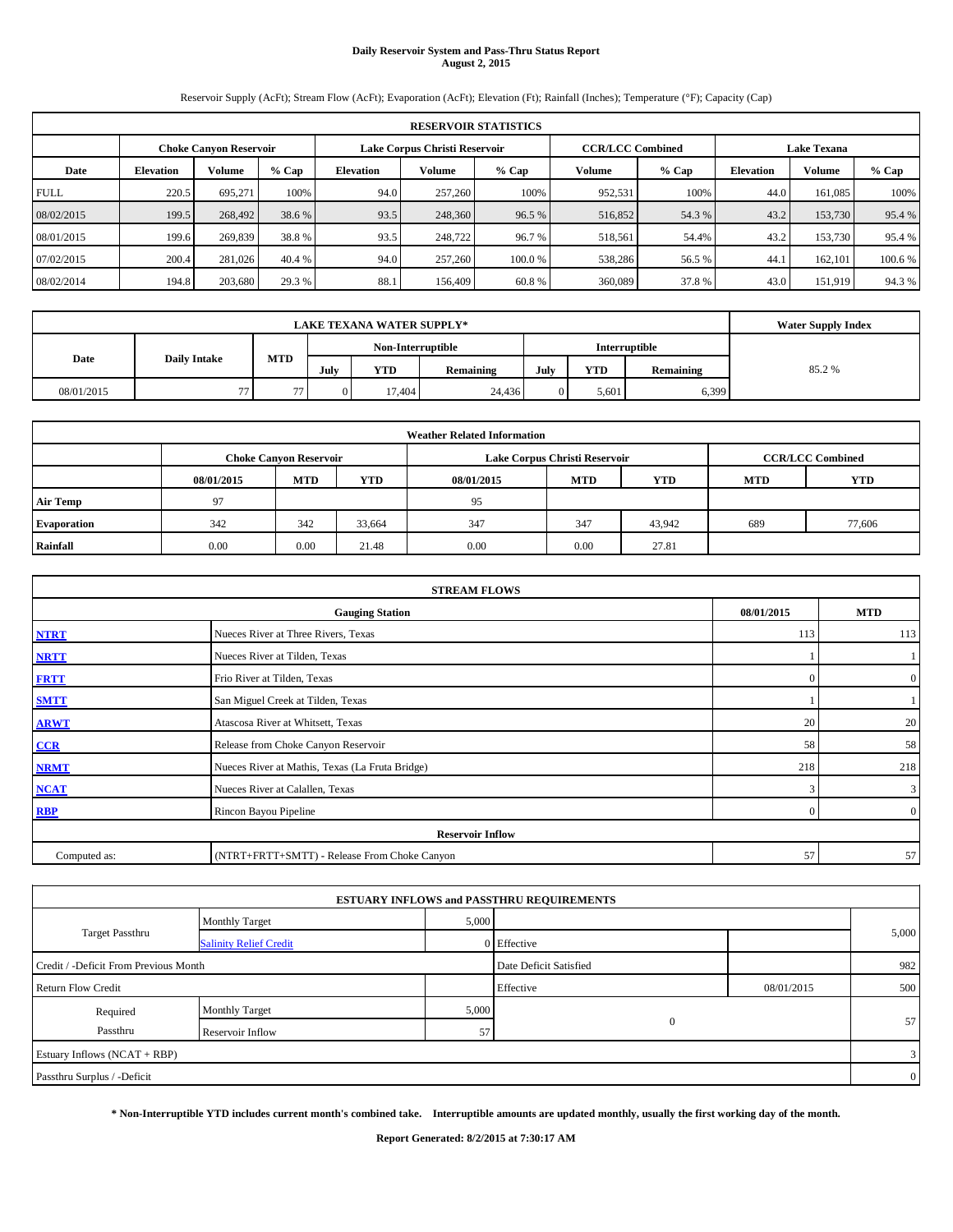# Daily Reservoir System and Pass-Thru Status Report
**August 2, 2015**

Reservoir Supply (AcFt); Stream Flow (AcFt); Evaporation (AcFt); Elevation (Ft); Rainfall (Inches); Temperature (°F); Capacity (Cap)

| RESERVOIR STATISTICS | | | | | | | | | | | |
|---|---|---|---|---|---|---|---|---|---|---|---|
| | Choke Canyon Reservoir | | | Lake Corpus Christi Reservoir | | | CCR/LCC Combined | | Lake Texana | | |
| Date | Elevation | Volume | % Cap | Elevation | Volume | % Cap | Volume | % Cap | Elevation | Volume | % Cap |
| FULL | 220.5 | 695,271 | 100% | 94.0 | 257,260 | 100% | 952,531 | 100% | 44.0 | 161,085 | 100% |
| 08/02/2015 | 199.5 | 268,492 | 38.6 % | 93.5 | 248,360 | 96.5 % | 516,852 | 54.3 % | 43.2 | 153,730 | 95.4 % |
| 08/01/2015 | 199.6 | 269,839 | 38.8 % | 93.5 | 248,722 | 96.7 % | 518,561 | 54.4% | 43.2 | 153,730 | 95.4 % |
| 07/02/2015 | 200.4 | 281,026 | 40.4 % | 94.0 | 257,260 | 100.0 % | 538,286 | 56.5 % | 44.1 | 162,101 | 100.6 % |
| 08/02/2014 | 194.8 | 203,680 | 29.3 % | 88.1 | 156,409 | 60.8 % | 360,089 | 37.8 % | 43.0 | 151,919 | 94.3 % |

| LAKE TEXANA WATER SUPPLY* | | | | | | | | | Water Supply Index |
|---|---|---|---|---|---|---|---|---|---|
| Date | Daily Intake | MTD | Non-Interruptible | | | Interruptible | | | |
| | | | July | YTD | Remaining | July | YTD | Remaining | |
| 08/01/2015 | 77 | 77 | 0 | 17,404 | 24,436 | 0 | 5,601 | 6,399 | 85.2 % |

| Weather Related Information | | | | | | | | |
|---|---|---|---|---|---|---|---|---|
| | Choke Canyon Reservoir | | | Lake Corpus Christi Reservoir | | | CCR/LCC Combined | |
| | 08/01/2015 | MTD | YTD | 08/01/2015 | MTD | YTD | MTD | YTD |
| Air Temp | 97 | | | 95 | | | | |
| Evaporation | 342 | 342 | 33,664 | 347 | 347 | 43,942 | 689 | 77,606 |
| Rainfall | 0.00 | 0.00 | 21.48 | 0.00 | 0.00 | 27.81 | | |

| STREAM FLOWS | | | |
|---|---|---|---|
| | Gauging Station | 08/01/2015 | MTD |
| NTRT | Nueces River at Three Rivers, Texas | 113 | 113 |
| NRTT | Nueces River at Tilden, Texas | 1 | 1 |
| FRTT | Frio River at Tilden, Texas | 0 | 0 |
| SMTT | San Miguel Creek at Tilden, Texas | 1 | 1 |
| ARWT | Atascosa River at Whitsett, Texas | 20 | 20 |
| CCR | Release from Choke Canyon Reservoir | 58 | 58 |
| NRMT | Nueces River at Mathis, Texas (La Fruta Bridge) | 218 | 218 |
| NCAT | Nueces River at Calallen, Texas | 3 | 3 |
| RBP | Rincon Bayou Pipeline | 0 | 0 |
| Reservoir Inflow | | | |
| Computed as: | (NTRT+FRTT+SMTT) - Release From Choke Canyon | 57 | 57 |

| ESTUARY INFLOWS and PASSTHRU REQUIREMENTS | | | | | |
|---|---|---|---|---|---|
| Target Passthru | Monthly Target | 5,000 | | | 5,000 |
| | Salinity Relief Credit | 0 | Effective | | |
| Credit / -Deficit From Previous Month | | | Date Deficit Satisfied | | 982 |
| Return Flow Credit | | | Effective | 08/01/2015 | 500 |
| Required Passthru | Monthly Target | 5,000 | 0 | | 57 |
| | Reservoir Inflow | 57 | | | |
| Estuary Inflows (NCAT + RBP) | | | | | 3 |
| Passthru Surplus / -Deficit | | | | | 0 |

**\* Non-Interruptible YTD includes current month's combined take. Interruptible amounts are updated monthly, usually the first working day of the month.**

**Report Generated: 8/2/2015 at 7:30:17 AM**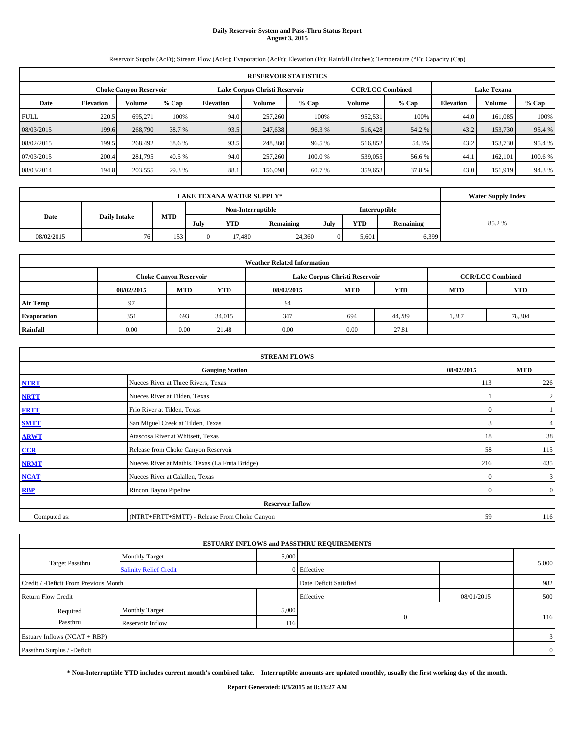# Daily Reservoir System and Pass-Thru Status Report
**August 3, 2015**

Reservoir Supply (AcFt); Stream Flow (AcFt); Evaporation (AcFt); Elevation (Ft); Rainfall (Inches); Temperature (°F); Capacity (Cap)

| RESERVOIR STATISTICS | | | | | | | | | | | |
|---|---|---|---|---|---|---|---|---|---|---|---|
| | Choke Canyon Reservoir | | | Lake Corpus Christi Reservoir | | | CCR/LCC Combined | | Lake Texana | | |
| Date | Elevation | Volume | % Cap | Elevation | Volume | % Cap | Volume | % Cap | Elevation | Volume | % Cap |
| FULL | 220.5 | 695,271 | 100% | 94.0 | 257,260 | 100% | 952,531 | 100% | 44.0 | 161,085 | 100% |
| 08/03/2015 | 199.6 | 268,790 | 38.7 % | 93.5 | 247,638 | 96.3 % | 516,428 | 54.2 % | 43.2 | 153,730 | 95.4 % |
| 08/02/2015 | 199.5 | 268,492 | 38.6 % | 93.5 | 248,360 | 96.5 % | 516,852 | 54.3% | 43.2 | 153,730 | 95.4 % |
| 07/03/2015 | 200.4 | 281,795 | 40.5 % | 94.0 | 257,260 | 100.0 % | 539,055 | 56.6 % | 44.1 | 162,101 | 100.6 % |
| 08/03/2014 | 194.8 | 203,555 | 29.3 % | 88.1 | 156,098 | 60.7 % | 359,653 | 37.8 % | 43.0 | 151,919 | 94.3 % |

| LAKE TEXANA WATER SUPPLY* | | | | | | | | | Water Supply Index |
|---|---|---|---|---|---|---|---|---|---|
| Date | Daily Intake | MTD | Non-Interruptible | | | Interruptible | | | |
| | | | July | YTD | Remaining | July | YTD | Remaining | |
| 08/02/2015 | 76 | 153 | 0 | 17,480 | 24,360 | 0 | 5,601 | 6,399 | 85.2 % |

| Weather Related Information | | | | | | | | |
|---|---|---|---|---|---|---|---|---|
| | Choke Canyon Reservoir | | | Lake Corpus Christi Reservoir | | | CCR/LCC Combined | |
| | 08/02/2015 | MTD | YTD | 08/02/2015 | MTD | YTD | MTD | YTD |
| Air Temp | 97 | | | 94 | | | | |
| Evaporation | 351 | 693 | 34,015 | 347 | 694 | 44,289 | 1,387 | 78,304 |
| Rainfall | 0.00 | 0.00 | 21.48 | 0.00 | 0.00 | 27.81 | | |

| STREAM FLOWS | | | |
|---|---|---|---|
| | Gauging Station | 08/02/2015 | MTD |
| NTRT | Nueces River at Three Rivers, Texas | 113 | 226 |
| NRTT | Nueces River at Tilden, Texas | 1 | 2 |
| FRTT | Frio River at Tilden, Texas | 0 | 1 |
| SMTT | San Miguel Creek at Tilden, Texas | 3 | 4 |
| ARWT | Atascosa River at Whitsett, Texas | 18 | 38 |
| CCR | Release from Choke Canyon Reservoir | 58 | 115 |
| NRMT | Nueces River at Mathis, Texas (La Fruta Bridge) | 216 | 435 |
| NCAT | Nueces River at Calallen, Texas | 0 | 3 |
| RBP | Rincon Bayou Pipeline | 0 | 0 |
| **Reservoir Inflow** | | | |
| Computed as: | (NTRT+FRTT+SMTT) - Release From Choke Canyon | 59 | 116 |

| ESTUARY INFLOWS and PASSTHRU REQUIREMENTS | | | | | |
|---|---|---|---|---|---|
| Target Passthru | Monthly Target | 5,000 | | | 5,000 |
| | Salinity Relief Credit | 0 | Effective | | |
| Credit / -Deficit From Previous Month | | | Date Deficit Satisfied | | 982 |
| Return Flow Credit | | | Effective | 08/01/2015 | 500 |
| Required Passthru | Monthly Target | 5,000 | 0 | | 116 |
| | Reservoir Inflow | 116 | | | |
| Estuary Inflows (NCAT + RBP) | | | | | 3 |
| Passthru Surplus / -Deficit | | | | | 0 |

**\* Non-Interruptible YTD includes current month's combined take. Interruptible amounts are updated monthly, usually the first working day of the month.**

**Report Generated: 8/3/2015 at 8:33:27 AM**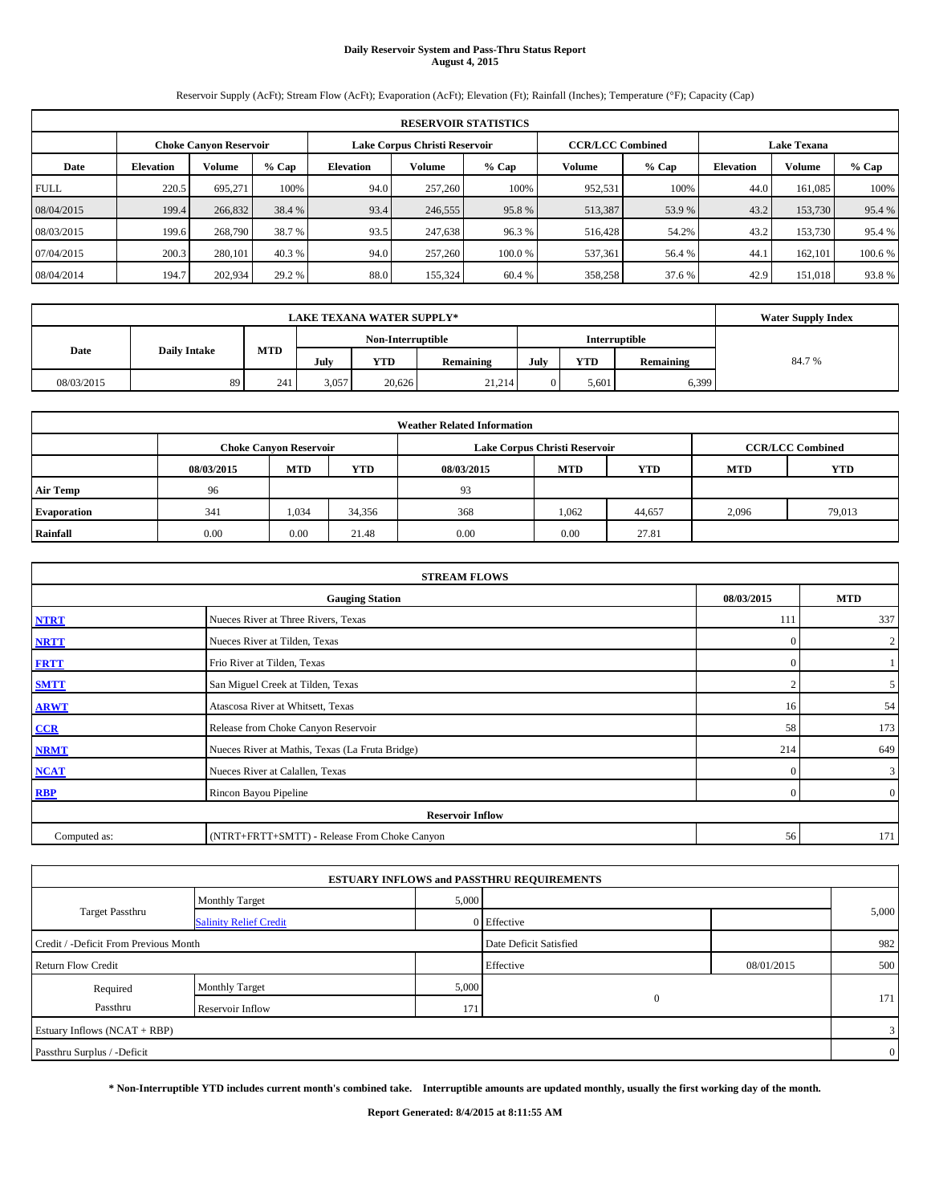# Daily Reservoir System and Pass-Thru Status Report
**August 4, 2015**

Reservoir Supply (AcFt); Stream Flow (AcFt); Evaporation (AcFt); Elevation (Ft); Rainfall (Inches); Temperature (°F); Capacity (Cap)

| RESERVOIR STATISTICS | | | | | | | | | | | |
|---|---|---|---|---|---|---|---|---|---|---|---|
| | Choke Canyon Reservoir | | | Lake Corpus Christi Reservoir | | | CCR/LCC Combined | | Lake Texana | | |
| Date | Elevation | Volume | % Cap | Elevation | Volume | % Cap | Volume | % Cap | Elevation | Volume | % Cap |
| FULL | 220.5 | 695,271 | 100% | 94.0 | 257,260 | 100% | 952,531 | 100% | 44.0 | 161,085 | 100% |
| 08/04/2015 | 199.4 | 266,832 | 38.4 % | 93.4 | 246,555 | 95.8 % | 513,387 | 53.9 % | 43.2 | 153,730 | 95.4 % |
| 08/03/2015 | 199.6 | 268,790 | 38.7 % | 93.5 | 247,638 | 96.3 % | 516,428 | 54.2% | 43.2 | 153,730 | 95.4 % |
| 07/04/2015 | 200.3 | 280,101 | 40.3 % | 94.0 | 257,260 | 100.0 % | 537,361 | 56.4 % | 44.1 | 162,101 | 100.6 % |
| 08/04/2014 | 194.7 | 202,934 | 29.2 % | 88.0 | 155,324 | 60.4 % | 358,258 | 37.6 % | 42.9 | 151,018 | 93.8 % |

| LAKE TEXANA WATER SUPPLY* | | | | | | | | | Water Supply Index |
|---|---|---|---|---|---|---|---|---|---|
| Date | Daily Intake | MTD | Non-Interruptible | | | Interruptible | | | |
| | | | July | YTD | Remaining | July | YTD | Remaining | |
| 08/03/2015 | 89 | 241 | 3,057 | 20,626 | 21,214 | 0 | 5,601 | 6,399 | 84.7 % |

| Weather Related Information | | | | | | | | |
|---|---|---|---|---|---|---|---|---|
| | Choke Canyon Reservoir | | | Lake Corpus Christi Reservoir | | | CCR/LCC Combined | |
| | 08/03/2015 | MTD | YTD | 08/03/2015 | MTD | YTD | MTD | YTD |
| Air Temp | 96 | | | 93 | | | | |
| Evaporation | 341 | 1,034 | 34,356 | 368 | 1,062 | 44,657 | 2,096 | 79,013 |
| Rainfall | 0.00 | 0.00 | 21.48 | 0.00 | 0.00 | 27.81 | | |

| STREAM FLOWS | | | |
|---|---|---|---|
| | Gauging Station | 08/03/2015 | MTD |
| NTRT | Nueces River at Three Rivers, Texas | 111 | 337 |
| NRTT | Nueces River at Tilden, Texas | 0 | 2 |
| FRTT | Frio River at Tilden, Texas | 0 | 1 |
| SMTT | San Miguel Creek at Tilden, Texas | 2 | 5 |
| ARWT | Atascosa River at Whitsett, Texas | 16 | 54 |
| CCR | Release from Choke Canyon Reservoir | 58 | 173 |
| NRMT | Nueces River at Mathis, Texas (La Fruta Bridge) | 214 | 649 |
| NCAT | Nueces River at Calallen, Texas | 0 | 3 |
| RBP | Rincon Bayou Pipeline | 0 | 0 |
| **Reservoir Inflow** | | | |
| Computed as: | (NTRT+FRTT+SMTT) - Release From Choke Canyon | 56 | 171 |

| ESTUARY INFLOWS and PASSTHRU REQUIREMENTS | | | | | |
|---|---|---|---|---|---|
| Target Passthru | Monthly Target | 5,000 | | | 5,000 |
| | Salinity Relief Credit | 0 | Effective | | |
| Credit / -Deficit From Previous Month | | | Date Deficit Satisfied | | 982 |
| Return Flow Credit | | | Effective | 08/01/2015 | 500 |
| Required Passthru | Monthly Target | 5,000 | 0 | | 171 |
| | Reservoir Inflow | 171 | | | |
| Estuary Inflows (NCAT + RBP) | | | | | 3 |
| Passthru Surplus / -Deficit | | | | | 0 |

**\* Non-Interruptible YTD includes current month's combined take. Interruptible amounts are updated monthly, usually the first working day of the month.**

**Report Generated: 8/4/2015 at 8:11:55 AM**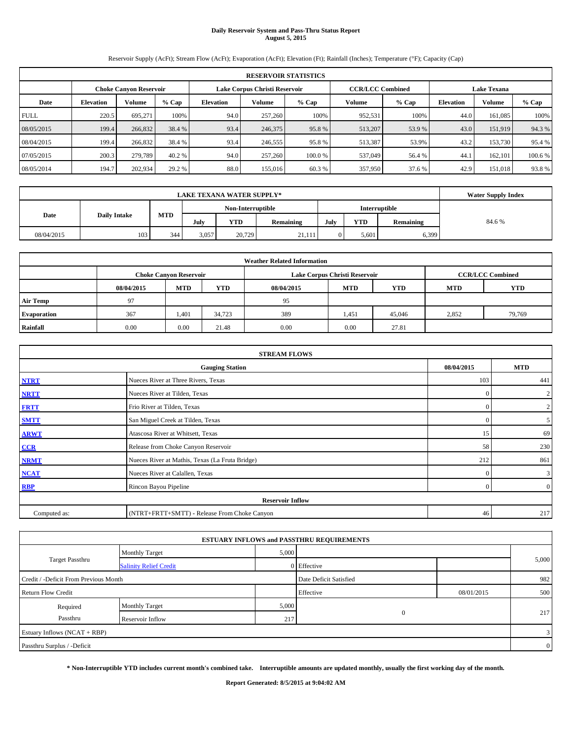# Daily Reservoir System and Pass-Thru Status Report
## August 5, 2015

Reservoir Supply (AcFt); Stream Flow (AcFt); Evaporation (AcFt); Elevation (Ft); Rainfall (Inches); Temperature (°F); Capacity (Cap)

| RESERVOIR STATISTICS | | | | | | | | | | | |
|---|---|---|---|---|---|---|---|---|---|---|---|
| | Choke Canyon Reservoir | | | Lake Corpus Christi Reservoir | | | CCR/LCC Combined | | Lake Texana | | |
| Date | Elevation | Volume | % Cap | Elevation | Volume | % Cap | Volume | % Cap | Elevation | Volume | % Cap |
| FULL | 220.5 | 695,271 | 100% | 94.0 | 257,260 | 100% | 952,531 | 100% | 44.0 | 161,085 | 100% |
| 08/05/2015 | 199.4 | 266,832 | 38.4 % | 93.4 | 246,375 | 95.8 % | 513,207 | 53.9 % | 43.0 | 151,919 | 94.3 % |
| 08/04/2015 | 199.4 | 266,832 | 38.4 % | 93.4 | 246,555 | 95.8 % | 513,387 | 53.9% | 43.2 | 153,730 | 95.4 % |
| 07/05/2015 | 200.3 | 279,789 | 40.2 % | 94.0 | 257,260 | 100.0 % | 537,049 | 56.4 % | 44.1 | 162,101 | 100.6 % |
| 08/05/2014 | 194.7 | 202,934 | 29.2 % | 88.0 | 155,016 | 60.3 % | 357,950 | 37.6 % | 42.9 | 151,018 | 93.8 % |

| LAKE TEXANA WATER SUPPLY* | | | | | | | | | Water Supply Index |
|---|---|---|---|---|---|---|---|---|---|
| Date | Daily Intake | MTD | Non-Interruptible | | | Interruptible | | | 84.6 % |
| | | | July | YTD | Remaining | July | YTD | Remaining | |
| 08/04/2015 | 103 | 344 | 3,057 | 20,729 | 21,111 | 0 | 5,601 | 6,399 | |

| Weather Related Information | | | | | | | | |
|---|---|---|---|---|---|---|---|---|
| | Choke Canyon Reservoir | | | Lake Corpus Christi Reservoir | | | CCR/LCC Combined | |
| | 08/04/2015 | MTD | YTD | 08/04/2015 | MTD | YTD | MTD | YTD |
| Air Temp | 97 | | | 95 | | | | |
| Evaporation | 367 | 1,401 | 34,723 | 389 | 1,451 | 45,046 | 2,852 | 79,769 |
| Rainfall | 0.00 | 0.00 | 21.48 | 0.00 | 0.00 | 27.81 | | |

| STREAM FLOWS | | | |
|---|---|---|---|
| | Gauging Station | 08/04/2015 | MTD |
| NTRT | Nueces River at Three Rivers, Texas | 103 | 441 |
| NRTT | Nueces River at Tilden, Texas | 0 | 2 |
| FRTT | Frio River at Tilden, Texas | 0 | 2 |
| SMTT | San Miguel Creek at Tilden, Texas | 0 | 5 |
| ARWT | Atascosa River at Whitsett, Texas | 15 | 69 |
| CCR | Release from Choke Canyon Reservoir | 58 | 230 |
| NRMT | Nueces River at Mathis, Texas (La Fruta Bridge) | 212 | 861 |
| NCAT | Nueces River at Calallen, Texas | 0 | 3 |
| RBP | Rincon Bayou Pipeline | 0 | 0 |
| **Reservoir Inflow** | | | |
| Computed as: | (NTRT+FRTT+SMTT) - Release From Choke Canyon | 46 | 217 |

| ESTUARY INFLOWS and PASSTHRU REQUIREMENTS | | | | | |
|---|---|---|---|---|---|
| Target Passthru | Monthly Target | 5,000 | | | 5,000 |
| | Salinity Relief Credit | 0 | Effective | | |
| Credit / -Deficit From Previous Month | | | Date Deficit Satisfied | | 982 |
| Return Flow Credit | | | Effective | 08/01/2015 | 500 |
| Required Passthru | Monthly Target | 5,000 | 0 | | 217 |
| | Reservoir Inflow | 217 | | | |
| Estuary Inflows (NCAT + RBP) | | | | | 3 |
| Passthru Surplus / -Deficit | | | | | 0 |

**\* Non-Interruptible YTD includes current month's combined take. Interruptible amounts are updated monthly, usually the first working day of the month.**

**Report Generated: 8/5/2015 at 9:04:02 AM**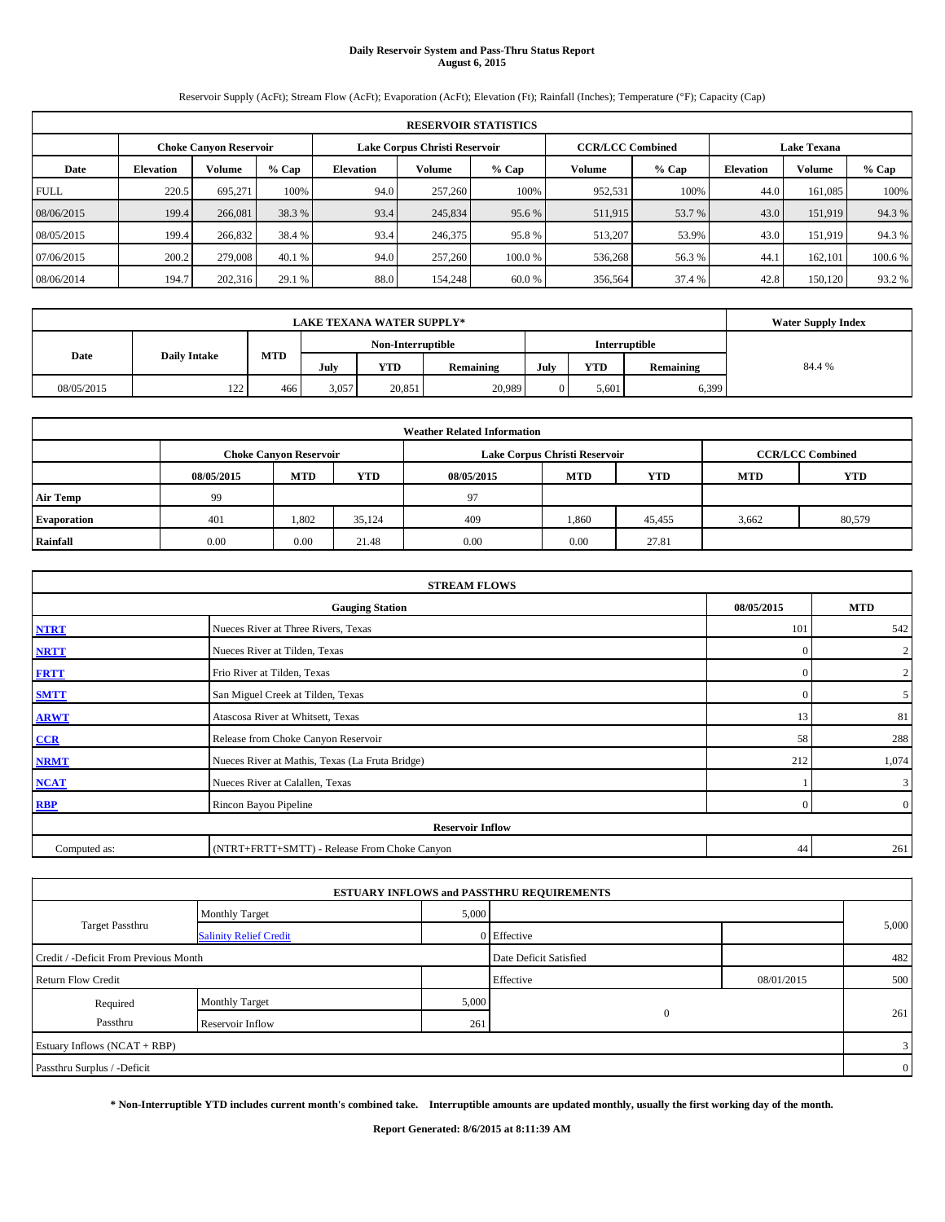**Daily Reservoir System and Pass-Thru Status Report**
**August 6, 2015**

Reservoir Supply (AcFt); Stream Flow (AcFt); Evaporation (AcFt); Elevation (Ft); Rainfall (Inches); Temperature (°F); Capacity (Cap)

| RESERVOIR STATISTICS | | | | | | | | | | | |
|---|---|---|---|---|---|---|---|---|---|---|---|
| | Choke Canyon Reservoir | | | Lake Corpus Christi Reservoir | | | CCR/LCC Combined | | Lake Texana | | |
| Date | Elevation | Volume | % Cap | Elevation | Volume | % Cap | Volume | % Cap | Elevation | Volume | % Cap |
| FULL | 220.5 | 695,271 | 100% | 94.0 | 257,260 | 100% | 952,531 | 100% | 44.0 | 161,085 | 100% |
| 08/06/2015 | 199.4 | 266,081 | 38.3 % | 93.4 | 245,834 | 95.6 % | 511,915 | 53.7 % | 43.0 | 151,919 | 94.3 % |
| 08/05/2015 | 199.4 | 266,832 | 38.4 % | 93.4 | 246,375 | 95.8 % | 513,207 | 53.9% | 43.0 | 151,919 | 94.3 % |
| 07/06/2015 | 200.2 | 279,008 | 40.1 % | 94.0 | 257,260 | 100.0 % | 536,268 | 56.3 % | 44.1 | 162,101 | 100.6 % |
| 08/06/2014 | 194.7 | 202,316 | 29.1 % | 88.0 | 154,248 | 60.0 % | 356,564 | 37.4 % | 42.8 | 150,120 | 93.2 % |

| LAKE TEXANA WATER SUPPLY* | | | | | | | | | Water Supply Index |
|---|---|---|---|---|---|---|---|---|---|
| Date | Daily Intake | MTD | Non-Interruptible | | | Interruptible | | | |
| | | | July | YTD | Remaining | July | YTD | Remaining | |
| 08/05/2015 | 122 | 466 | 3,057 | 20,851 | 20,989 | 0 | 5,601 | 6,399 | 84.4 % |

| Weather Related Information | | | | | | | | |
|---|---|---|---|---|---|---|---|---|
| | Choke Canyon Reservoir | | | Lake Corpus Christi Reservoir | | | CCR/LCC Combined | |
| | 08/05/2015 | MTD | YTD | 08/05/2015 | MTD | YTD | MTD | YTD |
| Air Temp | 99 | | | 97 | | | | |
| Evaporation | 401 | 1,802 | 35,124 | 409 | 1,860 | 45,455 | 3,662 | 80,579 |
| Rainfall | 0.00 | 0.00 | 21.48 | 0.00 | 0.00 | 27.81 | | |

| STREAM FLOWS | | | |
|---|---|---|---|
| | Gauging Station | 08/05/2015 | MTD |
| NTRT | Nueces River at Three Rivers, Texas | 101 | 542 |
| NRTT | Nueces River at Tilden, Texas | 0 | 2 |
| FRTT | Frio River at Tilden, Texas | 0 | 2 |
| SMTT | San Miguel Creek at Tilden, Texas | 0 | 5 |
| ARWT | Atascosa River at Whitsett, Texas | 13 | 81 |
| CCR | Release from Choke Canyon Reservoir | 58 | 288 |
| NRMT | Nueces River at Mathis, Texas (La Fruta Bridge) | 212 | 1,074 |
| NCAT | Nueces River at Calallen, Texas | 1 | 3 |
| RBP | Rincon Bayou Pipeline | 0 | 0 |
| Reservoir Inflow | | | |
| Computed as: | (NTRT+FRTT+SMTT) - Release From Choke Canyon | 44 | 261 |

| ESTUARY INFLOWS and PASSTHRU REQUIREMENTS | | | | | |
|---|---|---|---|---|---|
| Target Passthru | Monthly Target | 5,000 | | | 5,000 |
| | Salinity Relief Credit | 0 | Effective | | |
| Credit / -Deficit From Previous Month | | | Date Deficit Satisfied | | 482 |
| Return Flow Credit | | | Effective | 08/01/2015 | 500 |
| Required Passthru | Monthly Target | 5,000 | 0 | | 261 |
| | Reservoir Inflow | 261 | | | |
| Estuary Inflows (NCAT + RBP) | | | | | 3 |
| Passthru Surplus / -Deficit | | | | | 0 |

**\* Non-Interruptible YTD includes current month's combined take. Interruptible amounts are updated monthly, usually the first working day of the month.**

**Report Generated: 8/6/2015 at 8:11:39 AM**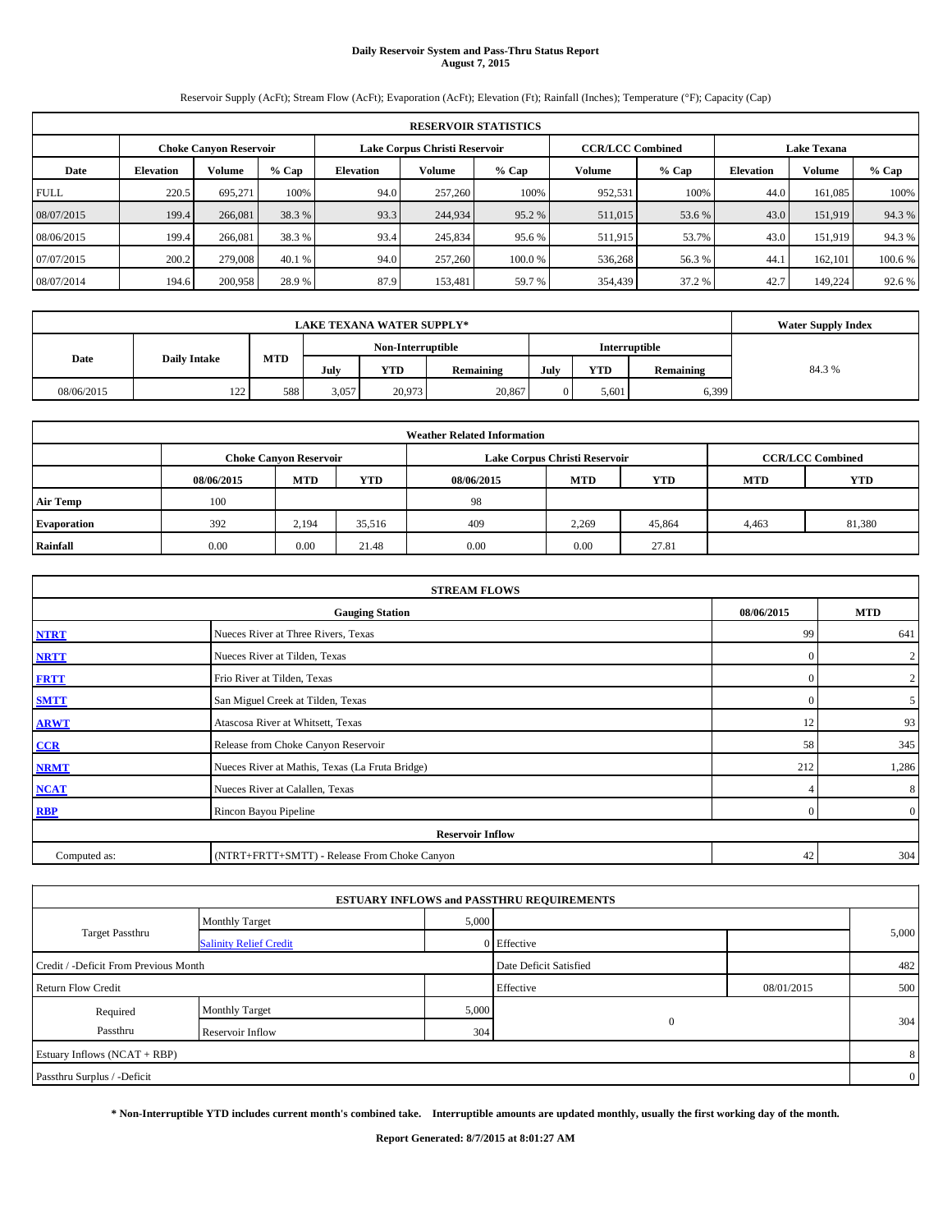# Daily Reservoir System and Pass-Thru Status Report
## August 7, 2015

Reservoir Supply (AcFt); Stream Flow (AcFt); Evaporation (AcFt); Elevation (Ft); Rainfall (Inches); Temperature (°F); Capacity (Cap)

| RESERVOIR STATISTICS | | | | | | | | | | | |
|---|---|---|---|---|---|---|---|---|---|---|---|
| | Choke Canyon Reservoir | | | Lake Corpus Christi Reservoir | | | CCR/LCC Combined | | Lake Texana | | |
| Date | Elevation | Volume | % Cap | Elevation | Volume | % Cap | Volume | % Cap | Elevation | Volume | % Cap |
| FULL | 220.5 | 695,271 | 100% | 94.0 | 257,260 | 100% | 952,531 | 100% | 44.0 | 161,085 | 100% |
| 08/07/2015 | 199.4 | 266,081 | 38.3 % | 93.3 | 244,934 | 95.2 % | 511,015 | 53.6 % | 43.0 | 151,919 | 94.3 % |
| 08/06/2015 | 199.4 | 266,081 | 38.3 % | 93.4 | 245,834 | 95.6 % | 511,915 | 53.7% | 43.0 | 151,919 | 94.3 % |
| 07/07/2015 | 200.2 | 279,008 | 40.1 % | 94.0 | 257,260 | 100.0 % | 536,268 | 56.3 % | 44.1 | 162,101 | 100.6 % |
| 08/07/2014 | 194.6 | 200,958 | 28.9 % | 87.9 | 153,481 | 59.7 % | 354,439 | 37.2 % | 42.7 | 149,224 | 92.6 % |

| LAKE TEXANA WATER SUPPLY* | | | | | | | | | Water Supply Index |
|---|---|---|---|---|---|---|---|---|---|
| Date | Daily Intake | MTD | Non-Interruptible | | | Interruptible | | | |
| | | | July | YTD | Remaining | July | YTD | Remaining | |
| 08/06/2015 | 122 | 588 | 3,057 | 20,973 | 20,867 | 0 | 5,601 | 6,399 | 84.3 % |

| Weather Related Information | | | | | | | | |
|---|---|---|---|---|---|---|---|---|
| | Choke Canyon Reservoir | | | Lake Corpus Christi Reservoir | | | CCR/LCC Combined | |
| | 08/06/2015 | MTD | YTD | 08/06/2015 | MTD | YTD | MTD | YTD |
| Air Temp | 100 | | | 98 | | | | |
| Evaporation | 392 | 2,194 | 35,516 | 409 | 2,269 | 45,864 | 4,463 | 81,380 |
| Rainfall | 0.00 | 0.00 | 21.48 | 0.00 | 0.00 | 27.81 | | |

| STREAM FLOWS | | | |
|---|---|---|---|
| | Gauging Station | 08/06/2015 | MTD |
| NTRT | Nueces River at Three Rivers, Texas | 99 | 641 |
| NRTT | Nueces River at Tilden, Texas | 0 | 2 |
| FRTT | Frio River at Tilden, Texas | 0 | 2 |
| SMTT | San Miguel Creek at Tilden, Texas | 0 | 5 |
| ARWT | Atascosa River at Whitsett, Texas | 12 | 93 |
| CCR | Release from Choke Canyon Reservoir | 58 | 345 |
| NRMT | Nueces River at Mathis, Texas (La Fruta Bridge) | 212 | 1,286 |
| NCAT | Nueces River at Calallen, Texas | 4 | 8 |
| RBP | Rincon Bayou Pipeline | 0 | 0 |
| Reservoir Inflow | | | |
| Computed as: | (NTRT+FRTT+SMTT) - Release From Choke Canyon | 42 | 304 |

| ESTUARY INFLOWS and PASSTHRU REQUIREMENTS | | | | | |
|---|---|---|---|---|---|
| Target Passthru | Monthly Target | 5,000 | | | 5,000 |
| | Salinity Relief Credit | 0 | Effective | | |
| Credit / -Deficit From Previous Month | | | Date Deficit Satisfied | | 482 |
| Return Flow Credit | | | Effective | 08/01/2015 | 500 |
| Required Passthru | Monthly Target | 5,000 | 0 | | 304 |
| | Reservoir Inflow | 304 | | | |
| Estuary Inflows (NCAT + RBP) | | | | | 8 |
| Passthru Surplus / -Deficit | | | | | 0 |

**\* Non-Interruptible YTD includes current month's combined take. Interruptible amounts are updated monthly, usually the first working day of the month.**

**Report Generated: 8/7/2015 at 8:01:27 AM**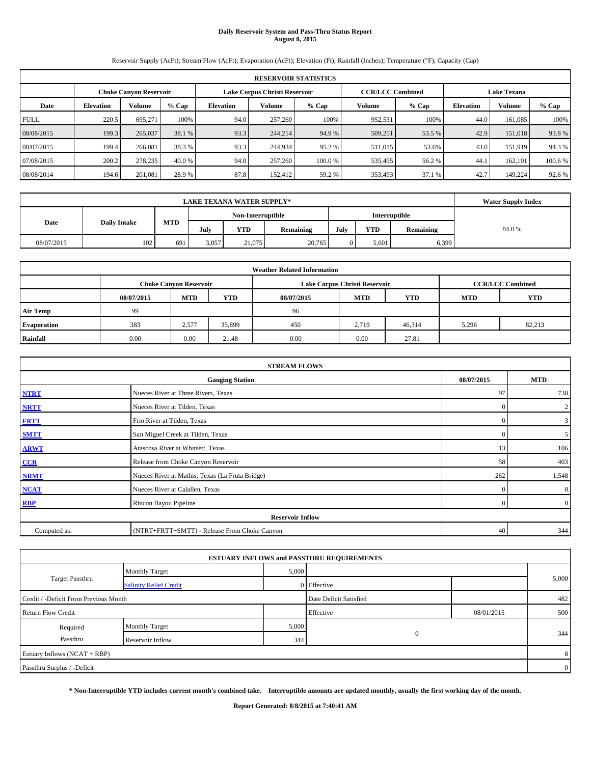# Daily Reservoir System and Pass-Thru Status Report
## August 8, 2015

Reservoir Supply (AcFt); Stream Flow (AcFt); Evaporation (AcFt); Elevation (Ft); Rainfall (Inches); Temperature (°F); Capacity (Cap)

| RESERVOIR STATISTICS | | | | | | | | | | | |
|---|---|---|---|---|---|---|---|---|---|---|---|
| | Choke Canyon Reservoir | | | Lake Corpus Christi Reservoir | | | CCR/LCC Combined | | Lake Texana | | |
| Date | Elevation | Volume | % Cap | Elevation | Volume | % Cap | Volume | % Cap | Elevation | Volume | % Cap |
| FULL | 220.5 | 695,271 | 100% | 94.0 | 257,260 | 100% | 952,531 | 100% | 44.0 | 161,085 | 100% |
| 08/08/2015 | 199.3 | 265,037 | 38.1 % | 93.3 | 244,214 | 94.9 % | 509,251 | 53.5 % | 42.9 | 151,018 | 93.8 % |
| 08/07/2015 | 199.4 | 266,081 | 38.3 % | 93.3 | 244,934 | 95.2 % | 511,015 | 53.6% | 43.0 | 151,919 | 94.3 % |
| 07/08/2015 | 200.2 | 278,235 | 40.0 % | 94.0 | 257,260 | 100.0 % | 535,495 | 56.2 % | 44.1 | 162,101 | 100.6 % |
| 08/08/2014 | 194.6 | 201,081 | 28.9 % | 87.8 | 152,412 | 59.2 % | 353,493 | 37.1 % | 42.7 | 149,224 | 92.6 % |

| LAKE TEXANA WATER SUPPLY* | | | | | | | | | Water Supply Index |
|---|---|---|---|---|---|---|---|---|---|
| Date | Daily Intake | MTD | Non-Interruptible | | | Interruptible | | | |
| | | | July | YTD | Remaining | July | YTD | Remaining | |
| 08/07/2015 | 102 | 691 | 3,057 | 21,075 | 20,765 | 0 | 5,601 | 6,399 | 84.0 % |

| Weather Related Information | | | | | | | | |
|---|---|---|---|---|---|---|---|---|
| | Choke Canyon Reservoir | | | Lake Corpus Christi Reservoir | | | CCR/LCC Combined | |
| | 08/07/2015 | MTD | YTD | 08/07/2015 | MTD | YTD | MTD | YTD |
| Air Temp | 99 | | | 96 | | | | |
| Evaporation | 383 | 2,577 | 35,899 | 450 | 2,719 | 46,314 | 5,296 | 82,213 |
| Rainfall | 0.00 | 0.00 | 21.48 | 0.00 | 0.00 | 27.81 | | |

| STREAM FLOWS | | | |
|---|---|---|---|
| | Gauging Station | 08/07/2015 | MTD |
| NTRT | Nueces River at Three Rivers, Texas | 97 | 738 |
| NRTT | Nueces River at Tilden, Texas | 0 | 2 |
| FRTT | Frio River at Tilden, Texas | 0 | 3 |
| SMTT | San Miguel Creek at Tilden, Texas | 0 | 5 |
| ARWT | Atascosa River at Whitsett, Texas | 13 | 106 |
| CCR | Release from Choke Canyon Reservoir | 58 | 403 |
| NRMT | Nueces River at Mathis, Texas (La Fruta Bridge) | 262 | 1,548 |
| NCAT | Nueces River at Calallen, Texas | 0 | 8 |
| RBP | Rincon Bayou Pipeline | 0 | 0 |
| Reservoir Inflow | | | |
| Computed as: | (NTRT+FRTT+SMTT) - Release From Choke Canyon | 40 | 344 |

| ESTUARY INFLOWS and PASSTHRU REQUIREMENTS | | | | | |
|---|---|---|---|---|---|
| Target Passthru | Monthly Target | 5,000 | | | 5,000 |
| | Salinity Relief Credit | 0 | Effective | | |
| Credit / -Deficit From Previous Month | | | Date Deficit Satisfied | | 482 |
| Return Flow Credit | | | Effective | 08/01/2015 | 500 |
| Required Passthru | Monthly Target | 5,000 | 0 | | 344 |
| | Reservoir Inflow | 344 | | | |
| Estuary Inflows (NCAT + RBP) | | | | | 8 |
| Passthru Surplus / -Deficit | | | | | 0 |

**\* Non-Interruptible YTD includes current month's combined take. Interruptible amounts are updated monthly, usually the first working day of the month.**

**Report Generated: 8/8/2015 at 7:40:41 AM**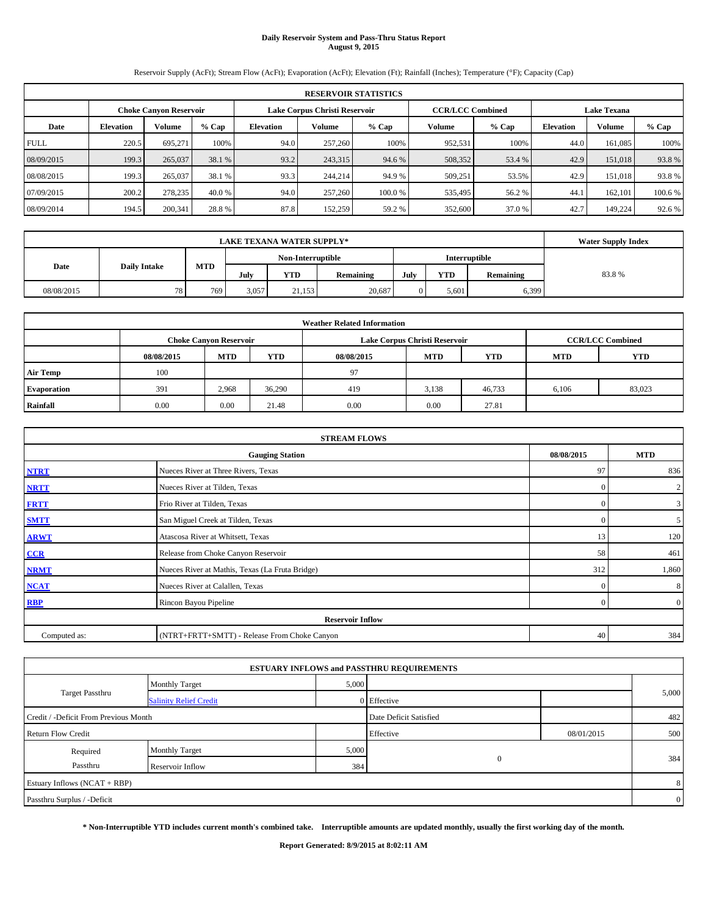# Daily Reservoir System and Pass-Thru Status Report
**August 9, 2015**

Reservoir Supply (AcFt); Stream Flow (AcFt); Evaporation (AcFt); Elevation (Ft); Rainfall (Inches); Temperature (°F); Capacity (Cap)

| RESERVOIR STATISTICS | | | | | | | | | | | |
|---|---|---|---|---|---|---|---|---|---|---|---|
| | Choke Canyon Reservoir | | | Lake Corpus Christi Reservoir | | | CCR/LCC Combined | | Lake Texana | | |
| Date | Elevation | Volume | % Cap | Elevation | Volume | % Cap | Volume | % Cap | Elevation | Volume | % Cap |
| FULL | 220.5 | 695,271 | 100% | 94.0 | 257,260 | 100% | 952,531 | 100% | 44.0 | 161,085 | 100% |
| 08/09/2015 | 199.3 | 265,037 | 38.1 % | 93.2 | 243,315 | 94.6 % | 508,352 | 53.4 % | 42.9 | 151,018 | 93.8 % |
| 08/08/2015 | 199.3 | 265,037 | 38.1 % | 93.3 | 244,214 | 94.9 % | 509,251 | 53.5% | 42.9 | 151,018 | 93.8 % |
| 07/09/2015 | 200.2 | 278,235 | 40.0 % | 94.0 | 257,260 | 100.0 % | 535,495 | 56.2 % | 44.1 | 162,101 | 100.6 % |
| 08/09/2014 | 194.5 | 200,341 | 28.8 % | 87.8 | 152,259 | 59.2 % | 352,600 | 37.0 % | 42.7 | 149,224 | 92.6 % |

| LAKE TEXANA WATER SUPPLY* | | | | | | | | | Water Supply Index |
|---|---|---|---|---|---|---|---|---|---|
| Date | Daily Intake | MTD | Non-Interruptible | | | Interruptible | | | |
| | | | July | YTD | Remaining | July | YTD | Remaining | |
| 08/08/2015 | 78 | 769 | 3,057 | 21,153 | 20,687 | 0 | 5,601 | 6,399 | 83.8 % |

| Weather Related Information | | | | | | | | |
|---|---|---|---|---|---|---|---|---|
| | Choke Canyon Reservoir | | | Lake Corpus Christi Reservoir | | | CCR/LCC Combined | |
| | 08/08/2015 | MTD | YTD | 08/08/2015 | MTD | YTD | MTD | YTD |
| Air Temp | 100 | | | 97 | | | | |
| Evaporation | 391 | 2,968 | 36,290 | 419 | 3,138 | 46,733 | 6,106 | 83,023 |
| Rainfall | 0.00 | 0.00 | 21.48 | 0.00 | 0.00 | 27.81 | | |

| STREAM FLOWS | | | |
|---|---|---|---|
| | Gauging Station | 08/08/2015 | MTD |
| NTRT | Nueces River at Three Rivers, Texas | 97 | 836 |
| NRTT | Nueces River at Tilden, Texas | 0 | 2 |
| FRTT | Frio River at Tilden, Texas | 0 | 3 |
| SMTT | San Miguel Creek at Tilden, Texas | 0 | 5 |
| ARWT | Atascosa River at Whitsett, Texas | 13 | 120 |
| CCR | Release from Choke Canyon Reservoir | 58 | 461 |
| NRMT | Nueces River at Mathis, Texas (La Fruta Bridge) | 312 | 1,860 |
| NCAT | Nueces River at Calallen, Texas | 0 | 8 |
| RBP | Rincon Bayou Pipeline | 0 | 0 |
| | Reservoir Inflow | | |
| Computed as: | (NTRT+FRTT+SMTT) - Release From Choke Canyon | 40 | 384 |

| ESTUARY INFLOWS and PASSTHRU REQUIREMENTS | | | | | |
|---|---|---|---|---|---|
| Target Passthru | Monthly Target | 5,000 | | | 5,000 |
| | Salinity Relief Credit | 0 | Effective | | |
| Credit / -Deficit From Previous Month | | | Date Deficit Satisfied | | 482 |
| Return Flow Credit | | | Effective | 08/01/2015 | 500 |
| Required Passthru | Monthly Target | 5,000 | 0 | | 384 |
| | Reservoir Inflow | 384 | | | |
| Estuary Inflows (NCAT + RBP) | | | | | 8 |
| Passthru Surplus / -Deficit | | | | | 0 |

**\* Non-Interruptible YTD includes current month's combined take. Interruptible amounts are updated monthly, usually the first working day of the month.**

**Report Generated: 8/9/2015 at 8:02:11 AM**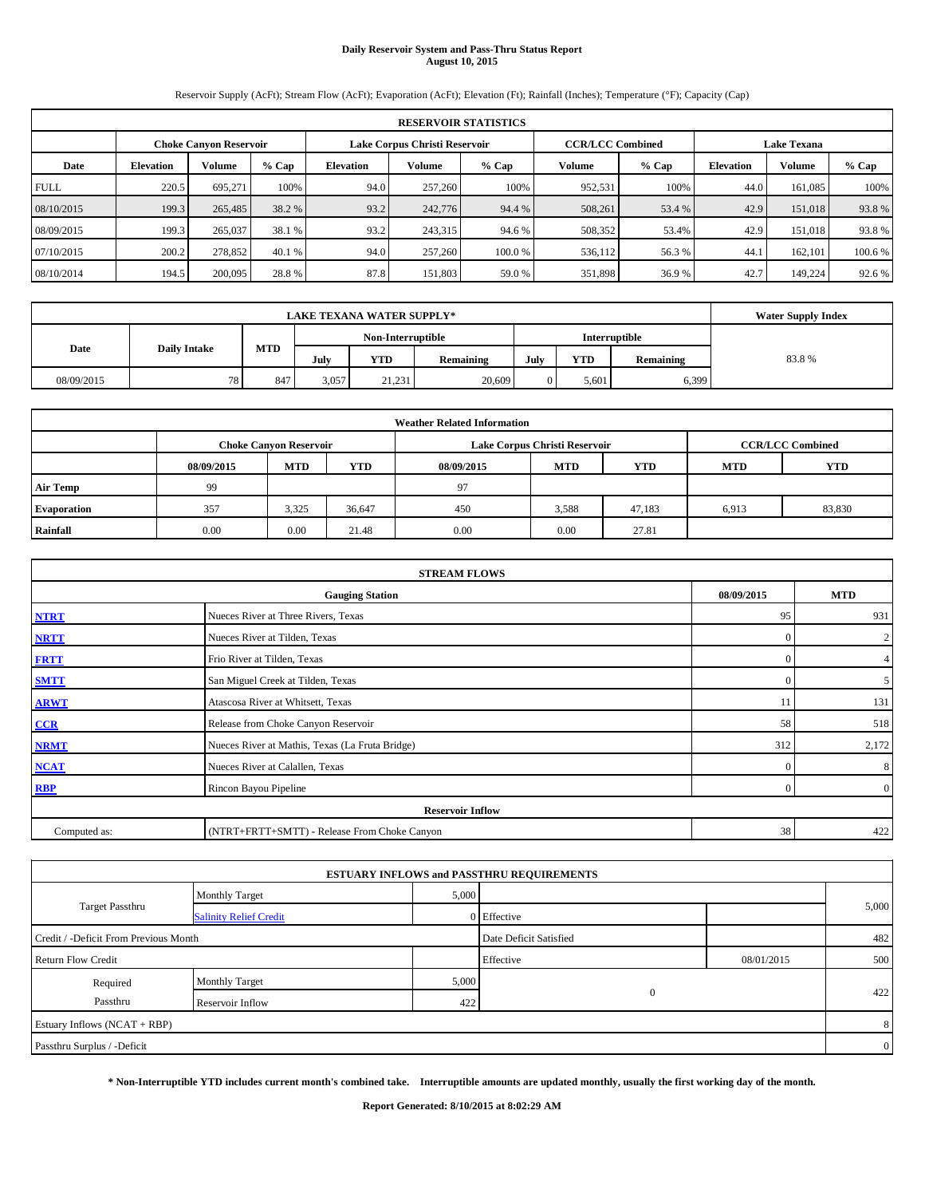# Daily Reservoir System and Pass-Thru Status Report
## August 10, 2015

Reservoir Supply (AcFt); Stream Flow (AcFt); Evaporation (AcFt); Elevation (Ft); Rainfall (Inches); Temperature (°F); Capacity (Cap)

| RESERVOIR STATISTICS | | | | | | | | | | | |
|---|---|---|---|---|---|---|---|---|---|---|---|
| | Choke Canyon Reservoir | | | Lake Corpus Christi Reservoir | | | CCR/LCC Combined | | Lake Texana | | |
| Date | Elevation | Volume | % Cap | Elevation | Volume | % Cap | Volume | % Cap | Elevation | Volume | % Cap |
| FULL | 220.5 | 695,271 | 100% | 94.0 | 257,260 | 100% | 952,531 | 100% | 44.0 | 161,085 | 100% |
| 08/10/2015 | 199.3 | 265,485 | 38.2 % | 93.2 | 242,776 | 94.4 % | 508,261 | 53.4 % | 42.9 | 151,018 | 93.8 % |
| 08/09/2015 | 199.3 | 265,037 | 38.1 % | 93.2 | 243,315 | 94.6 % | 508,352 | 53.4% | 42.9 | 151,018 | 93.8 % |
| 07/10/2015 | 200.2 | 278,852 | 40.1 % | 94.0 | 257,260 | 100.0 % | 536,112 | 56.3 % | 44.1 | 162,101 | 100.6 % |
| 08/10/2014 | 194.5 | 200,095 | 28.8 % | 87.8 | 151,803 | 59.0 % | 351,898 | 36.9 % | 42.7 | 149,224 | 92.6 % |

| LAKE TEXANA WATER SUPPLY* | | | | | | | | | Water Supply Index |
|---|---|---|---|---|---|---|---|---|---|
| Date | Daily Intake | MTD | Non-Interruptible | | | Interruptible | | | |
| | | | July | YTD | Remaining | July | YTD | Remaining | |
| 08/09/2015 | 78 | 847 | 3,057 | 21,231 | 20,609 | 0 | 5,601 | 6,399 | 83.8 % |

| Weather Related Information | | | | | | | | |
|---|---|---|---|---|---|---|---|---|
| | Choke Canyon Reservoir | | | Lake Corpus Christi Reservoir | | | CCR/LCC Combined | |
| | 08/09/2015 | MTD | YTD | 08/09/2015 | MTD | YTD | MTD | YTD |
| Air Temp | 99 | | | 97 | | | | |
| Evaporation | 357 | 3,325 | 36,647 | 450 | 3,588 | 47,183 | 6,913 | 83,830 |
| Rainfall | 0.00 | 0.00 | 21.48 | 0.00 | 0.00 | 27.81 | | |

| STREAM FLOWS | | | |
|---|---|---|---|
| | Gauging Station | 08/09/2015 | MTD |
| NTRT | Nueces River at Three Rivers, Texas | 95 | 931 |
| NRTT | Nueces River at Tilden, Texas | 0 | 2 |
| FRTT | Frio River at Tilden, Texas | 0 | 4 |
| SMTT | San Miguel Creek at Tilden, Texas | 0 | 5 |
| ARWT | Atascosa River at Whitsett, Texas | 11 | 131 |
| CCR | Release from Choke Canyon Reservoir | 58 | 518 |
| NRMT | Nueces River at Mathis, Texas (La Fruta Bridge) | 312 | 2,172 |
| NCAT | Nueces River at Calallen, Texas | 0 | 8 |
| RBP | Rincon Bayou Pipeline | 0 | 0 |
| Reservoir Inflow | | | |
| Computed as: | (NTRT+FRTT+SMTT) - Release From Choke Canyon | 38 | 422 |

| ESTUARY INFLOWS and PASSTHRU REQUIREMENTS | | | | | |
|---|---|---|---|---|---|
| Target Passthru | Monthly Target | 5,000 | | | 5,000 |
| | Salinity Relief Credit | 0 | Effective | | |
| Credit / -Deficit From Previous Month | | | Date Deficit Satisfied | | 482 |
| Return Flow Credit | | | Effective | 08/01/2015 | 500 |
| Required Passthru | Monthly Target | 5,000 | 0 | | 422 |
| | Reservoir Inflow | 422 | | | |
| Estuary Inflows (NCAT + RBP) | | | | | 8 |
| Passthru Surplus / -Deficit | | | | | 0 |

**\* Non-Interruptible YTD includes current month's combined take. Interruptible amounts are updated monthly, usually the first working day of the month.**

**Report Generated: 8/10/2015 at 8:02:29 AM**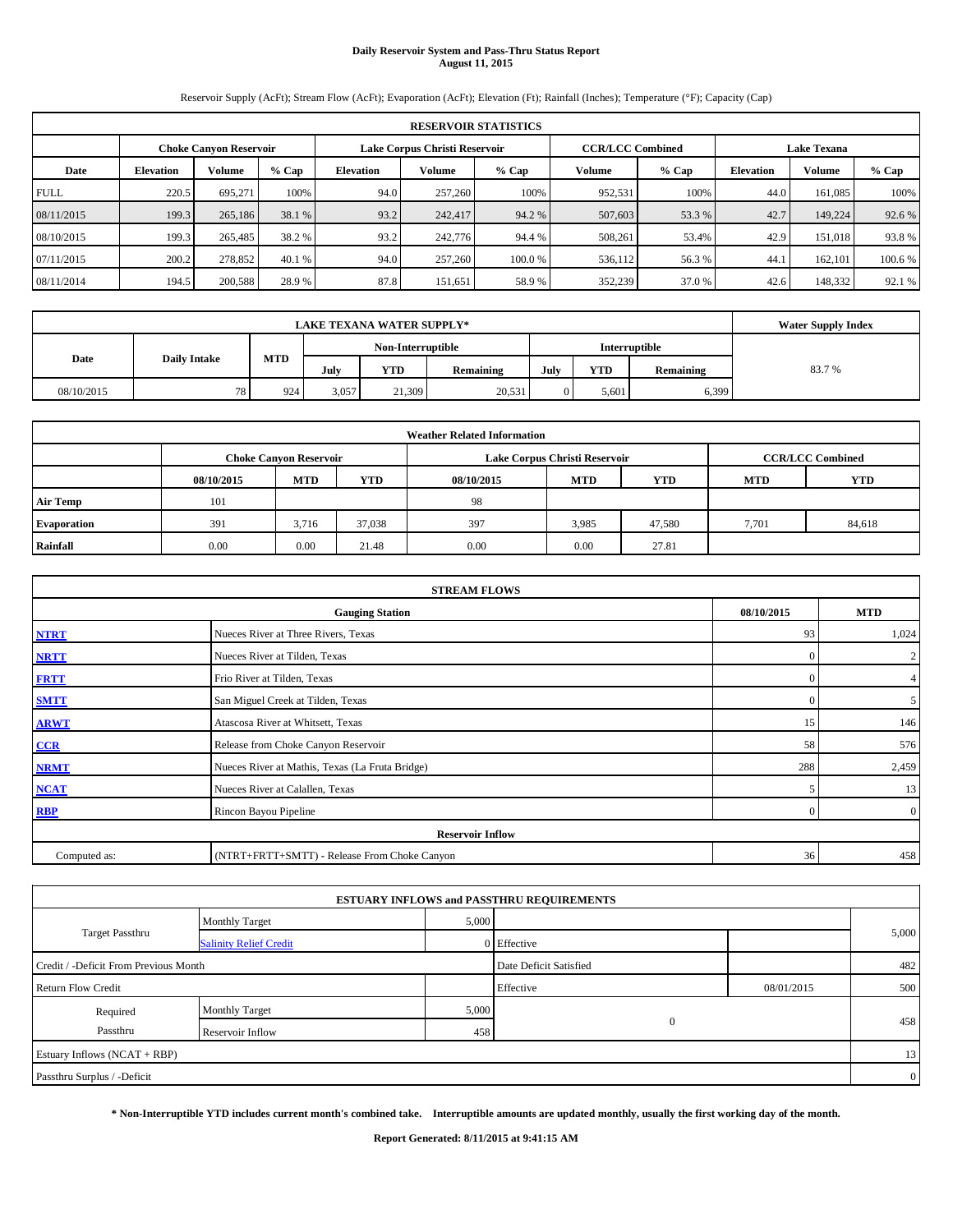# Daily Reservoir System and Pass-Thru Status Report
**August 11, 2015**

Reservoir Supply (AcFt); Stream Flow (AcFt); Evaporation (AcFt); Elevation (Ft); Rainfall (Inches); Temperature (°F); Capacity (Cap)

| RESERVOIR STATISTICS | | | | | | | | | | | |
|---|---|---|---|---|---|---|---|---|---|---|---|
| | Choke Canyon Reservoir | | | Lake Corpus Christi Reservoir | | | CCR/LCC Combined | | Lake Texana | | |
| Date | Elevation | Volume | % Cap | Elevation | Volume | % Cap | Volume | % Cap | Elevation | Volume | % Cap |
| FULL | 220.5 | 695,271 | 100% | 94.0 | 257,260 | 100% | 952,531 | 100% | 44.0 | 161,085 | 100% |
| 08/11/2015 | 199.3 | 265,186 | 38.1 % | 93.2 | 242,417 | 94.2 % | 507,603 | 53.3 % | 42.7 | 149,224 | 92.6 % |
| 08/10/2015 | 199.3 | 265,485 | 38.2 % | 93.2 | 242,776 | 94.4 % | 508,261 | 53.4% | 42.9 | 151,018 | 93.8 % |
| 07/11/2015 | 200.2 | 278,852 | 40.1 % | 94.0 | 257,260 | 100.0 % | 536,112 | 56.3 % | 44.1 | 162,101 | 100.6 % |
| 08/11/2014 | 194.5 | 200,588 | 28.9 % | 87.8 | 151,651 | 58.9 % | 352,239 | 37.0 % | 42.6 | 148,332 | 92.1 % |

| LAKE TEXANA WATER SUPPLY* | | | | | | | | | Water Supply Index |
|---|---|---|---|---|---|---|---|---|---|
| Date | Daily Intake | MTD | Non-Interruptible | | | Interruptible | | | |
| | | | July | YTD | Remaining | July | YTD | Remaining | |
| 08/10/2015 | 78 | 924 | 3,057 | 21,309 | 20,531 | 0 | 5,601 | 6,399 | 83.7 % |

| Weather Related Information | | | | | | | | |
|---|---|---|---|---|---|---|---|---|
| | Choke Canyon Reservoir | | | Lake Corpus Christi Reservoir | | | CCR/LCC Combined | |
| | 08/10/2015 | MTD | YTD | 08/10/2015 | MTD | YTD | MTD | YTD |
| Air Temp | 101 | | | 98 | | | | |
| Evaporation | 391 | 3,716 | 37,038 | 397 | 3,985 | 47,580 | 7,701 | 84,618 |
| Rainfall | 0.00 | 0.00 | 21.48 | 0.00 | 0.00 | 27.81 | | |

| STREAM FLOWS | | | |
|---|---|---|---|
| | Gauging Station | 08/10/2015 | MTD |
| NTRT | Nueces River at Three Rivers, Texas | 93 | 1,024 |
| NRTT | Nueces River at Tilden, Texas | 0 | 2 |
| FRTT | Frio River at Tilden, Texas | 0 | 4 |
| SMTT | San Miguel Creek at Tilden, Texas | 0 | 5 |
| ARWT | Atascosa River at Whitsett, Texas | 15 | 146 |
| CCR | Release from Choke Canyon Reservoir | 58 | 576 |
| NRMT | Nueces River at Mathis, Texas (La Fruta Bridge) | 288 | 2,459 |
| NCAT | Nueces River at Calallen, Texas | 5 | 13 |
| RBP | Rincon Bayou Pipeline | 0 | 0 |
| **Reservoir Inflow** | | | |
| Computed as: | (NTRT+FRTT+SMTT) - Release From Choke Canyon | 36 | 458 |

| ESTUARY INFLOWS and PASSTHRU REQUIREMENTS | | | | | |
|---|---|---|---|---|---|
| Target Passthru | Monthly Target | 5,000 | | | 5,000 |
| | Salinity Relief Credit | 0 | Effective | | |
| Credit / -Deficit From Previous Month | | | Date Deficit Satisfied | | 482 |
| Return Flow Credit | | | Effective | 08/01/2015 | 500 |
| Required Passthru | Monthly Target | 5,000 | 0 | | 458 |
| | Reservoir Inflow | 458 | | | |
| Estuary Inflows (NCAT + RBP) | | | | | 13 |
| Passthru Surplus / -Deficit | | | | | 0 |

**\* Non-Interruptible YTD includes current month's combined take. Interruptible amounts are updated monthly, usually the first working day of the month.**

**Report Generated: 8/11/2015 at 9:41:15 AM**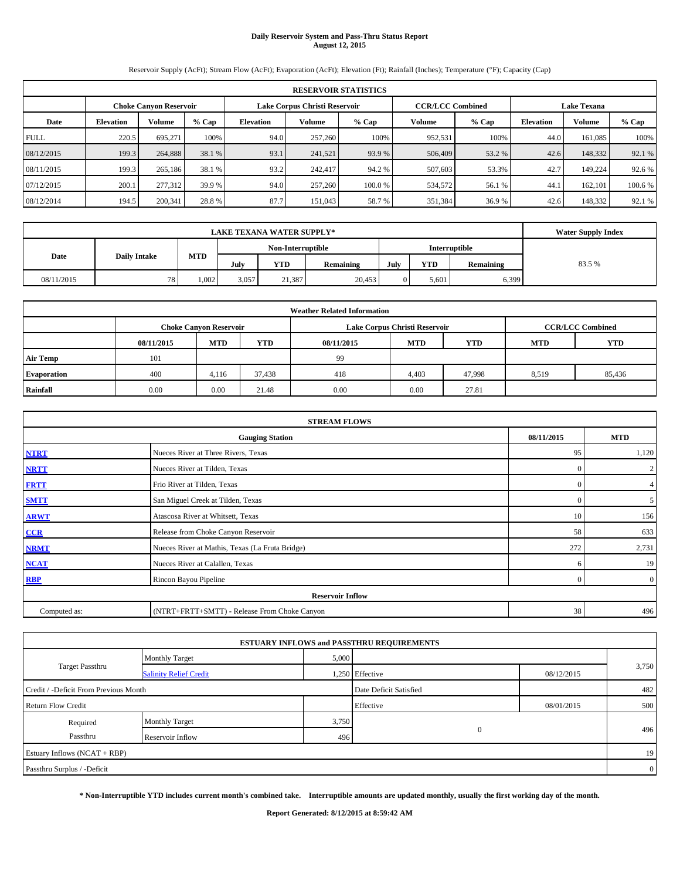# Daily Reservoir System and Pass-Thru Status Report
**August 12, 2015**

Reservoir Supply (AcFt); Stream Flow (AcFt); Evaporation (AcFt); Elevation (Ft); Rainfall (Inches); Temperature (°F); Capacity (Cap)

| RESERVOIR STATISTICS | | | | | | | | | | | |
|---|---|---|---|---|---|---|---|---|---|---|---|
| | Choke Canyon Reservoir | | | Lake Corpus Christi Reservoir | | | CCR/LCC Combined | | Lake Texana | | |
| Date | Elevation | Volume | % Cap | Elevation | Volume | % Cap | Volume | % Cap | Elevation | Volume | % Cap |
| FULL | 220.5 | 695,271 | 100% | 94.0 | 257,260 | 100% | 952,531 | 100% | 44.0 | 161,085 | 100% |
| 08/12/2015 | 199.3 | 264,888 | 38.1 % | 93.1 | 241,521 | 93.9 % | 506,409 | 53.2 % | 42.6 | 148,332 | 92.1 % |
| 08/11/2015 | 199.3 | 265,186 | 38.1 % | 93.2 | 242,417 | 94.2 % | 507,603 | 53.3% | 42.7 | 149,224 | 92.6 % |
| 07/12/2015 | 200.1 | 277,312 | 39.9 % | 94.0 | 257,260 | 100.0 % | 534,572 | 56.1 % | 44.1 | 162,101 | 100.6 % |
| 08/12/2014 | 194.5 | 200,341 | 28.8 % | 87.7 | 151,043 | 58.7 % | 351,384 | 36.9 % | 42.6 | 148,332 | 92.1 % |

| LAKE TEXANA WATER SUPPLY* | | | | | | | | | Water Supply Index |
|---|---|---|---|---|---|---|---|---|---|
| Date | Daily Intake | MTD | Non-Interruptible | | | Interruptible | | | |
| | | | July | YTD | Remaining | July | YTD | Remaining | |
| 08/11/2015 | 78 | 1,002 | 3,057 | 21,387 | 20,453 | 0 | 5,601 | 6,399 | 83.5 % |

| Weather Related Information | | | | | | | | |
|---|---|---|---|---|---|---|---|---|
| | Choke Canyon Reservoir | | | Lake Corpus Christi Reservoir | | | CCR/LCC Combined | |
| | 08/11/2015 | MTD | YTD | 08/11/2015 | MTD | YTD | MTD | YTD |
| **Air Temp** | 101 | | | 99 | | | | |
| **Evaporation** | 400 | 4,116 | 37,438 | 418 | 4,403 | 47,998 | 8,519 | 85,436 |
| **Rainfall** | 0.00 | 0.00 | 21.48 | 0.00 | 0.00 | 27.81 | | |

| STREAM FLOWS | | | |
|---|---|---|---|
| | Gauging Station | 08/11/2015 | MTD |
| **NTRT** | Nueces River at Three Rivers, Texas | 95 | 1,120 |
| **NRTT** | Nueces River at Tilden, Texas | 0 | 2 |
| **FRTT** | Frio River at Tilden, Texas | 0 | 4 |
| **SMTT** | San Miguel Creek at Tilden, Texas | 0 | 5 |
| **ARWT** | Atascosa River at Whitsett, Texas | 10 | 156 |
| **CCR** | Release from Choke Canyon Reservoir | 58 | 633 |
| **NRMT** | Nueces River at Mathis, Texas (La Fruta Bridge) | 272 | 2,731 |
| **NCAT** | Nueces River at Calallen, Texas | 6 | 19 |
| **RBP** | Rincon Bayou Pipeline | 0 | 0 |
| | **Reservoir Inflow** | | |
| Computed as: | (NTRT+FRTT+SMTT) - Release From Choke Canyon | 38 | 496 |

| ESTUARY INFLOWS and PASSTHRU REQUIREMENTS | | | | | |
|---|---|---|---|---|---|
| Target Passthru | Monthly Target | 5,000 | | | 3,750 |
| | Salinity Relief Credit | 1,250 | Effective | 08/12/2015 | |
| Credit / -Deficit From Previous Month | | | Date Deficit Satisfied | | 482 |
| Return Flow Credit | | | Effective | 08/01/2015 | 500 |
| Required Passthru | Monthly Target | 3,750 | 0 | | 496 |
| | Reservoir Inflow | 496 | | | |
| Estuary Inflows (NCAT + RBP) | | | | | 19 |
| Passthru Surplus / -Deficit | | | | | 0 |

**\* Non-Interruptible YTD includes current month's combined take. Interruptible amounts are updated monthly, usually the first working day of the month.**

**Report Generated: 8/12/2015 at 8:59:42 AM**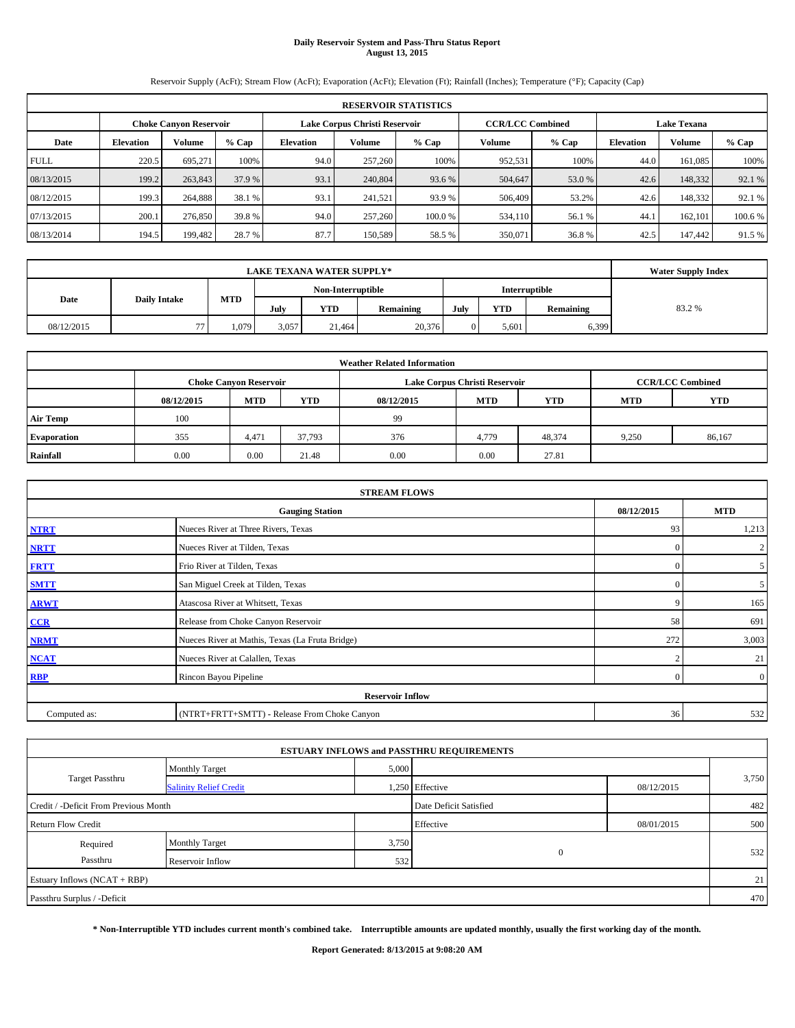# Daily Reservoir System and Pass-Thru Status Report
## August 13, 2015

Reservoir Supply (AcFt); Stream Flow (AcFt); Evaporation (AcFt); Elevation (Ft); Rainfall (Inches); Temperature (°F); Capacity (Cap)

| RESERVOIR STATISTICS | | | | | | | | | | | |
|---|---|---|---|---|---|---|---|---|---|---|---|
| | Choke Canyon Reservoir | | | Lake Corpus Christi Reservoir | | | CCR/LCC Combined | | Lake Texana | | |
| Date | Elevation | Volume | % Cap | Elevation | Volume | % Cap | Volume | % Cap | Elevation | Volume | % Cap |
| FULL | 220.5 | 695,271 | 100% | 94.0 | 257,260 | 100% | 952,531 | 100% | 44.0 | 161,085 | 100% |
| 08/13/2015 | 199.2 | 263,843 | 37.9 % | 93.1 | 240,804 | 93.6 % | 504,647 | 53.0 % | 42.6 | 148,332 | 92.1 % |
| 08/12/2015 | 199.3 | 264,888 | 38.1 % | 93.1 | 241,521 | 93.9 % | 506,409 | 53.2% | 42.6 | 148,332 | 92.1 % |
| 07/13/2015 | 200.1 | 276,850 | 39.8 % | 94.0 | 257,260 | 100.0 % | 534,110 | 56.1 % | 44.1 | 162,101 | 100.6 % |
| 08/13/2014 | 194.5 | 199,482 | 28.7 % | 87.7 | 150,589 | 58.5 % | 350,071 | 36.8 % | 42.5 | 147,442 | 91.5 % |

| LAKE TEXANA WATER SUPPLY* | | | | | | | | | Water Supply Index |
|---|---|---|---|---|---|---|---|---|---|
| Date | Daily Intake | MTD | Non-Interruptible | | | Interruptible | | | |
| | | | July | YTD | Remaining | July | YTD | Remaining | |
| 08/12/2015 | 77 | 1,079 | 3,057 | 21,464 | 20,376 | 0 | 5,601 | 6,399 | 83.2 % |

| Weather Related Information | | | | | | | | |
|---|---|---|---|---|---|---|---|---|
| | Choke Canyon Reservoir | | | Lake Corpus Christi Reservoir | | | CCR/LCC Combined | |
| | 08/12/2015 | MTD | YTD | 08/12/2015 | MTD | YTD | MTD | YTD |
| Air Temp | 100 | | | 99 | | | | |
| Evaporation | 355 | 4,471 | 37,793 | 376 | 4,779 | 48,374 | 9,250 | 86,167 |
| Rainfall | 0.00 | 0.00 | 21.48 | 0.00 | 0.00 | 27.81 | | |

| STREAM FLOWS | | | |
|---|---|---|---|
| | Gauging Station | 08/12/2015 | MTD |
| NTRT | Nueces River at Three Rivers, Texas | 93 | 1,213 |
| NRTT | Nueces River at Tilden, Texas | 0 | 2 |
| FRTT | Frio River at Tilden, Texas | 0 | 5 |
| SMTT | San Miguel Creek at Tilden, Texas | 0 | 5 |
| ARWT | Atascosa River at Whitsett, Texas | 9 | 165 |
| CCR | Release from Choke Canyon Reservoir | 58 | 691 |
| NRMT | Nueces River at Mathis, Texas (La Fruta Bridge) | 272 | 3,003 |
| NCAT | Nueces River at Calallen, Texas | 2 | 21 |
| RBP | Rincon Bayou Pipeline | 0 | 0 |
| Reservoir Inflow | | | |
| Computed as: | (NTRT+FRTT+SMTT) - Release From Choke Canyon | 36 | 532 |

| ESTUARY INFLOWS and PASSTHRU REQUIREMENTS | | | | | |
|---|---|---|---|---|---|
| Target Passthru | Monthly Target | 5,000 | | | 3,750 |
| | Salinity Relief Credit | 1,250 | Effective | 08/12/2015 | |
| Credit / -Deficit From Previous Month | | | Date Deficit Satisfied | | 482 |
| Return Flow Credit | | | Effective | 08/01/2015 | 500 |
| Required Passthru | Monthly Target | 3,750 | 0 | | 532 |
| | Reservoir Inflow | 532 | | | |
| Estuary Inflows (NCAT + RBP) | | | | | 21 |
| Passthru Surplus / -Deficit | | | | | 470 |

**\* Non-Interruptible YTD includes current month's combined take. Interruptible amounts are updated monthly, usually the first working day of the month.**

**Report Generated: 8/13/2015 at 9:08:20 AM**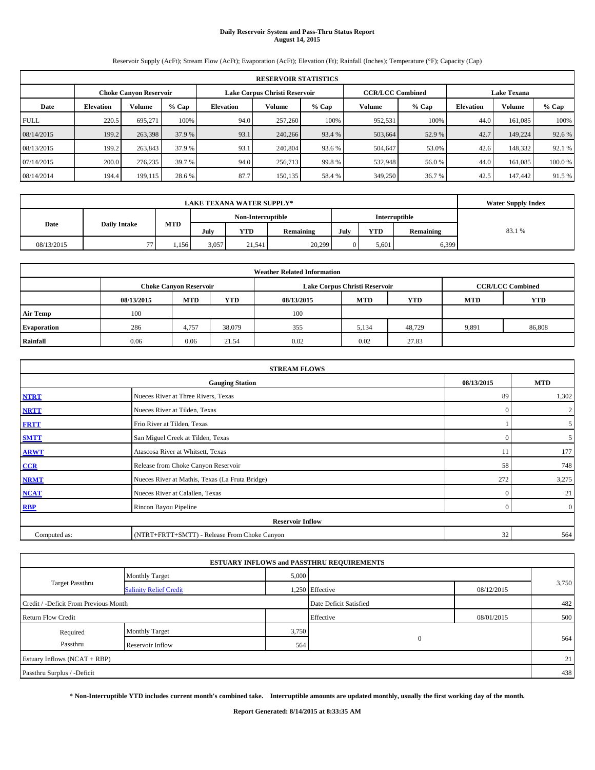# Daily Reservoir System and Pass-Thru Status Report
**August 14, 2015**

Reservoir Supply (AcFt); Stream Flow (AcFt); Evaporation (AcFt); Elevation (Ft); Rainfall (Inches); Temperature (°F); Capacity (Cap)

| RESERVOIR STATISTICS | | | | | | | | | | | |
|---|---|---|---|---|---|---|---|---|---|---|---|
| | Choke Canyon Reservoir | | | Lake Corpus Christi Reservoir | | | CCR/LCC Combined | | Lake Texana | | |
| Date | Elevation | Volume | % Cap | Elevation | Volume | % Cap | Volume | % Cap | Elevation | Volume | % Cap |
| FULL | 220.5 | 695,271 | 100% | 94.0 | 257,260 | 100% | 952,531 | 100% | 44.0 | 161,085 | 100% |
| 08/14/2015 | 199.2 | 263,398 | 37.9 % | 93.1 | 240,266 | 93.4 % | 503,664 | 52.9 % | 42.7 | 149,224 | 92.6 % |
| 08/13/2015 | 199.2 | 263,843 | 37.9 % | 93.1 | 240,804 | 93.6 % | 504,647 | 53.0% | 42.6 | 148,332 | 92.1 % |
| 07/14/2015 | 200.0 | 276,235 | 39.7 % | 94.0 | 256,713 | 99.8 % | 532,948 | 56.0 % | 44.0 | 161,085 | 100.0 % |
| 08/14/2014 | 194.4 | 199,115 | 28.6 % | 87.7 | 150,135 | 58.4 % | 349,250 | 36.7 % | 42.5 | 147,442 | 91.5 % |

| LAKE TEXANA WATER SUPPLY* | | | | | | | | | Water Supply Index |
|---|---|---|---|---|---|---|---|---|---|
| Date | Daily Intake | MTD | Non-Interruptible | | | Interruptible | | | |
| | | | July | YTD | Remaining | July | YTD | Remaining | |
| 08/13/2015 | 77 | 1,156 | 3,057 | 21,541 | 20,299 | 0 | 5,601 | 6,399 | 83.1 % |

| Weather Related Information | | | | | | | | |
|---|---|---|---|---|---|---|---|---|
| | Choke Canyon Reservoir | | | Lake Corpus Christi Reservoir | | | CCR/LCC Combined | |
| | 08/13/2015 | MTD | YTD | 08/13/2015 | MTD | YTD | MTD | YTD |
| Air Temp | 100 | | | 100 | | | | |
| Evaporation | 286 | 4,757 | 38,079 | 355 | 5,134 | 48,729 | 9,891 | 86,808 |
| Rainfall | 0.06 | 0.06 | 21.54 | 0.02 | 0.02 | 27.83 | | |

| STREAM FLOWS | | | |
|---|---|---|---|
| | Gauging Station | 08/13/2015 | MTD |
| NTRT | Nueces River at Three Rivers, Texas | 89 | 1,302 |
| NRTT | Nueces River at Tilden, Texas | 0 | 2 |
| FRTT | Frio River at Tilden, Texas | 1 | 5 |
| SMTT | San Miguel Creek at Tilden, Texas | 0 | 5 |
| ARWT | Atascosa River at Whitsett, Texas | 11 | 177 |
| CCR | Release from Choke Canyon Reservoir | 58 | 748 |
| NRMT | Nueces River at Mathis, Texas (La Fruta Bridge) | 272 | 3,275 |
| NCAT | Nueces River at Calallen, Texas | 0 | 21 |
| RBP | Rincon Bayou Pipeline | 0 | 0 |
| Reservoir Inflow | | | |
| Computed as: | (NTRT+FRTT+SMTT) - Release From Choke Canyon | 32 | 564 |

| ESTUARY INFLOWS and PASSTHRU REQUIREMENTS | | | | | |
|---|---|---|---|---|---|
| Target Passthru | Monthly Target | 5,000 | | | 3,750 |
| | Salinity Relief Credit | 1,250 | Effective | 08/12/2015 | |
| Credit / -Deficit From Previous Month | | | Date Deficit Satisfied | | 482 |
| Return Flow Credit | | | Effective | 08/01/2015 | 500 |
| Required Passthru | Monthly Target | 3,750 | 0 | | 564 |
| | Reservoir Inflow | 564 | | | |
| Estuary Inflows (NCAT + RBP) | | | | | 21 |
| Passthru Surplus / -Deficit | | | | | 438 |

**\* Non-Interruptible YTD includes current month's combined take. Interruptible amounts are updated monthly, usually the first working day of the month.**

**Report Generated: 8/14/2015 at 8:33:35 AM**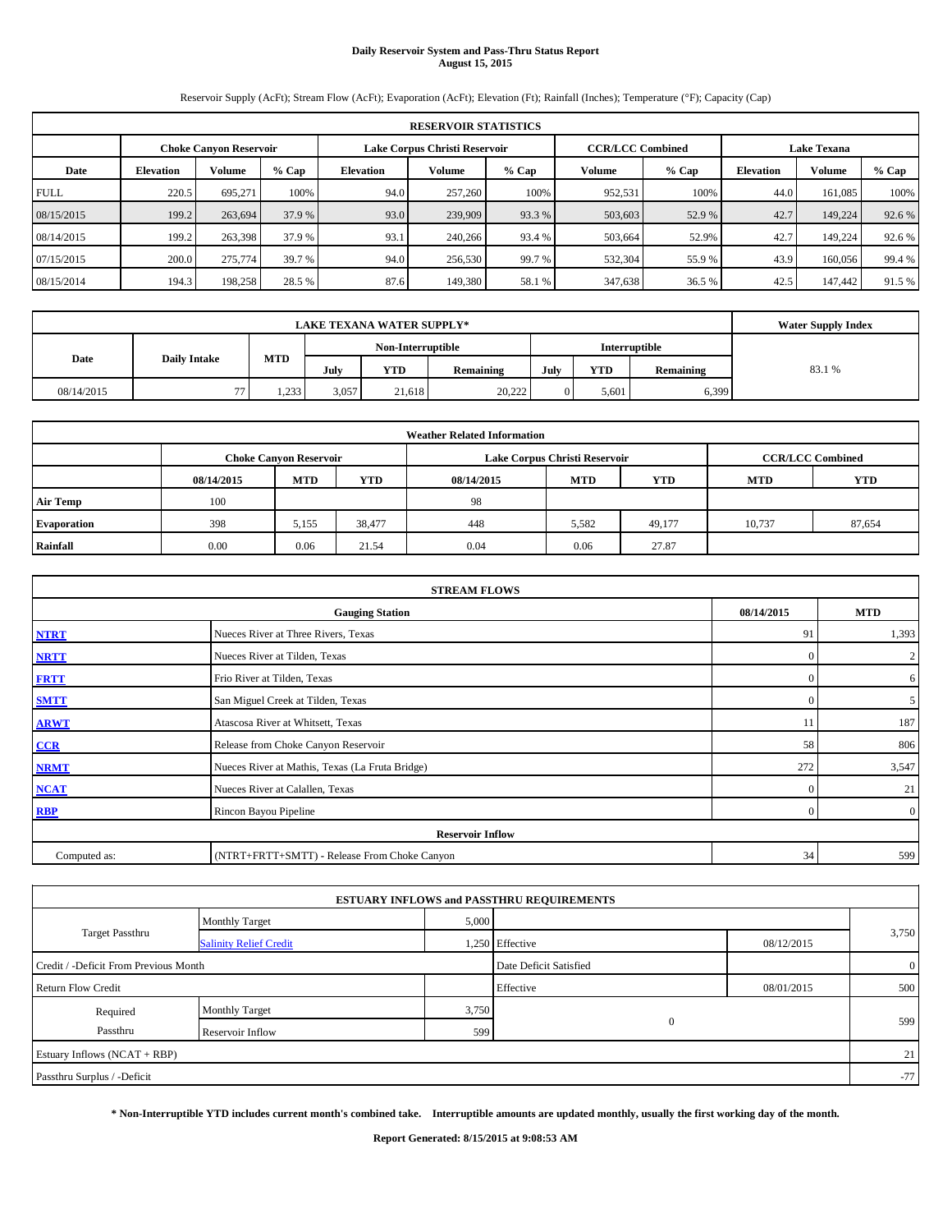# Daily Reservoir System and Pass-Thru Status Report
**August 15, 2015**

Reservoir Supply (AcFt); Stream Flow (AcFt); Evaporation (AcFt); Elevation (Ft); Rainfall (Inches); Temperature (°F); Capacity (Cap)

| RESERVOIR STATISTICS | | | | | | | | | | | |
|---|---|---|---|---|---|---|---|---|---|---|---|
| | Choke Canyon Reservoir | | | Lake Corpus Christi Reservoir | | | CCR/LCC Combined | | Lake Texana | | |
| Date | Elevation | Volume | % Cap | Elevation | Volume | % Cap | Volume | % Cap | Elevation | Volume | % Cap |
| FULL | 220.5 | 695,271 | 100% | 94.0 | 257,260 | 100% | 952,531 | 100% | 44.0 | 161,085 | 100% |
| 08/15/2015 | 199.2 | 263,694 | 37.9 % | 93.0 | 239,909 | 93.3 % | 503,603 | 52.9 % | 42.7 | 149,224 | 92.6 % |
| 08/14/2015 | 199.2 | 263,398 | 37.9 % | 93.1 | 240,266 | 93.4 % | 503,664 | 52.9% | 42.7 | 149,224 | 92.6 % |
| 07/15/2015 | 200.0 | 275,774 | 39.7 % | 94.0 | 256,530 | 99.7 % | 532,304 | 55.9 % | 43.9 | 160,056 | 99.4 % |
| 08/15/2014 | 194.3 | 198,258 | 28.5 % | 87.6 | 149,380 | 58.1 % | 347,638 | 36.5 % | 42.5 | 147,442 | 91.5 % |

| LAKE TEXANA WATER SUPPLY* | | | | | | | | | Water Supply Index |
|---|---|---|---|---|---|---|---|---|---|
| Date | Daily Intake | MTD | Non-Interruptible | | | Interruptible | | | |
| | | | July | YTD | Remaining | July | YTD | Remaining | |
| 08/14/2015 | 77 | 1,233 | 3,057 | 21,618 | 20,222 | 0 | 5,601 | 6,399 | 83.1 % |

| Weather Related Information | | | | | | | | |
|---|---|---|---|---|---|---|---|---|
| | Choke Canyon Reservoir | | | Lake Corpus Christi Reservoir | | | CCR/LCC Combined | |
| | 08/14/2015 | MTD | YTD | 08/14/2015 | MTD | YTD | MTD | YTD |
| Air Temp | 100 | | | 98 | | | | |
| Evaporation | 398 | 5,155 | 38,477 | 448 | 5,582 | 49,177 | 10,737 | 87,654 |
| Rainfall | 0.00 | 0.06 | 21.54 | 0.04 | 0.06 | 27.87 | | |

| STREAM FLOWS | | | |
|---|---|---|---|
| | Gauging Station | 08/14/2015 | MTD |
| NTRT | Nueces River at Three Rivers, Texas | 91 | 1,393 |
| NRTT | Nueces River at Tilden, Texas | 0 | 2 |
| FRTT | Frio River at Tilden, Texas | 0 | 6 |
| SMTT | San Miguel Creek at Tilden, Texas | 0 | 5 |
| ARWT | Atascosa River at Whitsett, Texas | 11 | 187 |
| CCR | Release from Choke Canyon Reservoir | 58 | 806 |
| NRMT | Nueces River at Mathis, Texas (La Fruta Bridge) | 272 | 3,547 |
| NCAT | Nueces River at Calallen, Texas | 0 | 21 |
| RBP | Rincon Bayou Pipeline | 0 | 0 |
| **Reservoir Inflow** | | | |
| Computed as: | (NTRT+FRTT+SMTT) - Release From Choke Canyon | 34 | 599 |

| ESTUARY INFLOWS and PASSTHRU REQUIREMENTS | | | | | |
|---|---|---|---|---|---|
| Target Passthru | Monthly Target | 5,000 | | | 3,750 |
| | Salinity Relief Credit | 1,250 | Effective | 08/12/2015 | |
| Credit / -Deficit From Previous Month | | | Date Deficit Satisfied | | 0 |
| Return Flow Credit | | | Effective | 08/01/2015 | 500 |
| Required Passthru | Monthly Target | 3,750 | 0 | | 599 |
| | Reservoir Inflow | 599 | | | |
| Estuary Inflows (NCAT + RBP) | | | | | 21 |
| Passthru Surplus / -Deficit | | | | | -77 |

**\* Non-Interruptible YTD includes current month's combined take. Interruptible amounts are updated monthly, usually the first working day of the month.**

**Report Generated: 8/15/2015 at 9:08:53 AM**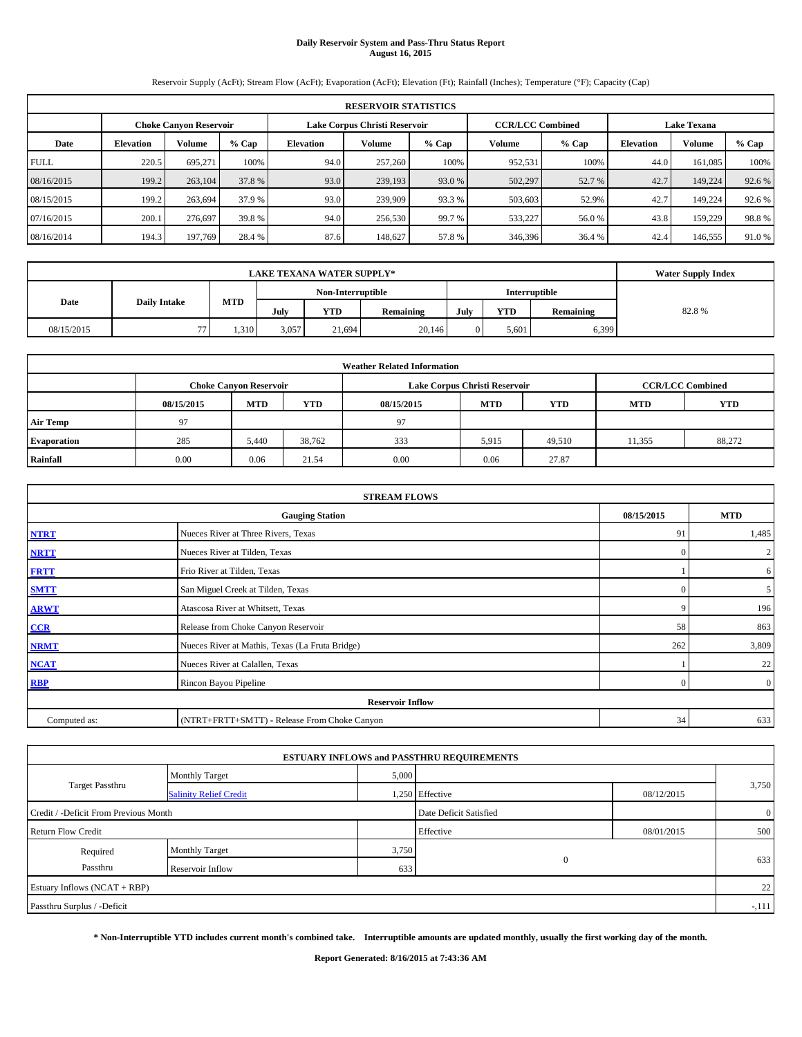# Daily Reservoir System and Pass-Thru Status Report
## August 16, 2015

Reservoir Supply (AcFt); Stream Flow (AcFt); Evaporation (AcFt); Elevation (Ft); Rainfall (Inches); Temperature (°F); Capacity (Cap)

| RESERVOIR STATISTICS | | | | | | | | | | | |
|---|---|---|---|---|---|---|---|---|---|---|---|
| | Choke Canyon Reservoir | | | Lake Corpus Christi Reservoir | | | CCR/LCC Combined | | Lake Texana | | |
| Date | Elevation | Volume | % Cap | Elevation | Volume | % Cap | Volume | % Cap | Elevation | Volume | % Cap |
| FULL | 220.5 | 695,271 | 100% | 94.0 | 257,260 | 100% | 952,531 | 100% | 44.0 | 161,085 | 100% |
| 08/16/2015 | 199.2 | 263,104 | 37.8 % | 93.0 | 239,193 | 93.0 % | 502,297 | 52.7 % | 42.7 | 149,224 | 92.6 % |
| 08/15/2015 | 199.2 | 263,694 | 37.9 % | 93.0 | 239,909 | 93.3 % | 503,603 | 52.9% | 42.7 | 149,224 | 92.6 % |
| 07/16/2015 | 200.1 | 276,697 | 39.8 % | 94.0 | 256,530 | 99.7 % | 533,227 | 56.0 % | 43.8 | 159,229 | 98.8 % |
| 08/16/2014 | 194.3 | 197,769 | 28.4 % | 87.6 | 148,627 | 57.8 % | 346,396 | 36.4 % | 42.4 | 146,555 | 91.0 % |

| LAKE TEXANA WATER SUPPLY* | | | | | | | | | Water Supply Index |
|---|---|---|---|---|---|---|---|---|---|
| Date | Daily Intake | MTD | Non-Interruptible | | | Interruptible | | | |
| | | | July | YTD | Remaining | July | YTD | Remaining | |
| 08/15/2015 | 77 | 1,310 | 3,057 | 21,694 | 20,146 | 0 | 5,601 | 6,399 | 82.8 % |

| Weather Related Information | | | | | | | | |
|---|---|---|---|---|---|---|---|---|
| | Choke Canyon Reservoir | | | Lake Corpus Christi Reservoir | | | CCR/LCC Combined | |
| | 08/15/2015 | MTD | YTD | 08/15/2015 | MTD | YTD | MTD | YTD |
| Air Temp | 97 | | | 97 | | | | |
| Evaporation | 285 | 5,440 | 38,762 | 333 | 5,915 | 49,510 | 11,355 | 88,272 |
| Rainfall | 0.00 | 0.06 | 21.54 | 0.00 | 0.06 | 27.87 | | |

| STREAM FLOWS | | | |
|---|---|---|---|
| | Gauging Station | 08/15/2015 | MTD |
| NTRT | Nueces River at Three Rivers, Texas | 91 | 1,485 |
| NRTT | Nueces River at Tilden, Texas | 0 | 2 |
| FRTT | Frio River at Tilden, Texas | 1 | 6 |
| SMTT | San Miguel Creek at Tilden, Texas | 0 | 5 |
| ARWT | Atascosa River at Whitsett, Texas | 9 | 196 |
| CCR | Release from Choke Canyon Reservoir | 58 | 863 |
| NRMT | Nueces River at Mathis, Texas (La Fruta Bridge) | 262 | 3,809 |
| NCAT | Nueces River at Calallen, Texas | 1 | 22 |
| RBP | Rincon Bayou Pipeline | 0 | 0 |
| Reservoir Inflow | | | |
| Computed as: | (NTRT+FRTT+SMTT) - Release From Choke Canyon | 34 | 633 |

| ESTUARY INFLOWS and PASSTHRU REQUIREMENTS | | | | | |
|---|---|---|---|---|---|
| Target Passthru | Monthly Target | 5,000 | | | 3,750 |
| | Salinity Relief Credit | 1,250 | Effective | 08/12/2015 | |
| Credit / -Deficit From Previous Month | | | Date Deficit Satisfied | | 0 |
| Return Flow Credit | | | Effective | 08/01/2015 | 500 |
| Required Passthru | Monthly Target | 3,750 | 0 | | 633 |
| | Reservoir Inflow | 633 | | | |
| Estuary Inflows (NCAT + RBP) | | | | | 22 |
| Passthru Surplus / -Deficit | | | | | -,111 |

**\* Non-Interruptible YTD includes current month's combined take. Interruptible amounts are updated monthly, usually the first working day of the month.**

**Report Generated: 8/16/2015 at 7:43:36 AM**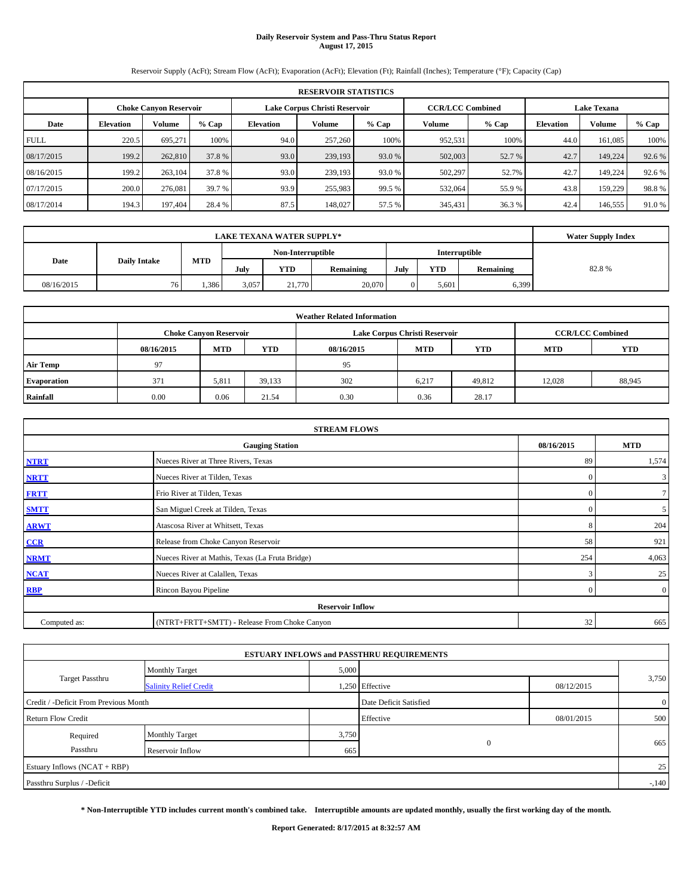# Daily Reservoir System and Pass-Thru Status Report
**August 17, 2015**

Reservoir Supply (AcFt); Stream Flow (AcFt); Evaporation (AcFt); Elevation (Ft); Rainfall (Inches); Temperature (°F); Capacity (Cap)

| RESERVOIR STATISTICS | | | | | | | | | | | |
|---|---|---|---|---|---|---|---|---|---|---|---|
| | Choke Canyon Reservoir | | | Lake Corpus Christi Reservoir | | | CCR/LCC Combined | | Lake Texana | | |
| Date | Elevation | Volume | % Cap | Elevation | Volume | % Cap | Volume | % Cap | Elevation | Volume | % Cap |
| FULL | 220.5 | 695,271 | 100% | 94.0 | 257,260 | 100% | 952,531 | 100% | 44.0 | 161,085 | 100% |
| 08/17/2015 | 199.2 | 262,810 | 37.8 % | 93.0 | 239,193 | 93.0 % | 502,003 | 52.7 % | 42.7 | 149,224 | 92.6 % |
| 08/16/2015 | 199.2 | 263,104 | 37.8 % | 93.0 | 239,193 | 93.0 % | 502,297 | 52.7% | 42.7 | 149,224 | 92.6 % |
| 07/17/2015 | 200.0 | 276,081 | 39.7 % | 93.9 | 255,983 | 99.5 % | 532,064 | 55.9 % | 43.8 | 159,229 | 98.8 % |
| 08/17/2014 | 194.3 | 197,404 | 28.4 % | 87.5 | 148,027 | 57.5 % | 345,431 | 36.3 % | 42.4 | 146,555 | 91.0 % |

| LAKE TEXANA WATER SUPPLY* | | | | | | | | | Water Supply Index |
|---|---|---|---|---|---|---|---|---|---|
| Date | Daily Intake | MTD | Non-Interruptible | | | Interruptible | | | |
| | | | July | YTD | Remaining | July | YTD | Remaining | |
| 08/16/2015 | 76 | 1,386 | 3,057 | 21,770 | 20,070 | 0 | 5,601 | 6,399 | 82.8 % |

| Weather Related Information | | | | | | | | |
|---|---|---|---|---|---|---|---|---|
| | Choke Canyon Reservoir | | | Lake Corpus Christi Reservoir | | | CCR/LCC Combined | |
| | 08/16/2015 | MTD | YTD | 08/16/2015 | MTD | YTD | MTD | YTD |
| Air Temp | 97 | | | 95 | | | | |
| Evaporation | 371 | 5,811 | 39,133 | 302 | 6,217 | 49,812 | 12,028 | 88,945 |
| Rainfall | 0.00 | 0.06 | 21.54 | 0.30 | 0.36 | 28.17 | | |

| STREAM FLOWS | | | |
|---|---|---|---|
| | Gauging Station | 08/16/2015 | MTD |
| NTRT | Nueces River at Three Rivers, Texas | 89 | 1,574 |
| NRTT | Nueces River at Tilden, Texas | 0 | 3 |
| FRTT | Frio River at Tilden, Texas | 0 | 7 |
| SMTT | San Miguel Creek at Tilden, Texas | 0 | 5 |
| ARWT | Atascosa River at Whitsett, Texas | 8 | 204 |
| CCR | Release from Choke Canyon Reservoir | 58 | 921 |
| NRMT | Nueces River at Mathis, Texas (La Fruta Bridge) | 254 | 4,063 |
| NCAT | Nueces River at Calallen, Texas | 3 | 25 |
| RBP | Rincon Bayou Pipeline | 0 | 0 |
| Reservoir Inflow | | | |
| Computed as: | (NTRT+FRTT+SMTT) - Release From Choke Canyon | 32 | 665 |

| ESTUARY INFLOWS and PASSTHRU REQUIREMENTS | | | | | |
|---|---|---|---|---|---|
| Target Passthru | Monthly Target | 5,000 | | | 3,750 |
| | Salinity Relief Credit | 1,250 | Effective | 08/12/2015 | |
| Credit / -Deficit From Previous Month | | | Date Deficit Satisfied | | 0 |
| Return Flow Credit | | | Effective | 08/01/2015 | 500 |
| Required Passthru | Monthly Target | 3,750 | 0 | | 665 |
| | Reservoir Inflow | 665 | | | |
| Estuary Inflows (NCAT + RBP) | | | | | 25 |
| Passthru Surplus / -Deficit | | | | | -,140 |

**\* Non-Interruptible YTD includes current month's combined take. Interruptible amounts are updated monthly, usually the first working day of the month.**

**Report Generated: 8/17/2015 at 8:32:57 AM**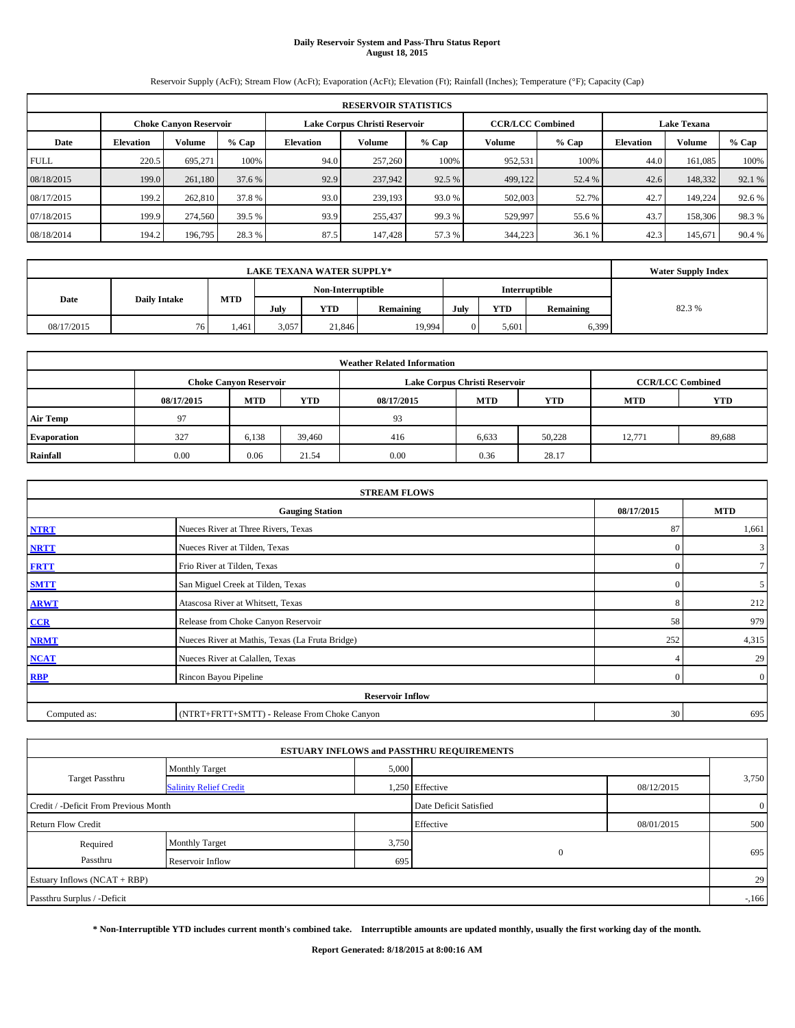# Daily Reservoir System and Pass-Thru Status Report
**August 18, 2015**

Reservoir Supply (AcFt); Stream Flow (AcFt); Evaporation (AcFt); Elevation (Ft); Rainfall (Inches); Temperature (°F); Capacity (Cap)

| RESERVOIR STATISTICS | | | | | | | | | | | |
|---|---|---|---|---|---|---|---|---|---|---|---|
| | Choke Canyon Reservoir | | | Lake Corpus Christi Reservoir | | | CCR/LCC Combined | | Lake Texana | | |
| Date | Elevation | Volume | % Cap | Elevation | Volume | % Cap | Volume | % Cap | Elevation | Volume | % Cap |
| FULL | 220.5 | 695,271 | 100% | 94.0 | 257,260 | 100% | 952,531 | 100% | 44.0 | 161,085 | 100% |
| 08/18/2015 | 199.0 | 261,180 | 37.6 % | 92.9 | 237,942 | 92.5 % | 499,122 | 52.4 % | 42.6 | 148,332 | 92.1 % |
| 08/17/2015 | 199.2 | 262,810 | 37.8 % | 93.0 | 239,193 | 93.0 % | 502,003 | 52.7% | 42.7 | 149,224 | 92.6 % |
| 07/18/2015 | 199.9 | 274,560 | 39.5 % | 93.9 | 255,437 | 99.3 % | 529,997 | 55.6 % | 43.7 | 158,306 | 98.3 % |
| 08/18/2014 | 194.2 | 196,795 | 28.3 % | 87.5 | 147,428 | 57.3 % | 344,223 | 36.1 % | 42.3 | 145,671 | 90.4 % |

| LAKE TEXANA WATER SUPPLY* | | | | | | | | | Water Supply Index |
|---|---|---|---|---|---|---|---|---|---|
| Date | Daily Intake | MTD | Non-Interruptible | | | Interruptible | | | |
| | | | July | YTD | Remaining | July | YTD | Remaining | |
| 08/17/2015 | 76 | 1,461 | 3,057 | 21,846 | 19,994 | 0 | 5,601 | 6,399 | 82.3 % |

| Weather Related Information | | | | | | | | |
|---|---|---|---|---|---|---|---|---|
| | Choke Canyon Reservoir | | | Lake Corpus Christi Reservoir | | | CCR/LCC Combined | |
| | 08/17/2015 | MTD | YTD | 08/17/2015 | MTD | YTD | MTD | YTD |
| Air Temp | 97 | | | 93 | | | | |
| Evaporation | 327 | 6,138 | 39,460 | 416 | 6,633 | 50,228 | 12,771 | 89,688 |
| Rainfall | 0.00 | 0.06 | 21.54 | 0.00 | 0.36 | 28.17 | | |

| STREAM FLOWS | | | |
|---|---|---|---|
| | Gauging Station | 08/17/2015 | MTD |
| NTRT | Nueces River at Three Rivers, Texas | 87 | 1,661 |
| NRTT | Nueces River at Tilden, Texas | 0 | 3 |
| FRTT | Frio River at Tilden, Texas | 0 | 7 |
| SMTT | San Miguel Creek at Tilden, Texas | 0 | 5 |
| ARWT | Atascosa River at Whitsett, Texas | 8 | 212 |
| CCR | Release from Choke Canyon Reservoir | 58 | 979 |
| NRMT | Nueces River at Mathis, Texas (La Fruta Bridge) | 252 | 4,315 |
| NCAT | Nueces River at Calallen, Texas | 4 | 29 |
| RBP | Rincon Bayou Pipeline | 0 | 0 |
| **Reservoir Inflow** | | | |
| Computed as: | (NTRT+FRTT+SMTT) - Release From Choke Canyon | 30 | 695 |

| ESTUARY INFLOWS and PASSTHRU REQUIREMENTS | | | | | |
|---|---|---|---|---|---|
| Target Passthru | Monthly Target | 5,000 | | | 3,750 |
| | Salinity Relief Credit | 1,250 | Effective | 08/12/2015 | |
| Credit / -Deficit From Previous Month | | | Date Deficit Satisfied | | 0 |
| Return Flow Credit | | | Effective | 08/01/2015 | 500 |
| Required Passthru | Monthly Target | 3,750 | 0 | | 695 |
| | Reservoir Inflow | 695 | | | |
| Estuary Inflows (NCAT + RBP) | | | | | 29 |
| Passthru Surplus / -Deficit | | | | | -,166 |

**\* Non-Interruptible YTD includes current month's combined take. Interruptible amounts are updated monthly, usually the first working day of the month.**

**Report Generated: 8/18/2015 at 8:00:16 AM**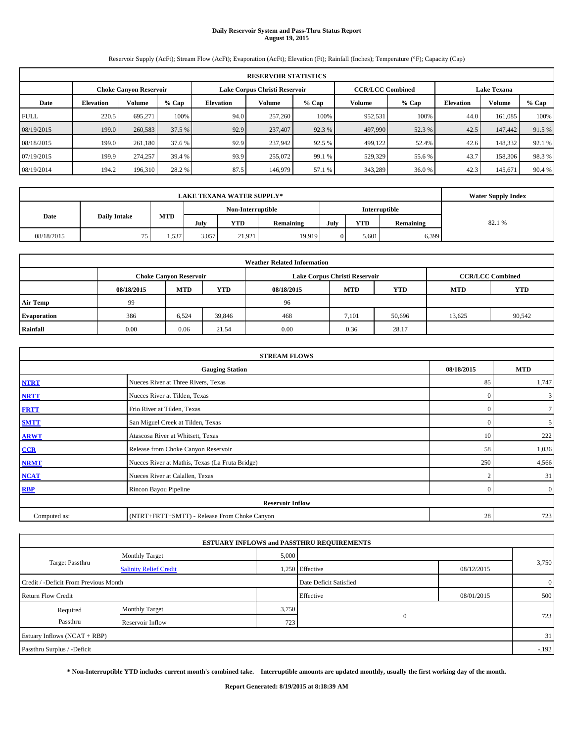# Daily Reservoir System and Pass-Thru Status Report
**August 19, 2015**

Reservoir Supply (AcFt); Stream Flow (AcFt); Evaporation (AcFt); Elevation (Ft); Rainfall (Inches); Temperature (°F); Capacity (Cap)

| RESERVOIR STATISTICS | | | | | | | | | | | |
|---|---|---|---|---|---|---|---|---|---|---|---|
| | Choke Canyon Reservoir | | | Lake Corpus Christi Reservoir | | | CCR/LCC Combined | | Lake Texana | | |
| Date | Elevation | Volume | % Cap | Elevation | Volume | % Cap | Volume | % Cap | Elevation | Volume | % Cap |
| FULL | 220.5 | 695,271 | 100% | 94.0 | 257,260 | 100% | 952,531 | 100% | 44.0 | 161,085 | 100% |
| 08/19/2015 | 199.0 | 260,583 | 37.5 % | 92.9 | 237,407 | 92.3 % | 497,990 | 52.3 % | 42.5 | 147,442 | 91.5 % |
| 08/18/2015 | 199.0 | 261,180 | 37.6 % | 92.9 | 237,942 | 92.5 % | 499,122 | 52.4% | 42.6 | 148,332 | 92.1 % |
| 07/19/2015 | 199.9 | 274,257 | 39.4 % | 93.9 | 255,072 | 99.1 % | 529,329 | 55.6 % | 43.7 | 158,306 | 98.3 % |
| 08/19/2014 | 194.2 | 196,310 | 28.2 % | 87.5 | 146,979 | 57.1 % | 343,289 | 36.0 % | 42.3 | 145,671 | 90.4 % |

| LAKE TEXANA WATER SUPPLY* | | | | | | | | | Water Supply Index |
|---|---|---|---|---|---|---|---|---|---|
| Date | Daily Intake | MTD | Non-Interruptible | | | Interruptible | | | |
| | | | July | YTD | Remaining | July | YTD | Remaining | |
| 08/18/2015 | 75 | 1,537 | 3,057 | 21,921 | 19,919 | 0 | 5,601 | 6,399 | 82.1 % |

| Weather Related Information | | | | | | | | |
|---|---|---|---|---|---|---|---|---|
| | Choke Canyon Reservoir | | | Lake Corpus Christi Reservoir | | | CCR/LCC Combined | |
| | 08/18/2015 | MTD | YTD | 08/18/2015 | MTD | YTD | MTD | YTD |
| Air Temp | 99 | | | 96 | | | | |
| Evaporation | 386 | 6,524 | 39,846 | 468 | 7,101 | 50,696 | 13,625 | 90,542 |
| Rainfall | 0.00 | 0.06 | 21.54 | 0.00 | 0.36 | 28.17 | | |

| STREAM FLOWS | | | |
|---|---|---|---|
| | Gauging Station | 08/18/2015 | MTD |
| NTRT | Nueces River at Three Rivers, Texas | 85 | 1,747 |
| NRTT | Nueces River at Tilden, Texas | 0 | 3 |
| FRTT | Frio River at Tilden, Texas | 0 | 7 |
| SMTT | San Miguel Creek at Tilden, Texas | 0 | 5 |
| ARWT | Atascosa River at Whitsett, Texas | 10 | 222 |
| CCR | Release from Choke Canyon Reservoir | 58 | 1,036 |
| NRMT | Nueces River at Mathis, Texas (La Fruta Bridge) | 250 | 4,566 |
| NCAT | Nueces River at Calallen, Texas | 2 | 31 |
| RBP | Rincon Bayou Pipeline | 0 | 0 |
| Reservoir Inflow | | | |
| Computed as: | (NTRT+FRTT+SMTT) - Release From Choke Canyon | 28 | 723 |

| ESTUARY INFLOWS and PASSTHRU REQUIREMENTS | | | | | |
|---|---|---|---|---|---|
| Target Passthru | Monthly Target | 5,000 | | | 3,750 |
| | Salinity Relief Credit | 1,250 | Effective | 08/12/2015 | |
| Credit / -Deficit From Previous Month | | | Date Deficit Satisfied | | 0 |
| Return Flow Credit | | | Effective | 08/01/2015 | 500 |
| Required Passthru | Monthly Target | 3,750 | 0 | | 723 |
| | Reservoir Inflow | 723 | | | |
| Estuary Inflows (NCAT + RBP) | | | | | 31 |
| Passthru Surplus / -Deficit | | | | | -,192 |

**\* Non-Interruptible YTD includes current month's combined take. Interruptible amounts are updated monthly, usually the first working day of the month.**

**Report Generated: 8/19/2015 at 8:18:39 AM**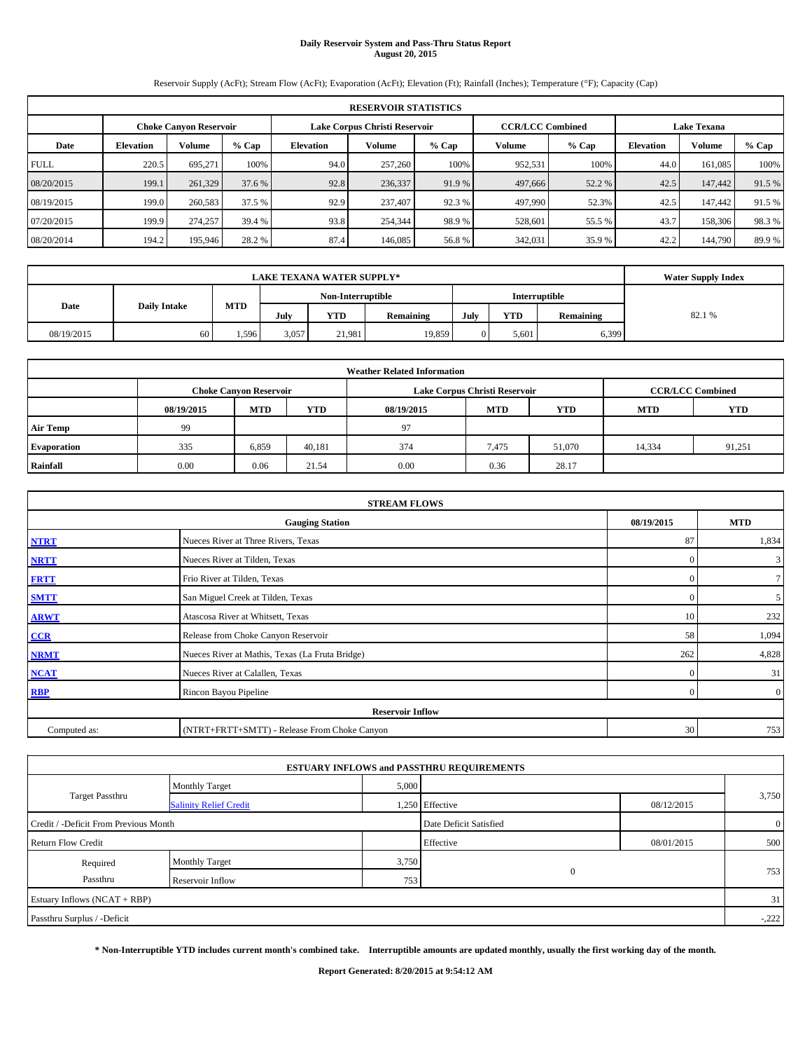# Daily Reservoir System and Pass-Thru Status Report
**August 20, 2015**

Reservoir Supply (AcFt); Stream Flow (AcFt); Evaporation (AcFt); Elevation (Ft); Rainfall (Inches); Temperature (°F); Capacity (Cap)

| RESERVOIR STATISTICS | | | | | | | | | | | |
|---|---|---|---|---|---|---|---|---|---|---|---|
| | Choke Canyon Reservoir | | | Lake Corpus Christi Reservoir | | | CCR/LCC Combined | | Lake Texana | | |
| Date | Elevation | Volume | % Cap | Elevation | Volume | % Cap | Volume | % Cap | Elevation | Volume | % Cap |
| FULL | 220.5 | 695,271 | 100% | 94.0 | 257,260 | 100% | 952,531 | 100% | 44.0 | 161,085 | 100% |
| 08/20/2015 | 199.1 | 261,329 | 37.6 % | 92.8 | 236,337 | 91.9 % | 497,666 | 52.2 % | 42.5 | 147,442 | 91.5 % |
| 08/19/2015 | 199.0 | 260,583 | 37.5 % | 92.9 | 237,407 | 92.3 % | 497,990 | 52.3% | 42.5 | 147,442 | 91.5 % |
| 07/20/2015 | 199.9 | 274,257 | 39.4 % | 93.8 | 254,344 | 98.9 % | 528,601 | 55.5 % | 43.7 | 158,306 | 98.3 % |
| 08/20/2014 | 194.2 | 195,946 | 28.2 % | 87.4 | 146,085 | 56.8 % | 342,031 | 35.9 % | 42.2 | 144,790 | 89.9 % |

| LAKE TEXANA WATER SUPPLY* | | | | | | | | | Water Supply Index |
|---|---|---|---|---|---|---|---|---|---|
| Date | Daily Intake | MTD | Non-Interruptible | | | Interruptible | | | |
| | | | July | YTD | Remaining | July | YTD | Remaining | |
| 08/19/2015 | 60 | 1,596 | 3,057 | 21,981 | 19,859 | 0 | 5,601 | 6,399 | 82.1 % |

| Weather Related Information | | | | | | | | |
|---|---|---|---|---|---|---|---|---|
| | Choke Canyon Reservoir | | | Lake Corpus Christi Reservoir | | | CCR/LCC Combined | |
| | 08/19/2015 | MTD | YTD | 08/19/2015 | MTD | YTD | MTD | YTD |
| Air Temp | 99 | | | 97 | | | | |
| Evaporation | 335 | 6,859 | 40,181 | 374 | 7,475 | 51,070 | 14,334 | 91,251 |
| Rainfall | 0.00 | 0.06 | 21.54 | 0.00 | 0.36 | 28.17 | | |

| STREAM FLOWS | | | |
|---|---|---|---|
| | Gauging Station | 08/19/2015 | MTD |
| NTRT | Nueces River at Three Rivers, Texas | 87 | 1,834 |
| NRTT | Nueces River at Tilden, Texas | 0 | 3 |
| FRTT | Frio River at Tilden, Texas | 0 | 7 |
| SMTT | San Miguel Creek at Tilden, Texas | 0 | 5 |
| ARWT | Atascosa River at Whitsett, Texas | 10 | 232 |
| CCR | Release from Choke Canyon Reservoir | 58 | 1,094 |
| NRMT | Nueces River at Mathis, Texas (La Fruta Bridge) | 262 | 4,828 |
| NCAT | Nueces River at Calallen, Texas | 0 | 31 |
| RBP | Rincon Bayou Pipeline | 0 | 0 |
| Reservoir Inflow | | | |
| Computed as: | (NTRT+FRTT+SMTT) - Release From Choke Canyon | 30 | 753 |

| ESTUARY INFLOWS and PASSTHRU REQUIREMENTS | | | | | |
|---|---|---|---|---|---|
| Target Passthru | Monthly Target | 5,000 | | | 3,750 |
| | Salinity Relief Credit | 1,250 | Effective | 08/12/2015 | |
| Credit / -Deficit From Previous Month | | | Date Deficit Satisfied | | 0 |
| Return Flow Credit | | | Effective | 08/01/2015 | 500 |
| Required Passthru | Monthly Target | 3,750 | 0 | | 753 |
| | Reservoir Inflow | 753 | | | |
| Estuary Inflows (NCAT + RBP) | | | | | 31 |
| Passthru Surplus / -Deficit | | | | | -,222 |

**\* Non-Interruptible YTD includes current month's combined take. Interruptible amounts are updated monthly, usually the first working day of the month.**

**Report Generated: 8/20/2015 at 9:54:12 AM**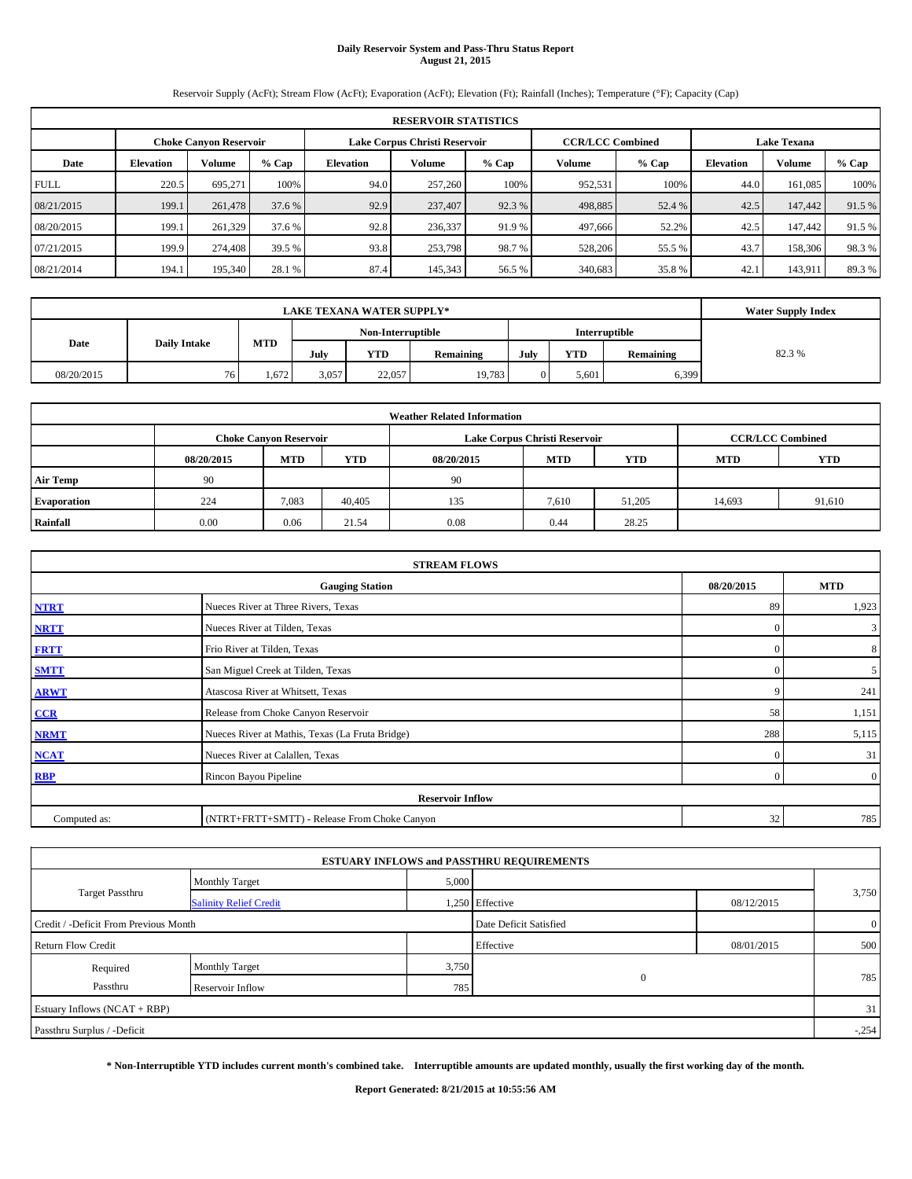# Daily Reservoir System and Pass-Thru Status Report
**August 21, 2015**

Reservoir Supply (AcFt); Stream Flow (AcFt); Evaporation (AcFt); Elevation (Ft); Rainfall (Inches); Temperature (°F); Capacity (Cap)

| RESERVOIR STATISTICS | | | | | | | | | | | |
|---|---|---|---|---|---|---|---|---|---|---|---|
| | Choke Canyon Reservoir | | | Lake Corpus Christi Reservoir | | | CCR/LCC Combined | | Lake Texana | | |
| Date | Elevation | Volume | % Cap | Elevation | Volume | % Cap | Volume | % Cap | Elevation | Volume | % Cap |
| FULL | 220.5 | 695,271 | 100% | 94.0 | 257,260 | 100% | 952,531 | 100% | 44.0 | 161,085 | 100% |
| 08/21/2015 | 199.1 | 261,478 | 37.6 % | 92.9 | 237,407 | 92.3 % | 498,885 | 52.4 % | 42.5 | 147,442 | 91.5 % |
| 08/20/2015 | 199.1 | 261,329 | 37.6 % | 92.8 | 236,337 | 91.9 % | 497,666 | 52.2% | 42.5 | 147,442 | 91.5 % |
| 07/21/2015 | 199.9 | 274,408 | 39.5 % | 93.8 | 253,798 | 98.7 % | 528,206 | 55.5 % | 43.7 | 158,306 | 98.3 % |
| 08/21/2014 | 194.1 | 195,340 | 28.1 % | 87.4 | 145,343 | 56.5 % | 340,683 | 35.8 % | 42.1 | 143,911 | 89.3 % |

| LAKE TEXANA WATER SUPPLY* | | | | | | | | | Water Supply Index |
|---|---|---|---|---|---|---|---|---|---|
| Date | Daily Intake | MTD | Non-Interruptible | | | Interruptible | | | |
| | | | July | YTD | Remaining | July | YTD | Remaining | |
| 08/20/2015 | 76 | 1,672 | 3,057 | 22,057 | 19,783 | 0 | 5,601 | 6,399 | 82.3 % |

| Weather Related Information | | | | | | | | |
|---|---|---|---|---|---|---|---|---|
| | Choke Canyon Reservoir | | | Lake Corpus Christi Reservoir | | | CCR/LCC Combined | |
| | 08/20/2015 | MTD | YTD | 08/20/2015 | MTD | YTD | MTD | YTD |
| Air Temp | 90 | | | 90 | | | | |
| Evaporation | 224 | 7,083 | 40,405 | 135 | 7,610 | 51,205 | 14,693 | 91,610 |
| Rainfall | 0.00 | 0.06 | 21.54 | 0.08 | 0.44 | 28.25 | | |

| STREAM FLOWS | | | |
|---|---|---|---|
| | Gauging Station | 08/20/2015 | MTD |
| NTRT | Nueces River at Three Rivers, Texas | 89 | 1,923 |
| NRTT | Nueces River at Tilden, Texas | 0 | 3 |
| FRTT | Frio River at Tilden, Texas | 0 | 8 |
| SMTT | San Miguel Creek at Tilden, Texas | 0 | 5 |
| ARWT | Atascosa River at Whitsett, Texas | 9 | 241 |
| CCR | Release from Choke Canyon Reservoir | 58 | 1,151 |
| NRMT | Nueces River at Mathis, Texas (La Fruta Bridge) | 288 | 5,115 |
| NCAT | Nueces River at Calallen, Texas | 0 | 31 |
| RBP | Rincon Bayou Pipeline | 0 | 0 |
| Reservoir Inflow | | | |
| Computed as: | (NTRT+FRTT+SMTT) - Release From Choke Canyon | 32 | 785 |

| ESTUARY INFLOWS and PASSTHRU REQUIREMENTS | | | | | |
|---|---|---|---|---|---|
| Target Passthru | Monthly Target | 5,000 | | | 3,750 |
| | Salinity Relief Credit | 1,250 | Effective | 08/12/2015 | |
| Credit / -Deficit From Previous Month | | | Date Deficit Satisfied | | 0 |
| Return Flow Credit | | | Effective | 08/01/2015 | 500 |
| Required Passthru | Monthly Target | 3,750 | 0 | | 785 |
| | Reservoir Inflow | 785 | | | |
| Estuary Inflows (NCAT + RBP) | | | | | 31 |
| Passthru Surplus / -Deficit | | | | | -,254 |

**\* Non-Interruptible YTD includes current month's combined take. Interruptible amounts are updated monthly, usually the first working day of the month.**

**Report Generated: 8/21/2015 at 10:55:56 AM**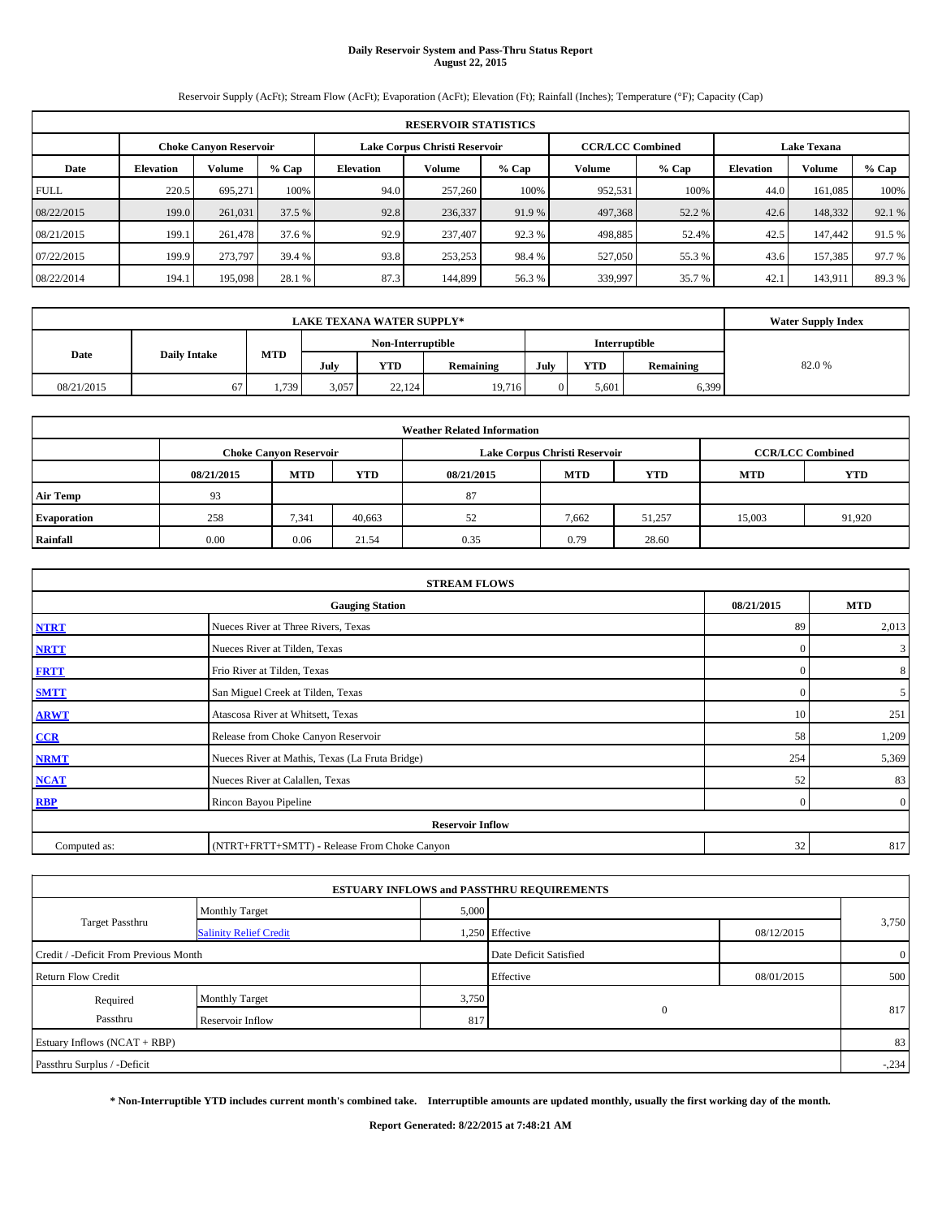# Daily Reservoir System and Pass-Thru Status Report
## August 22, 2015

Reservoir Supply (AcFt); Stream Flow (AcFt); Evaporation (AcFt); Elevation (Ft); Rainfall (Inches); Temperature (°F); Capacity (Cap)

| RESERVOIR STATISTICS | | | | | | | | | | | |
|---|---|---|---|---|---|---|---|---|---|---|---|
| | Choke Canyon Reservoir | | | Lake Corpus Christi Reservoir | | | CCR/LCC Combined | | Lake Texana | | |
| Date | Elevation | Volume | % Cap | Elevation | Volume | % Cap | Volume | % Cap | Elevation | Volume | % Cap |
| FULL | 220.5 | 695,271 | 100% | 94.0 | 257,260 | 100% | 952,531 | 100% | 44.0 | 161,085 | 100% |
| 08/22/2015 | 199.0 | 261,031 | 37.5 % | 92.8 | 236,337 | 91.9 % | 497,368 | 52.2 % | 42.6 | 148,332 | 92.1 % |
| 08/21/2015 | 199.1 | 261,478 | 37.6 % | 92.9 | 237,407 | 92.3 % | 498,885 | 52.4% | 42.5 | 147,442 | 91.5 % |
| 07/22/2015 | 199.9 | 273,797 | 39.4 % | 93.8 | 253,253 | 98.4 % | 527,050 | 55.3 % | 43.6 | 157,385 | 97.7 % |
| 08/22/2014 | 194.1 | 195,098 | 28.1 % | 87.3 | 144,899 | 56.3 % | 339,997 | 35.7 % | 42.1 | 143,911 | 89.3 % |

| LAKE TEXANA WATER SUPPLY* | | | | | | | | | Water Supply Index |
|---|---|---|---|---|---|---|---|---|---|
| Date | Daily Intake | MTD | Non-Interruptible | | | Interruptible | | | |
| | | | July | YTD | Remaining | July | YTD | Remaining | |
| 08/21/2015 | 67 | 1,739 | 3,057 | 22,124 | 19,716 | 0 | 5,601 | 6,399 | 82.0 % |

| Weather Related Information | | | | | | | | |
|---|---|---|---|---|---|---|---|---|
| | Choke Canyon Reservoir | | | Lake Corpus Christi Reservoir | | | CCR/LCC Combined | |
| | 08/21/2015 | MTD | YTD | 08/21/2015 | MTD | YTD | MTD | YTD |
| Air Temp | 93 | | | 87 | | | | |
| Evaporation | 258 | 7,341 | 40,663 | 52 | 7,662 | 51,257 | 15,003 | 91,920 |
| Rainfall | 0.00 | 0.06 | 21.54 | 0.35 | 0.79 | 28.60 | | |

| STREAM FLOWS | | | |
|---|---|---|---|
| | Gauging Station | 08/21/2015 | MTD |
| NTRT | Nueces River at Three Rivers, Texas | 89 | 2,013 |
| NRTT | Nueces River at Tilden, Texas | 0 | 3 |
| FRTT | Frio River at Tilden, Texas | 0 | 8 |
| SMTT | San Miguel Creek at Tilden, Texas | 0 | 5 |
| ARWT | Atascosa River at Whitsett, Texas | 10 | 251 |
| CCR | Release from Choke Canyon Reservoir | 58 | 1,209 |
| NRMT | Nueces River at Mathis, Texas (La Fruta Bridge) | 254 | 5,369 |
| NCAT | Nueces River at Calallen, Texas | 52 | 83 |
| RBP | Rincon Bayou Pipeline | 0 | 0 |
| Reservoir Inflow | | | |
| Computed as: | (NTRT+FRTT+SMTT) - Release From Choke Canyon | 32 | 817 |

| ESTUARY INFLOWS and PASSTHRU REQUIREMENTS | | | | | |
|---|---|---|---|---|---|
| Target Passthru | Monthly Target | 5,000 | | | 3,750 |
| | Salinity Relief Credit | 1,250 | Effective | 08/12/2015 | |
| Credit / -Deficit From Previous Month | | | Date Deficit Satisfied | | 0 |
| Return Flow Credit | | | Effective | 08/01/2015 | 500 |
| Required Passthru | Monthly Target | 3,750 | 0 | | 817 |
| | Reservoir Inflow | 817 | | | |
| Estuary Inflows (NCAT + RBP) | | | | | 83 |
| Passthru Surplus / -Deficit | | | | | -,234 |

**\* Non-Interruptible YTD includes current month's combined take. Interruptible amounts are updated monthly, usually the first working day of the month.**

**Report Generated: 8/22/2015 at 7:48:21 AM**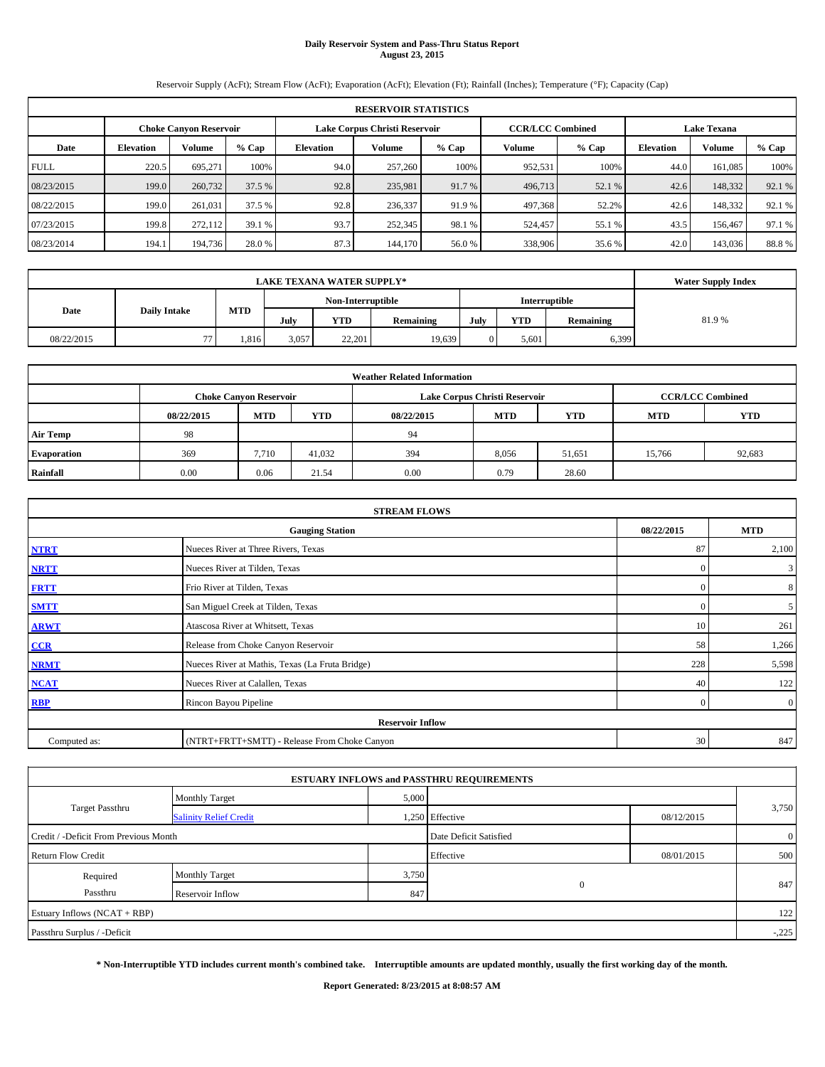# Daily Reservoir System and Pass-Thru Status Report
**August 23, 2015**

Reservoir Supply (AcFt); Stream Flow (AcFt); Evaporation (AcFt); Elevation (Ft); Rainfall (Inches); Temperature (°F); Capacity (Cap)

| RESERVOIR STATISTICS | | | | | | | | | | |
|---|---|---|---|---|---|---|---|---|---|---|
| | Choke Canyon Reservoir | | | Lake Corpus Christi Reservoir | | | CCR/LCC Combined | | Lake Texana | | |
| Date | Elevation | Volume | % Cap | Elevation | Volume | % Cap | Volume | % Cap | Elevation | Volume | % Cap |
| FULL | 220.5 | 695,271 | 100% | 94.0 | 257,260 | 100% | 952,531 | 100% | 44.0 | 161,085 | 100% |
| 08/23/2015 | 199.0 | 260,732 | 37.5 % | 92.8 | 235,981 | 91.7 % | 496,713 | 52.1 % | 42.6 | 148,332 | 92.1 % |
| 08/22/2015 | 199.0 | 261,031 | 37.5 % | 92.8 | 236,337 | 91.9 % | 497,368 | 52.2% | 42.6 | 148,332 | 92.1 % |
| 07/23/2015 | 199.8 | 272,112 | 39.1 % | 93.7 | 252,345 | 98.1 % | 524,457 | 55.1 % | 43.5 | 156,467 | 97.1 % |
| 08/23/2014 | 194.1 | 194,736 | 28.0 % | 87.3 | 144,170 | 56.0 % | 338,906 | 35.6 % | 42.0 | 143,036 | 88.8 % |

| LAKE TEXANA WATER SUPPLY* | | | | | | | | | Water Supply Index |
|---|---|---|---|---|---|---|---|---|---|
| Date | Daily Intake | MTD | Non-Interruptible | | | Interruptible | | | |
| | | | July | YTD | Remaining | July | YTD | Remaining | |
| 08/22/2015 | 77 | 1,816 | 3,057 | 22,201 | 19,639 | 0 | 5,601 | 6,399 | 81.9 % |

| Weather Related Information | | | | | | | | |
|---|---|---|---|---|---|---|---|---|
| | Choke Canyon Reservoir | | | Lake Corpus Christi Reservoir | | | CCR/LCC Combined | |
| | 08/22/2015 | MTD | YTD | 08/22/2015 | MTD | YTD | MTD | YTD |
| Air Temp | 98 | | | 94 | | | | |
| Evaporation | 369 | 7,710 | 41,032 | 394 | 8,056 | 51,651 | 15,766 | 92,683 |
| Rainfall | 0.00 | 0.06 | 21.54 | 0.00 | 0.79 | 28.60 | | |

| STREAM FLOWS | | | |
|---|---|---|---|
| | Gauging Station | 08/22/2015 | MTD |
| NTRT | Nueces River at Three Rivers, Texas | 87 | 2,100 |
| NRTT | Nueces River at Tilden, Texas | 0 | 3 |
| FRTT | Frio River at Tilden, Texas | 0 | 8 |
| SMTT | San Miguel Creek at Tilden, Texas | 0 | 5 |
| ARWT | Atascosa River at Whitsett, Texas | 10 | 261 |
| CCR | Release from Choke Canyon Reservoir | 58 | 1,266 |
| NRMT | Nueces River at Mathis, Texas (La Fruta Bridge) | 228 | 5,598 |
| NCAT | Nueces River at Calallen, Texas | 40 | 122 |
| RBP | Rincon Bayou Pipeline | 0 | 0 |
| | Reservoir Inflow | | |
| Computed as: | (NTRT+FRTT+SMTT) - Release From Choke Canyon | 30 | 847 |

| ESTUARY INFLOWS and PASSTHRU REQUIREMENTS | | | | | |
|---|---|---|---|---|---|
| Target Passthru | Monthly Target | 5,000 | | | 3,750 |
| | Salinity Relief Credit | 1,250 | Effective | 08/12/2015 | |
| Credit / -Deficit From Previous Month | | | Date Deficit Satisfied | | 0 |
| Return Flow Credit | | | Effective | 08/01/2015 | 500 |
| Required Passthru | Monthly Target | 3,750 | 0 | | 847 |
| | Reservoir Inflow | 847 | | | |
| Estuary Inflows (NCAT + RBP) | | | | | 122 |
| Passthru Surplus / -Deficit | | | | | -,225 |

**\* Non-Interruptible YTD includes current month's combined take. Interruptible amounts are updated monthly, usually the first working day of the month.**

**Report Generated: 8/23/2015 at 8:08:57 AM**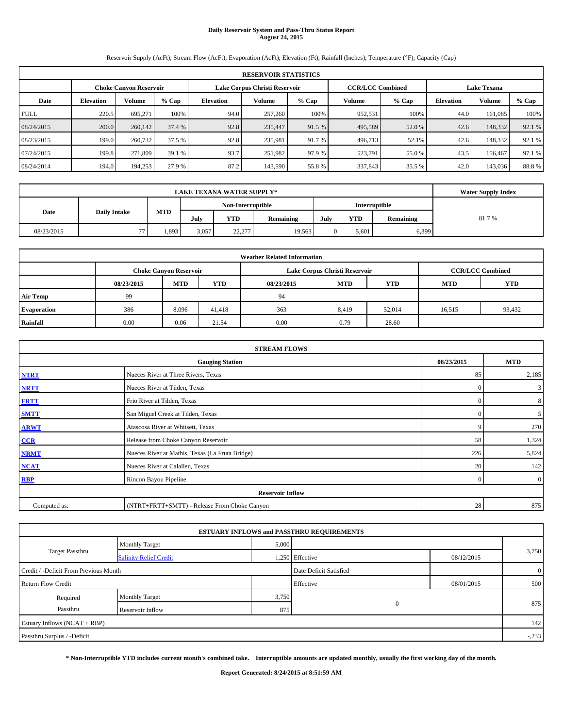# Daily Reservoir System and Pass-Thru Status Report
## August 24, 2015

Reservoir Supply (AcFt); Stream Flow (AcFt); Evaporation (AcFt); Elevation (Ft); Rainfall (Inches); Temperature (°F); Capacity (Cap)

| RESERVOIR STATISTICS | | | | | | | | | | | |
|---|---|---|---|---|---|---|---|---|---|---|---|
| | Choke Canyon Reservoir | | | Lake Corpus Christi Reservoir | | | CCR/LCC Combined | | Lake Texana | | |
| Date | Elevation | Volume | % Cap | Elevation | Volume | % Cap | Volume | % Cap | Elevation | Volume | % Cap |
| FULL | 220.5 | 695,271 | 100% | 94.0 | 257,260 | 100% | 952,531 | 100% | 44.0 | 161,085 | 100% |
| 08/24/2015 | 200.0 | 260,142 | 37.4 % | 92.8 | 235,447 | 91.5 % | 495,589 | 52.0 % | 42.6 | 148,332 | 92.1 % |
| 08/23/2015 | 199.0 | 260,732 | 37.5 % | 92.8 | 235,981 | 91.7 % | 496,713 | 52.1% | 42.6 | 148,332 | 92.1 % |
| 07/24/2015 | 199.8 | 271,809 | 39.1 % | 93.7 | 251,982 | 97.9 % | 523,791 | 55.0 % | 43.5 | 156,467 | 97.1 % |
| 08/24/2014 | 194.0 | 194,253 | 27.9 % | 87.2 | 143,590 | 55.8 % | 337,843 | 35.5 % | 42.0 | 143,036 | 88.8 % |

| LAKE TEXANA WATER SUPPLY* | | | | | | | | | Water Supply Index |
|---|---|---|---|---|---|---|---|---|---|
| Date | Daily Intake | MTD | Non-Interruptible | | | Interruptible | | | |
| | | | July | YTD | Remaining | July | YTD | Remaining | |
| 08/23/2015 | 77 | 1,893 | 3,057 | 22,277 | 19,563 | 0 | 5,601 | 6,399 | 81.7 % |

| Weather Related Information | | | | | | | |
|---|---|---|---|---|---|---|---|
| | Choke Canyon Reservoir | | | Lake Corpus Christi Reservoir | | | CCR/LCC Combined | |
| | 08/23/2015 | MTD | YTD | 08/23/2015 | MTD | YTD | MTD | YTD |
| Air Temp | 99 | | | 94 | | | | |
| Evaporation | 386 | 8,096 | 41,418 | 363 | 8,419 | 52,014 | 16,515 | 93,432 |
| Rainfall | 0.00 | 0.06 | 21.54 | 0.00 | 0.79 | 28.60 | | |

| STREAM FLOWS | | | |
|---|---|---|---|
| | Gauging Station | 08/23/2015 | MTD |
| NTRT | Nueces River at Three Rivers, Texas | 85 | 2,185 |
| NRTT | Nueces River at Tilden, Texas | 0 | 3 |
| FRTT | Frio River at Tilden, Texas | 0 | 8 |
| SMTT | San Miguel Creek at Tilden, Texas | 0 | 5 |
| ARWT | Atascosa River at Whitsett, Texas | 9 | 270 |
| CCR | Release from Choke Canyon Reservoir | 58 | 1,324 |
| NRMT | Nueces River at Mathis, Texas (La Fruta Bridge) | 226 | 5,824 |
| NCAT | Nueces River at Calallen, Texas | 20 | 142 |
| RBP | Rincon Bayou Pipeline | 0 | 0 |
| Reservoir Inflow | | | |
| Computed as: | (NTRT+FRTT+SMTT) - Release From Choke Canyon | 28 | 875 |

| ESTUARY INFLOWS and PASSTHRU REQUIREMENTS | | | | | |
|---|---|---|---|---|---|
| Target Passthru | Monthly Target | 5,000 | | | 3,750 |
| | Salinity Relief Credit | 1,250 | Effective | 08/12/2015 | |
| Credit / -Deficit From Previous Month | | | Date Deficit Satisfied | | 0 |
| Return Flow Credit | | | Effective | 08/01/2015 | 500 |
| Required Passthru | Monthly Target | 3,750 | 0 | | 875 |
| | Reservoir Inflow | 875 | | | |
| Estuary Inflows (NCAT + RBP) | | | | | 142 |
| Passthru Surplus / -Deficit | | | | | -,233 |

**\* Non-Interruptible YTD includes current month's combined take. Interruptible amounts are updated monthly, usually the first working day of the month.**

**Report Generated: 8/24/2015 at 8:51:59 AM**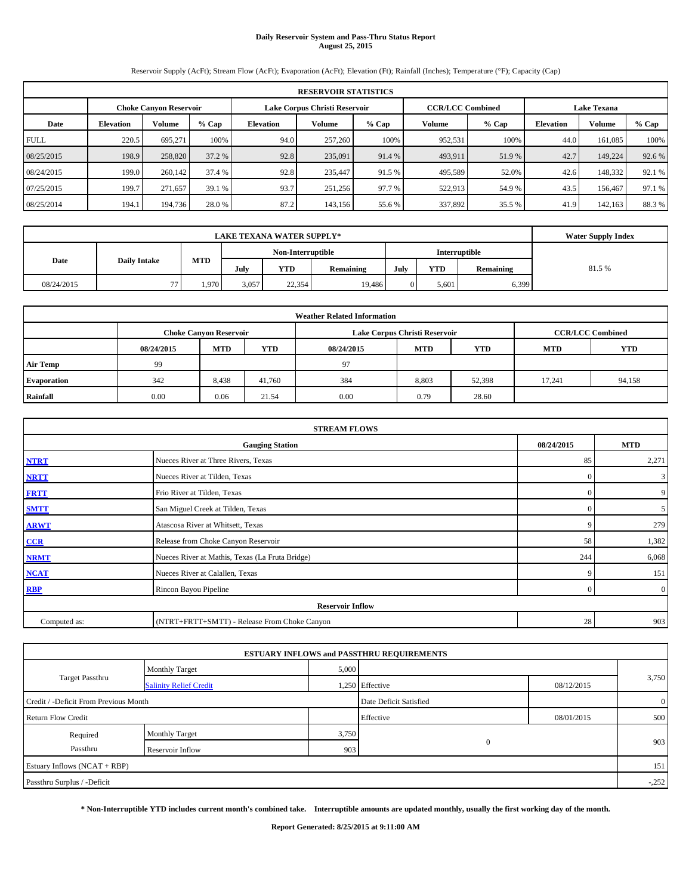# Daily Reservoir System and Pass-Thru Status Report
**August 25, 2015**

Reservoir Supply (AcFt); Stream Flow (AcFt); Evaporation (AcFt); Elevation (Ft); Rainfall (Inches); Temperature (°F); Capacity (Cap)

| RESERVOIR STATISTICS | | | | | | | | | | | |
|---|---|---|---|---|---|---|---|---|---|---|---|
| | Choke Canyon Reservoir | | | Lake Corpus Christi Reservoir | | | CCR/LCC Combined | | Lake Texana | | |
| Date | Elevation | Volume | % Cap | Elevation | Volume | % Cap | Volume | % Cap | Elevation | Volume | % Cap |
| FULL | 220.5 | 695,271 | 100% | 94.0 | 257,260 | 100% | 952,531 | 100% | 44.0 | 161,085 | 100% |
| 08/25/2015 | 198.9 | 258,820 | 37.2 % | 92.8 | 235,091 | 91.4 % | 493,911 | 51.9 % | 42.7 | 149,224 | 92.6 % |
| 08/24/2015 | 199.0 | 260,142 | 37.4 % | 92.8 | 235,447 | 91.5 % | 495,589 | 52.0% | 42.6 | 148,332 | 92.1 % |
| 07/25/2015 | 199.7 | 271,657 | 39.1 % | 93.7 | 251,256 | 97.7 % | 522,913 | 54.9 % | 43.5 | 156,467 | 97.1 % |
| 08/25/2014 | 194.1 | 194,736 | 28.0 % | 87.2 | 143,156 | 55.6 % | 337,892 | 35.5 % | 41.9 | 142,163 | 88.3 % |

| LAKE TEXANA WATER SUPPLY* | | | | | | | | | Water Supply Index |
|---|---|---|---|---|---|---|---|---|---|
| Date | Daily Intake | MTD | Non-Interruptible | | | Interruptible | | | |
| | | | July | YTD | Remaining | July | YTD | Remaining | |
| 08/24/2015 | 77 | 1,970 | 3,057 | 22,354 | 19,486 | 0 | 5,601 | 6,399 | 81.5 % |

| Weather Related Information | | | | | | | | |
|---|---|---|---|---|---|---|---|---|
| | Choke Canyon Reservoir | | | Lake Corpus Christi Reservoir | | | CCR/LCC Combined | |
| | 08/24/2015 | MTD | YTD | 08/24/2015 | MTD | YTD | MTD | YTD |
| Air Temp | 99 | | | 97 | | | | |
| Evaporation | 342 | 8,438 | 41,760 | 384 | 8,803 | 52,398 | 17,241 | 94,158 |
| Rainfall | 0.00 | 0.06 | 21.54 | 0.00 | 0.79 | 28.60 | | |

| STREAM FLOWS | | | |
|---|---|---|---|
| | Gauging Station | 08/24/2015 | MTD |
| NTRT | Nueces River at Three Rivers, Texas | 85 | 2,271 |
| NRTT | Nueces River at Tilden, Texas | 0 | 3 |
| FRTT | Frio River at Tilden, Texas | 0 | 9 |
| SMTT | San Miguel Creek at Tilden, Texas | 0 | 5 |
| ARWT | Atascosa River at Whitsett, Texas | 9 | 279 |
| CCR | Release from Choke Canyon Reservoir | 58 | 1,382 |
| NRMT | Nueces River at Mathis, Texas (La Fruta Bridge) | 244 | 6,068 |
| NCAT | Nueces River at Calallen, Texas | 9 | 151 |
| RBP | Rincon Bayou Pipeline | 0 | 0 |
| **Reservoir Inflow** | | | |
| Computed as: | (NTRT+FRTT+SMTT) - Release From Choke Canyon | 28 | 903 |

| ESTUARY INFLOWS and PASSTHRU REQUIREMENTS | | | | | |
|---|---|---|---|---|---|
| Target Passthru | Monthly Target | 5,000 | | | 3,750 |
| | Salinity Relief Credit | 1,250 | Effective | 08/12/2015 | |
| Credit / -Deficit From Previous Month | | | Date Deficit Satisfied | | 0 |
| Return Flow Credit | | | Effective | 08/01/2015 | 500 |
| Required Passthru | Monthly Target | 3,750 | 0 | | 903 |
| | Reservoir Inflow | 903 | | | |
| Estuary Inflows (NCAT + RBP) | | | | | 151 |
| Passthru Surplus / -Deficit | | | | | -,252 |

**\* Non-Interruptible YTD includes current month's combined take. Interruptible amounts are updated monthly, usually the first working day of the month.**

**Report Generated: 8/25/2015 at 9:11:00 AM**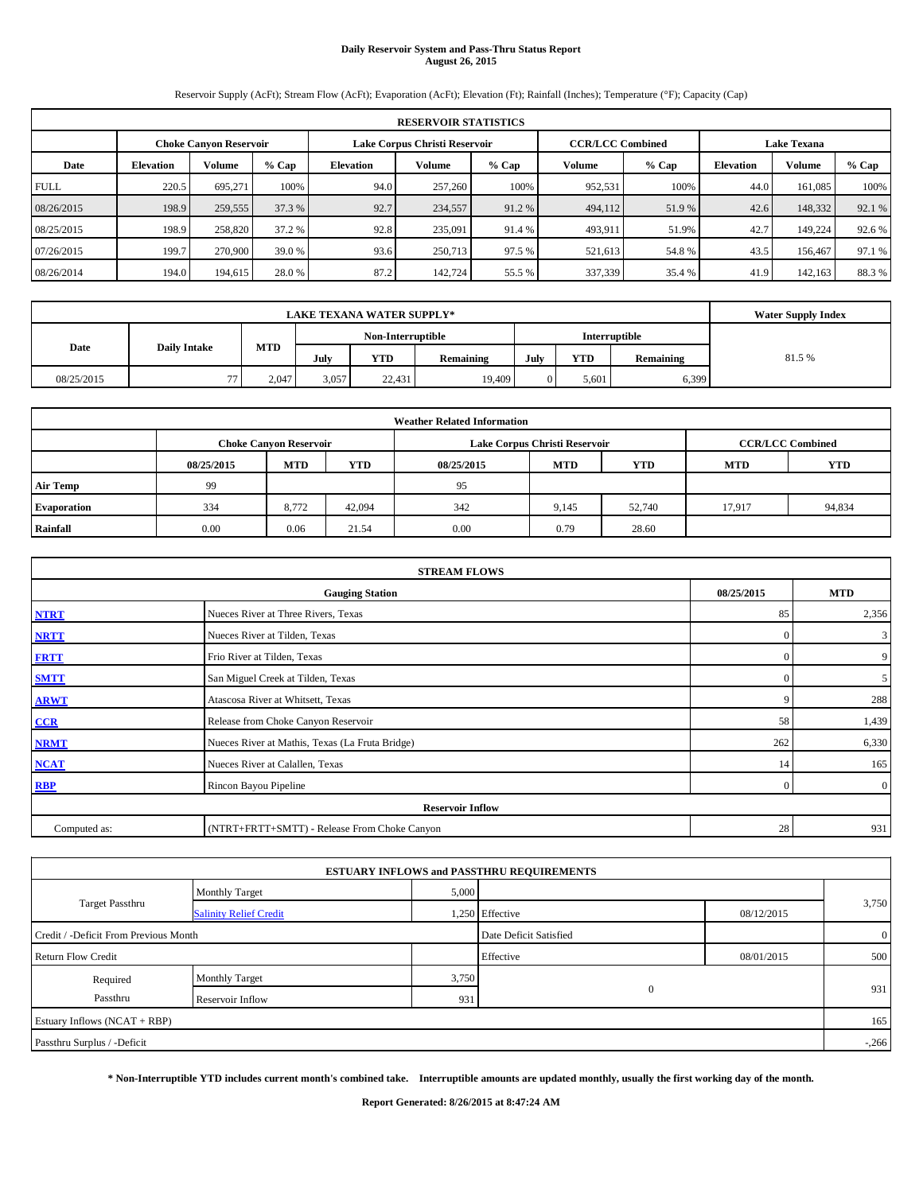**Daily Reservoir System and Pass-Thru Status Report**
**August 26, 2015**

Reservoir Supply (AcFt); Stream Flow (AcFt); Evaporation (AcFt); Elevation (Ft); Rainfall (Inches); Temperature (°F); Capacity (Cap)

| RESERVOIR STATISTICS | | | | | | | | | | | |
|---|---|---|---|---|---|---|---|---|---|---|---|
| | Choke Canyon Reservoir | | | Lake Corpus Christi Reservoir | | | CCR/LCC Combined | | Lake Texana | | |
| Date | Elevation | Volume | % Cap | Elevation | Volume | % Cap | Volume | % Cap | Elevation | Volume | % Cap |
| FULL | 220.5 | 695,271 | 100% | 94.0 | 257,260 | 100% | 952,531 | 100% | 44.0 | 161,085 | 100% |
| 08/26/2015 | 198.9 | 259,555 | 37.3 % | 92.7 | 234,557 | 91.2 % | 494,112 | 51.9 % | 42.6 | 148,332 | 92.1 % |
| 08/25/2015 | 198.9 | 258,820 | 37.2 % | 92.8 | 235,091 | 91.4 % | 493,911 | 51.9% | 42.7 | 149,224 | 92.6 % |
| 07/26/2015 | 199.7 | 270,900 | 39.0 % | 93.6 | 250,713 | 97.5 % | 521,613 | 54.8 % | 43.5 | 156,467 | 97.1 % |
| 08/26/2014 | 194.0 | 194,615 | 28.0 % | 87.2 | 142,724 | 55.5 % | 337,339 | 35.4 % | 41.9 | 142,163 | 88.3 % |

| LAKE TEXANA WATER SUPPLY* | | | | | | | | | Water Supply Index |
|---|---|---|---|---|---|---|---|---|---|
| Date | Daily Intake | MTD | Non-Interruptible | | | Interruptible | | | |
| | | | July | YTD | Remaining | July | YTD | Remaining | |
| 08/25/2015 | 77 | 2,047 | 3,057 | 22,431 | 19,409 | 0 | 5,601 | 6,399 | 81.5 % |

| Weather Related Information | | | | | | | | |
|---|---|---|---|---|---|---|---|---|
| | Choke Canyon Reservoir | | | Lake Corpus Christi Reservoir | | | CCR/LCC Combined | |
| | 08/25/2015 | MTD | YTD | 08/25/2015 | MTD | YTD | MTD | YTD |
| Air Temp | 99 | | | 95 | | | | |
| Evaporation | 334 | 8,772 | 42,094 | 342 | 9,145 | 52,740 | 17,917 | 94,834 |
| Rainfall | 0.00 | 0.06 | 21.54 | 0.00 | 0.79 | 28.60 | | |

| STREAM FLOWS | | | |
|---|---|---|---|
| | Gauging Station | 08/25/2015 | MTD |
| NTRT | Nueces River at Three Rivers, Texas | 85 | 2,356 |
| NRTT | Nueces River at Tilden, Texas | 0 | 3 |
| FRTT | Frio River at Tilden, Texas | 0 | 9 |
| SMTT | San Miguel Creek at Tilden, Texas | 0 | 5 |
| ARWT | Atascosa River at Whitsett, Texas | 9 | 288 |
| CCR | Release from Choke Canyon Reservoir | 58 | 1,439 |
| NRMT | Nueces River at Mathis, Texas (La Fruta Bridge) | 262 | 6,330 |
| NCAT | Nueces River at Calallen, Texas | 14 | 165 |
| RBP | Rincon Bayou Pipeline | 0 | 0 |
| Reservoir Inflow | | | |
| Computed as: | (NTRT+FRTT+SMTT) - Release From Choke Canyon | 28 | 931 |

| ESTUARY INFLOWS and PASSTHRU REQUIREMENTS | | | | | |
|---|---|---|---|---|---|
| Target Passthru | Monthly Target | 5,000 | | | 3,750 |
| | Salinity Relief Credit | 1,250 | Effective | 08/12/2015 | |
| Credit / -Deficit From Previous Month | | | Date Deficit Satisfied | | 0 |
| Return Flow Credit | | | Effective | 08/01/2015 | 500 |
| Required Passthru | Monthly Target | 3,750 | 0 | | 931 |
| | Reservoir Inflow | 931 | | | |
| Estuary Inflows (NCAT + RBP) | | | | | 165 |
| Passthru Surplus / -Deficit | | | | | -,266 |

**\* Non-Interruptible YTD includes current month's combined take. Interruptible amounts are updated monthly, usually the first working day of the month.**

**Report Generated: 8/26/2015 at 8:47:24 AM**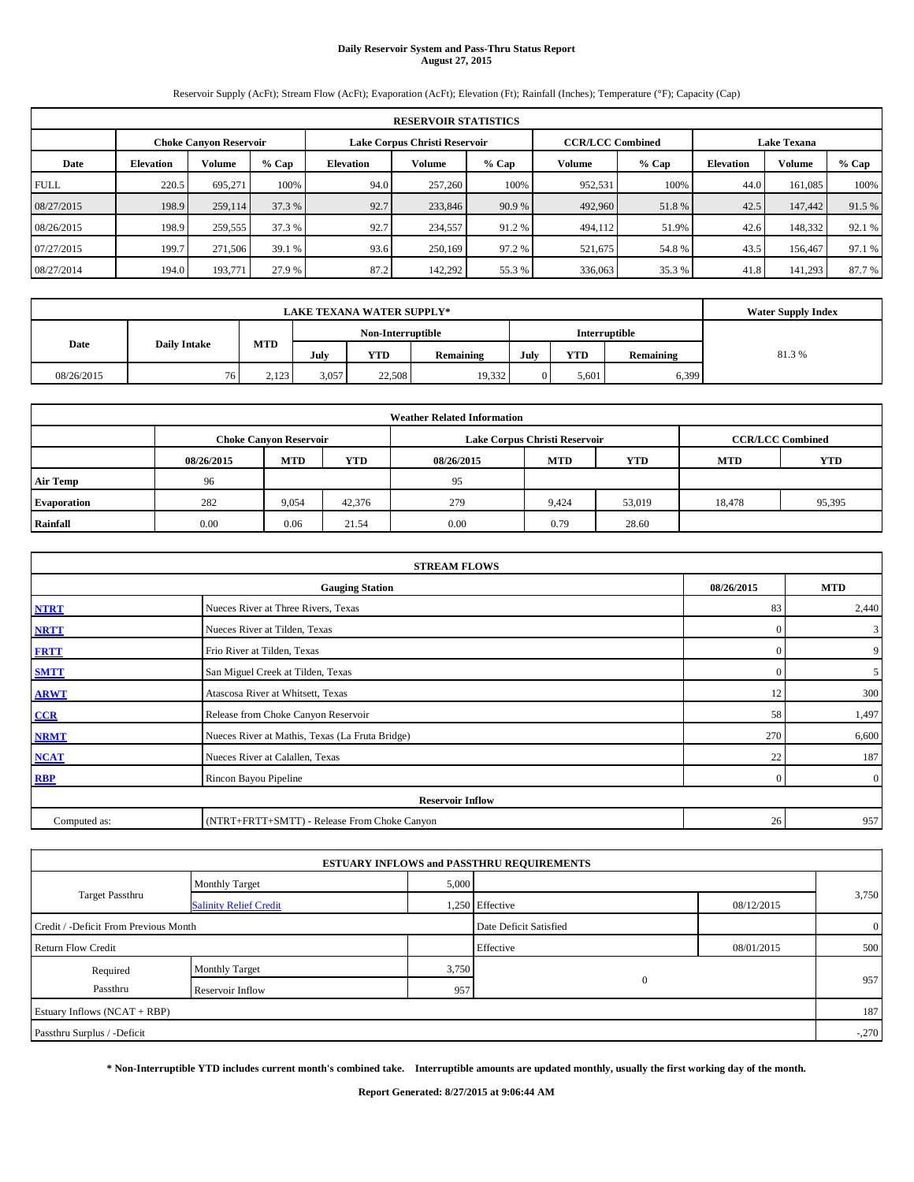# Daily Reservoir System and Pass-Thru Status Report
## August 27, 2015

Reservoir Supply (AcFt); Stream Flow (AcFt); Evaporation (AcFt); Elevation (Ft); Rainfall (Inches); Temperature (°F); Capacity (Cap)

| RESERVOIR STATISTICS | | | | | | | | | | | |
|---|---|---|---|---|---|---|---|---|---|---|---|
| | Choke Canyon Reservoir | | | Lake Corpus Christi Reservoir | | | CCR/LCC Combined | | Lake Texana | | |
| Date | Elevation | Volume | % Cap | Elevation | Volume | % Cap | Volume | % Cap | Elevation | Volume | % Cap |
| FULL | 220.5 | 695,271 | 100% | 94.0 | 257,260 | 100% | 952,531 | 100% | 44.0 | 161,085 | 100% |
| 08/27/2015 | 198.9 | 259,114 | 37.3 % | 92.7 | 233,846 | 90.9 % | 492,960 | 51.8 % | 42.5 | 147,442 | 91.5 % |
| 08/26/2015 | 198.9 | 259,555 | 37.3 % | 92.7 | 234,557 | 91.2 % | 494,112 | 51.9% | 42.6 | 148,332 | 92.1 % |
| 07/27/2015 | 199.7 | 271,506 | 39.1 % | 93.6 | 250,169 | 97.2 % | 521,675 | 54.8 % | 43.5 | 156,467 | 97.1 % |
| 08/27/2014 | 194.0 | 193,771 | 27.9 % | 87.2 | 142,292 | 55.3 % | 336,063 | 35.3 % | 41.8 | 141,293 | 87.7 % |

| LAKE TEXANA WATER SUPPLY* | | | | | | | | | Water Supply Index |
|---|---|---|---|---|---|---|---|---|---|
| Date | Daily Intake | MTD | Non-Interruptible | | | Interruptible | | | |
| | | | July | YTD | Remaining | July | YTD | Remaining | |
| 08/26/2015 | 76 | 2,123 | 3,057 | 22,508 | 19,332 | 0 | 5,601 | 6,399 | 81.3 % |

| Weather Related Information | | | | | | | | |
|---|---|---|---|---|---|---|---|---|
| | Choke Canyon Reservoir | | | Lake Corpus Christi Reservoir | | | CCR/LCC Combined | |
| | 08/26/2015 | MTD | YTD | 08/26/2015 | MTD | YTD | MTD | YTD |
| Air Temp | 96 | | | 95 | | | | |
| Evaporation | 282 | 9,054 | 42,376 | 279 | 9,424 | 53,019 | 18,478 | 95,395 |
| Rainfall | 0.00 | 0.06 | 21.54 | 0.00 | 0.79 | 28.60 | | |

| STREAM FLOWS | | | |
|---|---|---|---|
| | Gauging Station | 08/26/2015 | MTD |
| NTRT | Nueces River at Three Rivers, Texas | 83 | 2,440 |
| NRTT | Nueces River at Tilden, Texas | 0 | 3 |
| FRTT | Frio River at Tilden, Texas | 0 | 9 |
| SMTT | San Miguel Creek at Tilden, Texas | 0 | 5 |
| ARWT | Atascosa River at Whitsett, Texas | 12 | 300 |
| CCR | Release from Choke Canyon Reservoir | 58 | 1,497 |
| NRMT | Nueces River at Mathis, Texas (La Fruta Bridge) | 270 | 6,600 |
| NCAT | Nueces River at Calallen, Texas | 22 | 187 |
| RBP | Rincon Bayou Pipeline | 0 | 0 |
| Reservoir Inflow | | | |
| Computed as: | (NTRT+FRTT+SMTT) - Release From Choke Canyon | 26 | 957 |

| ESTUARY INFLOWS and PASSTHRU REQUIREMENTS | | | | | |
|---|---|---|---|---|---|
| Target Passthru | Monthly Target | 5,000 | | | 3,750 |
| | Salinity Relief Credit | 1,250 | Effective | 08/12/2015 | |
| Credit / -Deficit From Previous Month | | | Date Deficit Satisfied | | 0 |
| Return Flow Credit | | | Effective | 08/01/2015 | 500 |
| Required Passthru | Monthly Target | 3,750 | 0 | | 957 |
| | Reservoir Inflow | 957 | | | |
| Estuary Inflows (NCAT + RBP) | | | | | 187 |
| Passthru Surplus / -Deficit | | | | | -,270 |

**\* Non-Interruptible YTD includes current month's combined take. Interruptible amounts are updated monthly, usually the first working day of the month.**

**Report Generated: 8/27/2015 at 9:06:44 AM**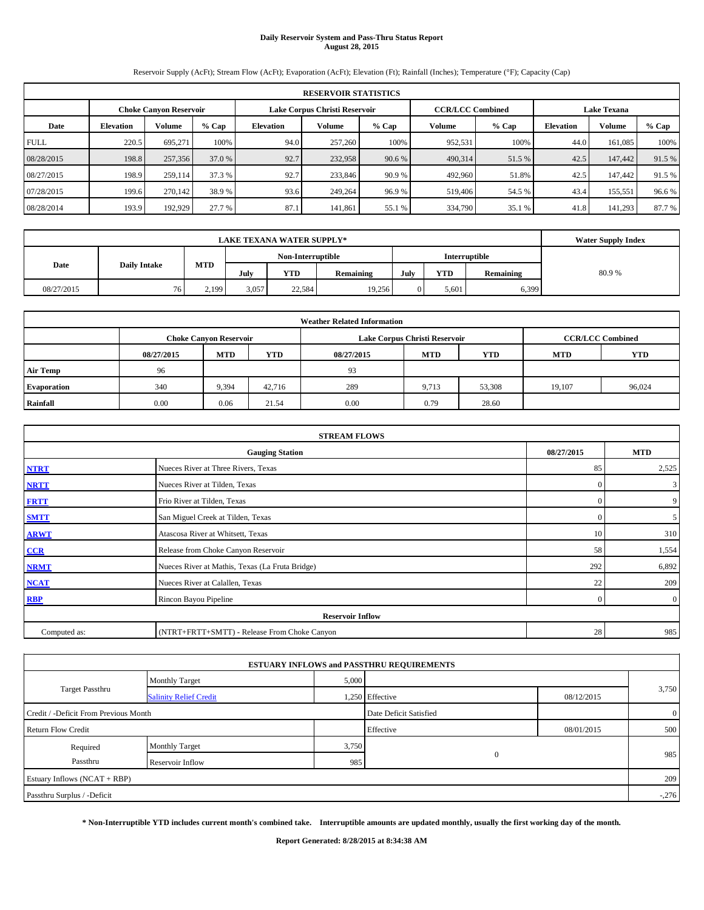# Daily Reservoir System and Pass-Thru Status Report
**August 28, 2015**

Reservoir Supply (AcFt); Stream Flow (AcFt); Evaporation (AcFt); Elevation (Ft); Rainfall (Inches); Temperature (°F); Capacity (Cap)

| RESERVOIR STATISTICS | | | | | | | | | | | |
|---|---|---|---|---|---|---|---|---|---|---|---|
| | Choke Canyon Reservoir | | | Lake Corpus Christi Reservoir | | | CCR/LCC Combined | | Lake Texana | | |
| Date | Elevation | Volume | % Cap | Elevation | Volume | % Cap | Volume | % Cap | Elevation | Volume | % Cap |
| FULL | 220.5 | 695,271 | 100% | 94.0 | 257,260 | 100% | 952,531 | 100% | 44.0 | 161,085 | 100% |
| 08/28/2015 | 198.8 | 257,356 | 37.0 % | 92.7 | 232,958 | 90.6 % | 490,314 | 51.5 % | 42.5 | 147,442 | 91.5 % |
| 08/27/2015 | 198.9 | 259,114 | 37.3 % | 92.7 | 233,846 | 90.9 % | 492,960 | 51.8% | 42.5 | 147,442 | 91.5 % |
| 07/28/2015 | 199.6 | 270,142 | 38.9 % | 93.6 | 249,264 | 96.9 % | 519,406 | 54.5 % | 43.4 | 155,551 | 96.6 % |
| 08/28/2014 | 193.9 | 192,929 | 27.7 % | 87.1 | 141,861 | 55.1 % | 334,790 | 35.1 % | 41.8 | 141,293 | 87.7 % |

| LAKE TEXANA WATER SUPPLY* | | | | | | | | | Water Supply Index |
|---|---|---|---|---|---|---|---|---|---|
| Date | Daily Intake | MTD | Non-Interruptible | | | Interruptible | | | |
| | | | July | YTD | Remaining | July | YTD | Remaining | |
| 08/27/2015 | 76 | 2,199 | 3,057 | 22,584 | 19,256 | 0 | 5,601 | 6,399 | 80.9 % |

| Weather Related Information | | | | | | | | |
|---|---|---|---|---|---|---|---|---|
| | Choke Canyon Reservoir | | | Lake Corpus Christi Reservoir | | | CCR/LCC Combined | |
| | 08/27/2015 | MTD | YTD | 08/27/2015 | MTD | YTD | MTD | YTD |
| Air Temp | 96 | | | 93 | | | | |
| Evaporation | 340 | 9,394 | 42,716 | 289 | 9,713 | 53,308 | 19,107 | 96,024 |
| Rainfall | 0.00 | 0.06 | 21.54 | 0.00 | 0.79 | 28.60 | | |

| STREAM FLOWS | | | |
|---|---|---|---|
| | Gauging Station | 08/27/2015 | MTD |
| NTRT | Nueces River at Three Rivers, Texas | 85 | 2,525 |
| NRTT | Nueces River at Tilden, Texas | 0 | 3 |
| FRTT | Frio River at Tilden, Texas | 0 | 9 |
| SMTT | San Miguel Creek at Tilden, Texas | 0 | 5 |
| ARWT | Atascosa River at Whitsett, Texas | 10 | 310 |
| CCR | Release from Choke Canyon Reservoir | 58 | 1,554 |
| NRMT | Nueces River at Mathis, Texas (La Fruta Bridge) | 292 | 6,892 |
| NCAT | Nueces River at Calallen, Texas | 22 | 209 |
| RBP | Rincon Bayou Pipeline | 0 | 0 |
| Reservoir Inflow | | | |
| Computed as: | (NTRT+FRTT+SMTT) - Release From Choke Canyon | 28 | 985 |

| ESTUARY INFLOWS and PASSTHRU REQUIREMENTS | | | | | |
|---|---|---|---|---|---|
| Target Passthru | Monthly Target | 5,000 | | | 3,750 |
| | Salinity Relief Credit | 1,250 | Effective | 08/12/2015 | |
| Credit / -Deficit From Previous Month | | | Date Deficit Satisfied | | 0 |
| Return Flow Credit | | | Effective | 08/01/2015 | 500 |
| Required Passthru | Monthly Target | 3,750 | 0 | | 985 |
| | Reservoir Inflow | 985 | | | |
| Estuary Inflows (NCAT + RBP) | | | | | 209 |
| Passthru Surplus / -Deficit | | | | | -,276 |

**\* Non-Interruptible YTD includes current month's combined take. Interruptible amounts are updated monthly, usually the first working day of the month.**

**Report Generated: 8/28/2015 at 8:34:38 AM**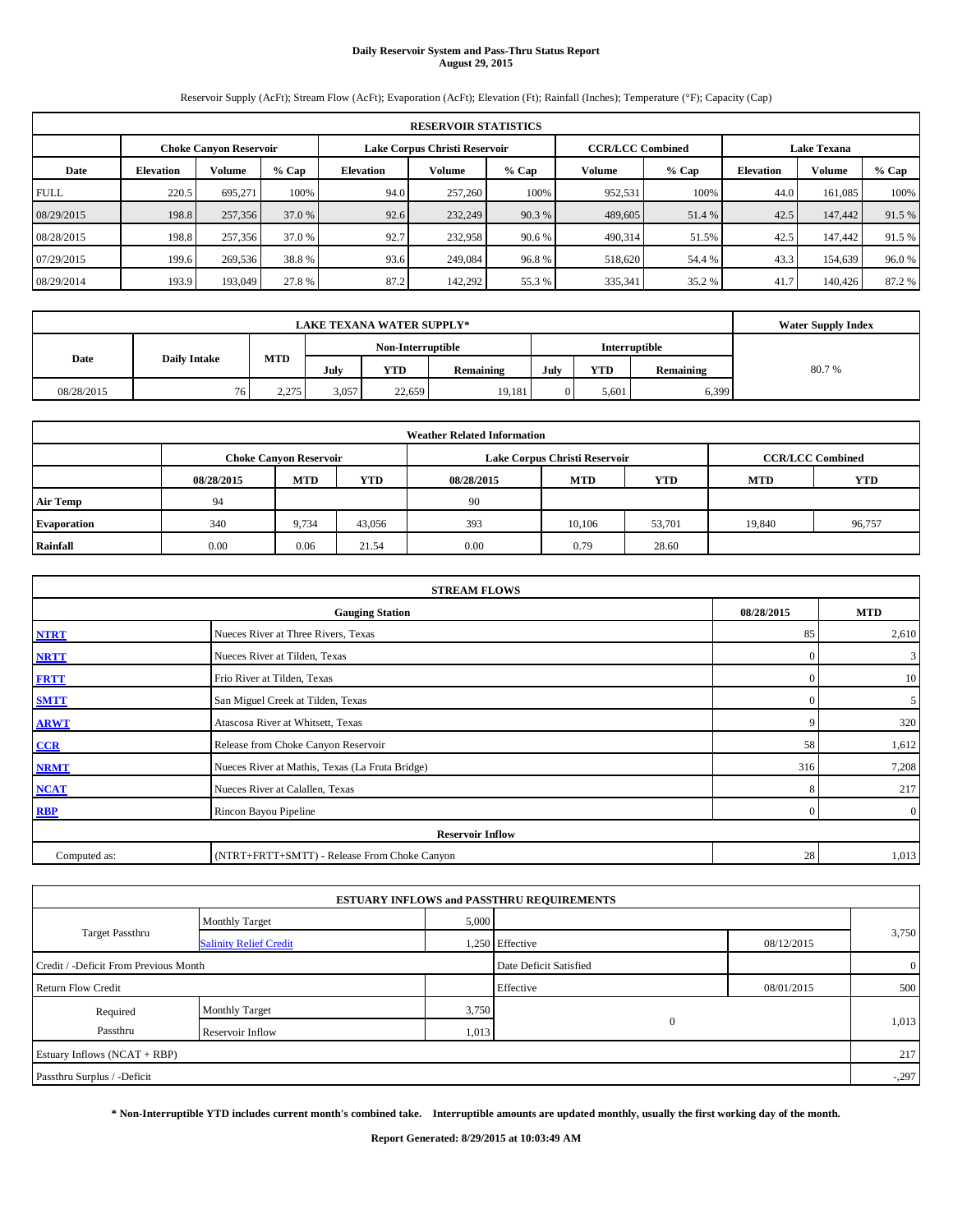# Daily Reservoir System and Pass-Thru Status Report
**August 29, 2015**

Reservoir Supply (AcFt); Stream Flow (AcFt); Evaporation (AcFt); Elevation (Ft); Rainfall (Inches); Temperature (°F); Capacity (Cap)

| RESERVOIR STATISTICS | | | | | | | | | | | |
|---|---|---|---|---|---|---|---|---|---|---|---|
| | Choke Canyon Reservoir | | | Lake Corpus Christi Reservoir | | | CCR/LCC Combined | | Lake Texana | | |
| Date | Elevation | Volume | % Cap | Elevation | Volume | % Cap | Volume | % Cap | Elevation | Volume | % Cap |
| FULL | 220.5 | 695,271 | 100% | 94.0 | 257,260 | 100% | 952,531 | 100% | 44.0 | 161,085 | 100% |
| 08/29/2015 | 198.8 | 257,356 | 37.0 % | 92.6 | 232,249 | 90.3 % | 489,605 | 51.4 % | 42.5 | 147,442 | 91.5 % |
| 08/28/2015 | 198.8 | 257,356 | 37.0 % | 92.7 | 232,958 | 90.6 % | 490,314 | 51.5% | 42.5 | 147,442 | 91.5 % |
| 07/29/2015 | 199.6 | 269,536 | 38.8 % | 93.6 | 249,084 | 96.8 % | 518,620 | 54.4 % | 43.3 | 154,639 | 96.0 % |
| 08/29/2014 | 193.9 | 193,049 | 27.8 % | 87.2 | 142,292 | 55.3 % | 335,341 | 35.2 % | 41.7 | 140,426 | 87.2 % |

| LAKE TEXANA WATER SUPPLY* | | | | | | | | | Water Supply Index |
|---|---|---|---|---|---|---|---|---|---|
| Date | Daily Intake | MTD | Non-Interruptible | | | Interruptible | | | |
| | | | July | YTD | Remaining | July | YTD | Remaining | |
| 08/28/2015 | 76 | 2,275 | 3,057 | 22,659 | 19,181 | 0 | 5,601 | 6,399 | 80.7 % |

| Weather Related Information | | | | | | | | |
|---|---|---|---|---|---|---|---|---|
| | Choke Canyon Reservoir | | | Lake Corpus Christi Reservoir | | | CCR/LCC Combined | |
| | 08/28/2015 | MTD | YTD | 08/28/2015 | MTD | YTD | MTD | YTD |
| Air Temp | 94 | | | 90 | | | | |
| Evaporation | 340 | 9,734 | 43,056 | 393 | 10,106 | 53,701 | 19,840 | 96,757 |
| Rainfall | 0.00 | 0.06 | 21.54 | 0.00 | 0.79 | 28.60 | | |

| STREAM FLOWS | | | |
|---|---|---|---|
| | Gauging Station | 08/28/2015 | MTD |
| NTRT | Nueces River at Three Rivers, Texas | 85 | 2,610 |
| NRTT | Nueces River at Tilden, Texas | 0 | 3 |
| FRTT | Frio River at Tilden, Texas | 0 | 10 |
| SMTT | San Miguel Creek at Tilden, Texas | 0 | 5 |
| ARWT | Atascosa River at Whitsett, Texas | 9 | 320 |
| CCR | Release from Choke Canyon Reservoir | 58 | 1,612 |
| NRMT | Nueces River at Mathis, Texas (La Fruta Bridge) | 316 | 7,208 |
| NCAT | Nueces River at Calallen, Texas | 8 | 217 |
| RBP | Rincon Bayou Pipeline | 0 | 0 |
| Reservoir Inflow | | | |
| Computed as: | (NTRT+FRTT+SMTT) - Release From Choke Canyon | 28 | 1,013 |

| ESTUARY INFLOWS and PASSTHRU REQUIREMENTS | | | | | |
|---|---|---|---|---|---|
| Target Passthru | Monthly Target | 5,000 | | | 3,750 |
| | Salinity Relief Credit | 1,250 | Effective | 08/12/2015 | |
| Credit / -Deficit From Previous Month | | | Date Deficit Satisfied | | 0 |
| Return Flow Credit | | | Effective | 08/01/2015 | 500 |
| Required Passthru | Monthly Target | 3,750 | 0 | | 1,013 |
| | Reservoir Inflow | 1,013 | | | |
| Estuary Inflows (NCAT + RBP) | | | | | 217 |
| Passthru Surplus / -Deficit | | | | | -,297 |

**\* Non-Interruptible YTD includes current month's combined take. Interruptible amounts are updated monthly, usually the first working day of the month.**

**Report Generated: 8/29/2015 at 10:03:49 AM**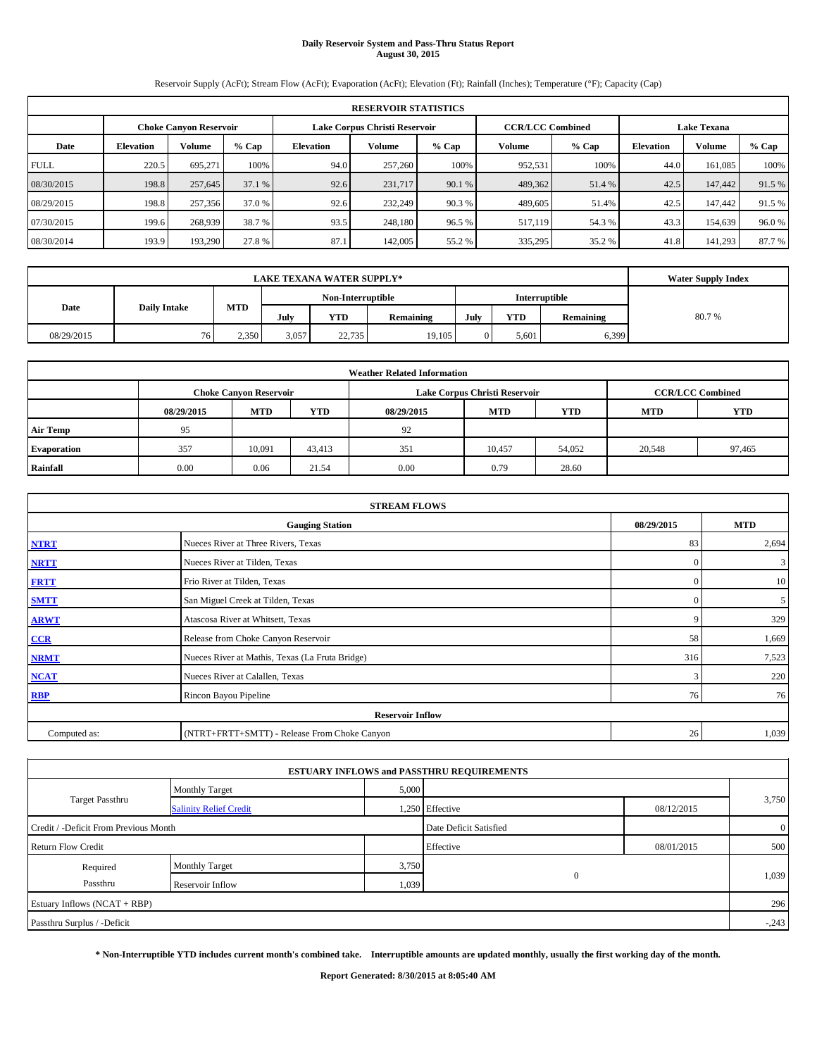# Daily Reservoir System and Pass-Thru Status Report
## August 30, 2015

Reservoir Supply (AcFt); Stream Flow (AcFt); Evaporation (AcFt); Elevation (Ft); Rainfall (Inches); Temperature (°F); Capacity (Cap)

| RESERVOIR STATISTICS | | | | | | | | | | | |
|---|---|---|---|---|---|---|---|---|---|---|---|
| | Choke Canyon Reservoir | | | Lake Corpus Christi Reservoir | | | CCR/LCC Combined | | Lake Texana | | |
| Date | Elevation | Volume | % Cap | Elevation | Volume | % Cap | Volume | % Cap | Elevation | Volume | % Cap |
| FULL | 220.5 | 695,271 | 100% | 94.0 | 257,260 | 100% | 952,531 | 100% | 44.0 | 161,085 | 100% |
| 08/30/2015 | 198.8 | 257,645 | 37.1 % | 92.6 | 231,717 | 90.1 % | 489,362 | 51.4 % | 42.5 | 147,442 | 91.5 % |
| 08/29/2015 | 198.8 | 257,356 | 37.0 % | 92.6 | 232,249 | 90.3 % | 489,605 | 51.4% | 42.5 | 147,442 | 91.5 % |
| 07/30/2015 | 199.6 | 268,939 | 38.7 % | 93.5 | 248,180 | 96.5 % | 517,119 | 54.3 % | 43.3 | 154,639 | 96.0 % |
| 08/30/2014 | 193.9 | 193,290 | 27.8 % | 87.1 | 142,005 | 55.2 % | 335,295 | 35.2 % | 41.8 | 141,293 | 87.7 % |

| LAKE TEXANA WATER SUPPLY* | | | | | | | | | Water Supply Index |
|---|---|---|---|---|---|---|---|---|---|
| Date | Daily Intake | MTD | Non-Interruptible | | | Interruptible | | | |
| | | | July | YTD | Remaining | July | YTD | Remaining | |
| 08/29/2015 | 76 | 2,350 | 3,057 | 22,735 | 19,105 | 0 | 5,601 | 6,399 | 80.7 % |

| Weather Related Information | | | | | | | | |
|---|---|---|---|---|---|---|---|---|
| | Choke Canyon Reservoir | | | Lake Corpus Christi Reservoir | | | CCR/LCC Combined | |
| | 08/29/2015 | MTD | YTD | 08/29/2015 | MTD | YTD | MTD | YTD |
| Air Temp | 95 | | | 92 | | | | |
| Evaporation | 357 | 10,091 | 43,413 | 351 | 10,457 | 54,052 | 20,548 | 97,465 |
| Rainfall | 0.00 | 0.06 | 21.54 | 0.00 | 0.79 | 28.60 | | |

| STREAM FLOWS | | | |
|---|---|---|---|
| | Gauging Station | 08/29/2015 | MTD |
| NTRT | Nueces River at Three Rivers, Texas | 83 | 2,694 |
| NRTT | Nueces River at Tilden, Texas | 0 | 3 |
| FRTT | Frio River at Tilden, Texas | 0 | 10 |
| SMTT | San Miguel Creek at Tilden, Texas | 0 | 5 |
| ARWT | Atascosa River at Whitsett, Texas | 9 | 329 |
| CCR | Release from Choke Canyon Reservoir | 58 | 1,669 |
| NRMT | Nueces River at Mathis, Texas (La Fruta Bridge) | 316 | 7,523 |
| NCAT | Nueces River at Calallen, Texas | 3 | 220 |
| RBP | Rincon Bayou Pipeline | 76 | 76 |
| Reservoir Inflow | | | |
| Computed as: | (NTRT+FRTT+SMTT) - Release From Choke Canyon | 26 | 1,039 |

| ESTUARY INFLOWS and PASSTHRU REQUIREMENTS | | | | | |
|---|---|---|---|---|---|
| Target Passthru | Monthly Target | 5,000 | | | 3,750 |
| | Salinity Relief Credit | 1,250 | Effective | 08/12/2015 | |
| Credit / -Deficit From Previous Month | | | Date Deficit Satisfied | | 0 |
| Return Flow Credit | | | Effective | 08/01/2015 | 500 |
| Required Passthru | Monthly Target | 3,750 | 0 | | 1,039 |
| | Reservoir Inflow | 1,039 | | | |
| Estuary Inflows (NCAT + RBP) | | | | | 296 |
| Passthru Surplus / -Deficit | | | | | -,243 |

**\* Non-Interruptible YTD includes current month's combined take. Interruptible amounts are updated monthly, usually the first working day of the month.**

**Report Generated: 8/30/2015 at 8:05:40 AM**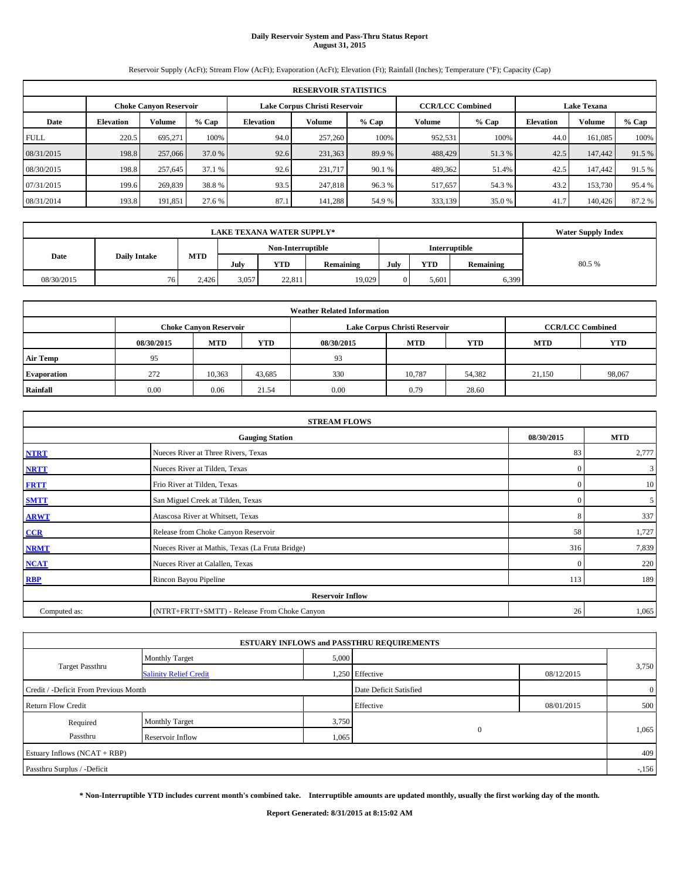# Daily Reservoir System and Pass-Thru Status Report
## August 31, 2015

Reservoir Supply (AcFt); Stream Flow (AcFt); Evaporation (AcFt); Elevation (Ft); Rainfall (Inches); Temperature (°F); Capacity (Cap)

| RESERVOIR STATISTICS | | | | | | | | | | | |
|---|---|---|---|---|---|---|---|---|---|---|---|
| | Choke Canyon Reservoir | | | Lake Corpus Christi Reservoir | | | CCR/LCC Combined | | Lake Texana | | |
| Date | Elevation | Volume | % Cap | Elevation | Volume | % Cap | Volume | % Cap | Elevation | Volume | % Cap |
| FULL | 220.5 | 695,271 | 100% | 94.0 | 257,260 | 100% | 952,531 | 100% | 44.0 | 161,085 | 100% |
| 08/31/2015 | 198.8 | 257,066 | 37.0 % | 92.6 | 231,363 | 89.9 % | 488,429 | 51.3 % | 42.5 | 147,442 | 91.5 % |
| 08/30/2015 | 198.8 | 257,645 | 37.1 % | 92.6 | 231,717 | 90.1 % | 489,362 | 51.4% | 42.5 | 147,442 | 91.5 % |
| 07/31/2015 | 199.6 | 269,839 | 38.8 % | 93.5 | 247,818 | 96.3 % | 517,657 | 54.3 % | 43.2 | 153,730 | 95.4 % |
| 08/31/2014 | 193.8 | 191,851 | 27.6 % | 87.1 | 141,288 | 54.9 % | 333,139 | 35.0 % | 41.7 | 140,426 | 87.2 % |

| LAKE TEXANA WATER SUPPLY* | | | | | | | | | Water Supply Index |
|---|---|---|---|---|---|---|---|---|---|
| Date | Daily Intake | MTD | Non-Interruptible | | | Interruptible | | | |
| | | | July | YTD | Remaining | July | YTD | Remaining | |
| 08/30/2015 | 76 | 2,426 | 3,057 | 22,811 | 19,029 | 0 | 5,601 | 6,399 | 80.5 % |

| Weather Related Information | | | | | | | | |
|---|---|---|---|---|---|---|---|---|
| | Choke Canyon Reservoir | | | Lake Corpus Christi Reservoir | | | CCR/LCC Combined | |
| | 08/30/2015 | MTD | YTD | 08/30/2015 | MTD | YTD | MTD | YTD |
| Air Temp | 95 | | | 93 | | | | |
| Evaporation | 272 | 10,363 | 43,685 | 330 | 10,787 | 54,382 | 21,150 | 98,067 |
| Rainfall | 0.00 | 0.06 | 21.54 | 0.00 | 0.79 | 28.60 | | |

| STREAM FLOWS | | | |
|---|---|---|---|
| | Gauging Station | 08/30/2015 | MTD |
| NTRT | Nueces River at Three Rivers, Texas | 83 | 2,777 |
| NRTT | Nueces River at Tilden, Texas | 0 | 3 |
| FRTT | Frio River at Tilden, Texas | 0 | 10 |
| SMTT | San Miguel Creek at Tilden, Texas | 0 | 5 |
| ARWT | Atascosa River at Whitsett, Texas | 8 | 337 |
| CCR | Release from Choke Canyon Reservoir | 58 | 1,727 |
| NRMT | Nueces River at Mathis, Texas (La Fruta Bridge) | 316 | 7,839 |
| NCAT | Nueces River at Calallen, Texas | 0 | 220 |
| RBP | Rincon Bayou Pipeline | 113 | 189 |
| Reservoir Inflow | | | |
| Computed as: | (NTRT+FRTT+SMTT) - Release From Choke Canyon | 26 | 1,065 |

| ESTUARY INFLOWS and PASSTHRU REQUIREMENTS | | | | | |
|---|---|---|---|---|---|
| Target Passthru | Monthly Target | 5,000 | | | 3,750 |
| | Salinity Relief Credit | 1,250 | Effective | 08/12/2015 | |
| Credit / -Deficit From Previous Month | | | Date Deficit Satisfied | | 0 |
| Return Flow Credit | | | Effective | 08/01/2015 | 500 |
| Required Passthru | Monthly Target | 3,750 | 0 | | 1,065 |
| | Reservoir Inflow | 1,065 | | | |
| Estuary Inflows (NCAT + RBP) | | | | | 409 |
| Passthru Surplus / -Deficit | | | | | -,156 |

**\* Non-Interruptible YTD includes current month's combined take. Interruptible amounts are updated monthly, usually the first working day of the month.**

**Report Generated: 8/31/2015 at 8:15:02 AM**